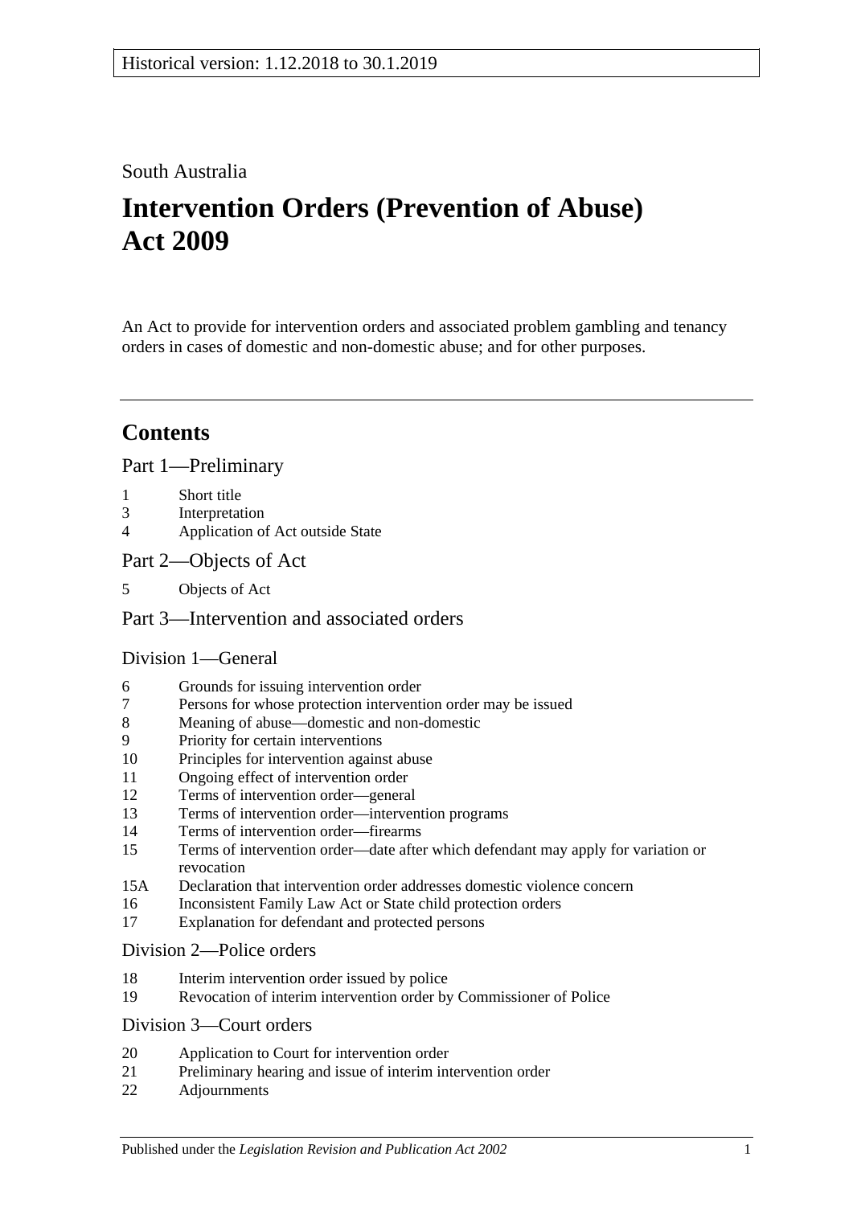Historical version: 1.12.2018 to 30.1.2019

South Australia

# Intervention Orders (Prevention of Abuse) Act 2009

An Act to provide for intervention orders and associated problem gambling and tenancy orders in cases of domestic and non-domestic abuse; and for other purposes.

## Contents

### Part 1—Preliminary

1 Short title
3 Interpretation
4 Application of Act outside State

### Part 2—Objects of Act

5 Objects of Act

### Part 3—Intervention and associated orders

#### Division 1—General

6 Grounds for issuing intervention order
7 Persons for whose protection intervention order may be issued
8 Meaning of abuse—domestic and non-domestic
9 Priority for certain interventions
10 Principles for intervention against abuse
11 Ongoing effect of intervention order
12 Terms of intervention order—general
13 Terms of intervention order—intervention programs
14 Terms of intervention order—firearms
15 Terms of intervention order—date after which defendant may apply for variation or revocation
15A Declaration that intervention order addresses domestic violence concern
16 Inconsistent Family Law Act or State child protection orders
17 Explanation for defendant and protected persons

#### Division 2—Police orders

18 Interim intervention order issued by police
19 Revocation of interim intervention order by Commissioner of Police

#### Division 3—Court orders

20 Application to Court for intervention order
21 Preliminary hearing and issue of interim intervention order
22 Adjournments

Published under the *Legislation Revision and Publication Act 2002*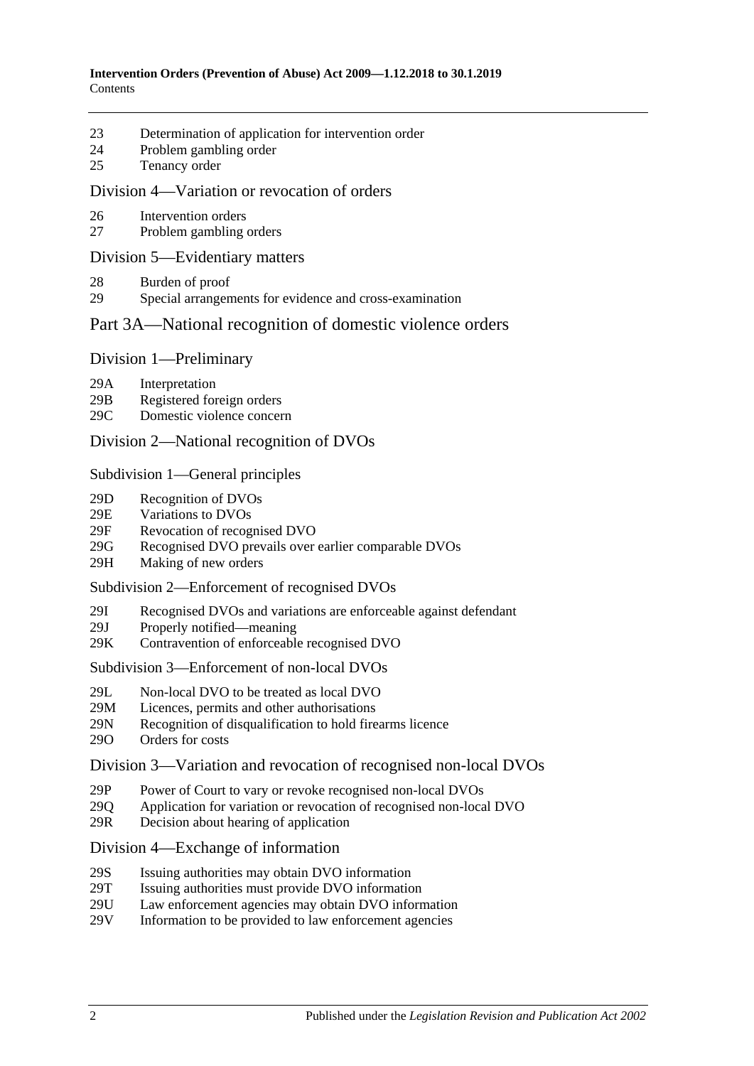23 Determination of application for intervention order
24 Problem gambling order
25 Tenancy order

## Division 4—Variation or revocation of orders

26 Intervention orders
27 Problem gambling orders

## Division 5—Evidentiary matters

28 Burden of proof
29 Special arrangements for evidence and cross-examination

# Part 3A—National recognition of domestic violence orders

## Division 1—Preliminary

29A Interpretation
29B Registered foreign orders
29C Domestic violence concern

## Division 2—National recognition of DVOs

### Subdivision 1—General principles

29D Recognition of DVOs
29E Variations to DVOs
29F Revocation of recognised DVO
29G Recognised DVO prevails over earlier comparable DVOs
29H Making of new orders

### Subdivision 2—Enforcement of recognised DVOs

29I Recognised DVOs and variations are enforceable against defendant
29J Properly notified—meaning
29K Contravention of enforceable recognised DVO

### Subdivision 3—Enforcement of non-local DVOs

29L Non-local DVO to be treated as local DVO
29M Licences, permits and other authorisations
29N Recognition of disqualification to hold firearms licence
29O Orders for costs

## Division 3—Variation and revocation of recognised non-local DVOs

29P Power of Court to vary or revoke recognised non-local DVOs
29Q Application for variation or revocation of recognised non-local DVO
29R Decision about hearing of application

## Division 4—Exchange of information

29S Issuing authorities may obtain DVO information
29T Issuing authorities must provide DVO information
29U Law enforcement agencies may obtain DVO information
29V Information to be provided to law enforcement agencies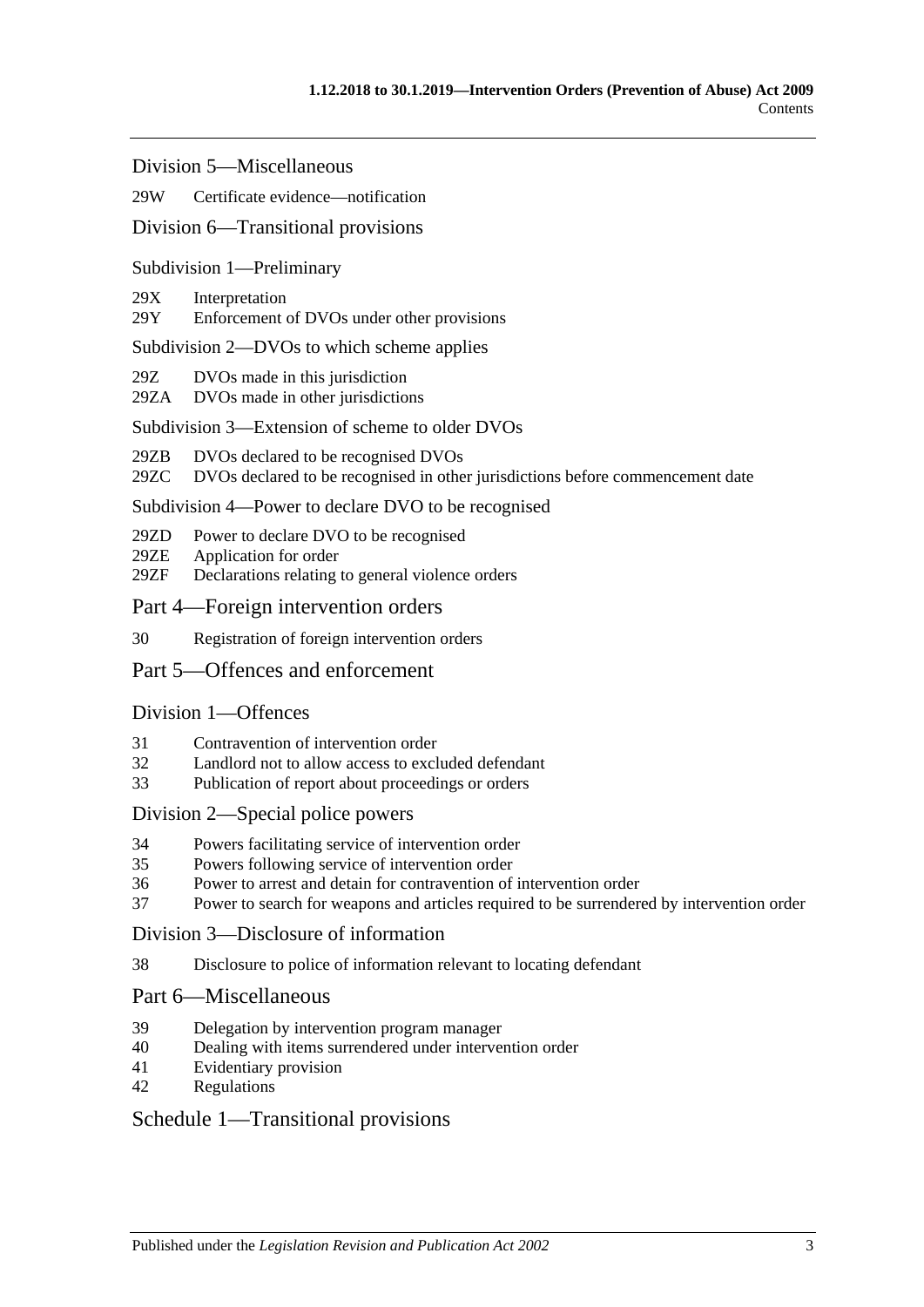Division 5—Miscellaneous

29W Certificate evidence—notification

Division 6—Transitional provisions

Subdivision 1—Preliminary

29X Interpretation
29Y Enforcement of DVOs under other provisions

Subdivision 2—DVOs to which scheme applies

29Z DVOs made in this jurisdiction
29ZA DVOs made in other jurisdictions

Subdivision 3—Extension of scheme to older DVOs

29ZB DVOs declared to be recognised DVOs
29ZC DVOs declared to be recognised in other jurisdictions before commencement date

Subdivision 4—Power to declare DVO to be recognised

29ZD Power to declare DVO to be recognised
29ZE Application for order
29ZF Declarations relating to general violence orders

Part 4—Foreign intervention orders

30 Registration of foreign intervention orders

Part 5—Offences and enforcement

Division 1—Offences

31 Contravention of intervention order
32 Landlord not to allow access to excluded defendant
33 Publication of report about proceedings or orders

Division 2—Special police powers

34 Powers facilitating service of intervention order
35 Powers following service of intervention order
36 Power to arrest and detain for contravention of intervention order
37 Power to search for weapons and articles required to be surrendered by intervention order

Division 3—Disclosure of information

38 Disclosure to police of information relevant to locating defendant

Part 6—Miscellaneous

39 Delegation by intervention program manager
40 Dealing with items surrendered under intervention order
41 Evidentiary provision
42 Regulations

Schedule 1—Transitional provisions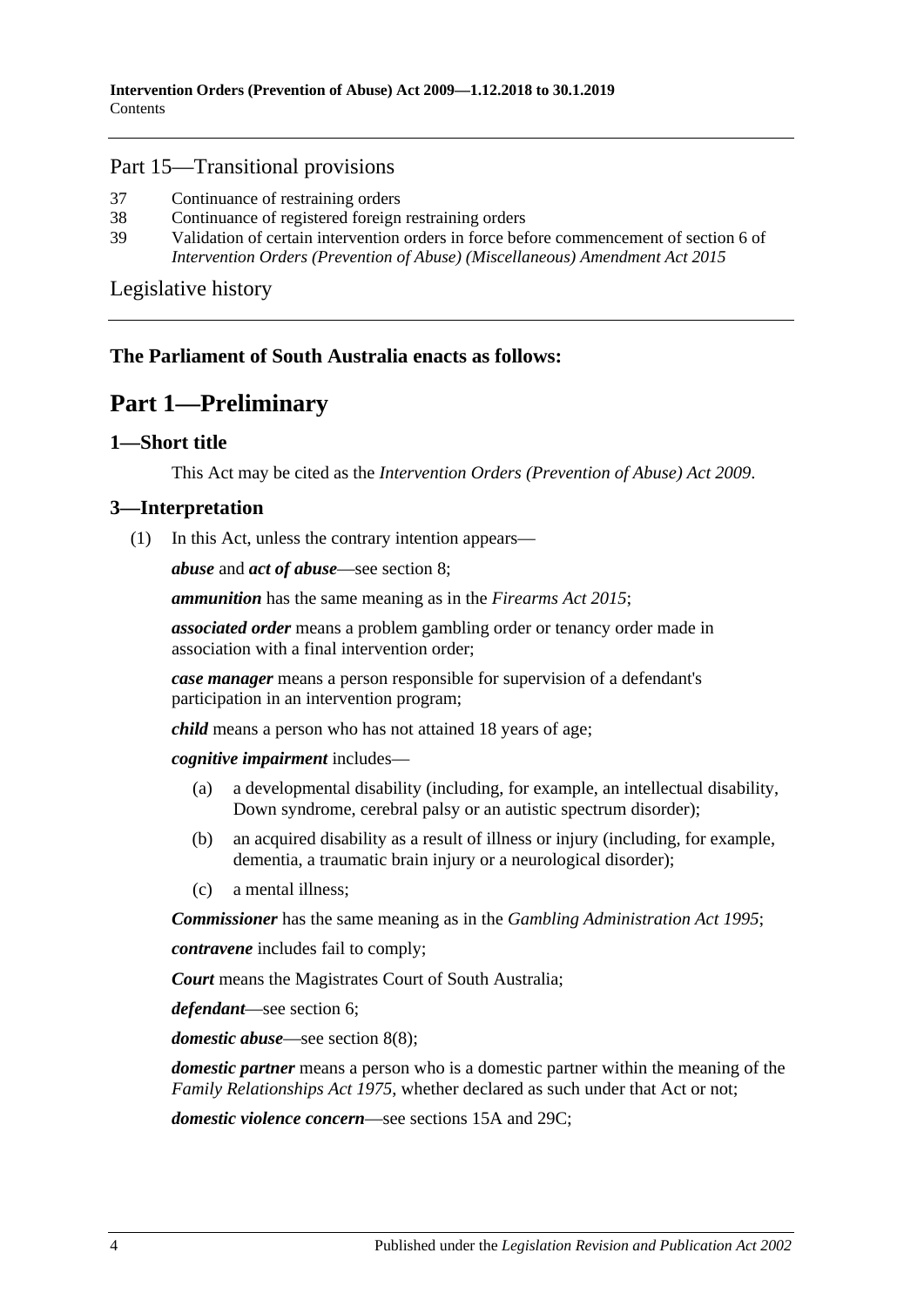## Part 15—Transitional provisions

37 Continuance of restraining orders
38 Continuance of registered foreign restraining orders
39 Validation of certain intervention orders in force before commencement of section 6 of *Intervention Orders (Prevention of Abuse) (Miscellaneous) Amendment Act 2015*

## Legislative history

**The Parliament of South Australia enacts as follows:**

# Part 1—Preliminary

### 1—Short title

This Act may be cited as the *Intervention Orders (Prevention of Abuse) Act 2009*.

### 3—Interpretation

(1) In this Act, unless the contrary intention appears—

***abuse*** and ***act of abuse***—see section 8;

***ammunition*** has the same meaning as in the *Firearms Act 2015*;

***associated order*** means a problem gambling order or tenancy order made in association with a final intervention order;

***case manager*** means a person responsible for supervision of a defendant's participation in an intervention program;

***child*** means a person who has not attained 18 years of age;

***cognitive impairment*** includes—

(a) a developmental disability (including, for example, an intellectual disability, Down syndrome, cerebral palsy or an autistic spectrum disorder);

(b) an acquired disability as a result of illness or injury (including, for example, dementia, a traumatic brain injury or a neurological disorder);

(c) a mental illness;

***Commissioner*** has the same meaning as in the *Gambling Administration Act 1995*;

***contravene*** includes fail to comply;

***Court*** means the Magistrates Court of South Australia;

***defendant***—see section 6;

***domestic abuse***—see section 8(8);

***domestic partner*** means a person who is a domestic partner within the meaning of the *Family Relationships Act 1975*, whether declared as such under that Act or not;

***domestic violence concern***—see sections 15A and 29C;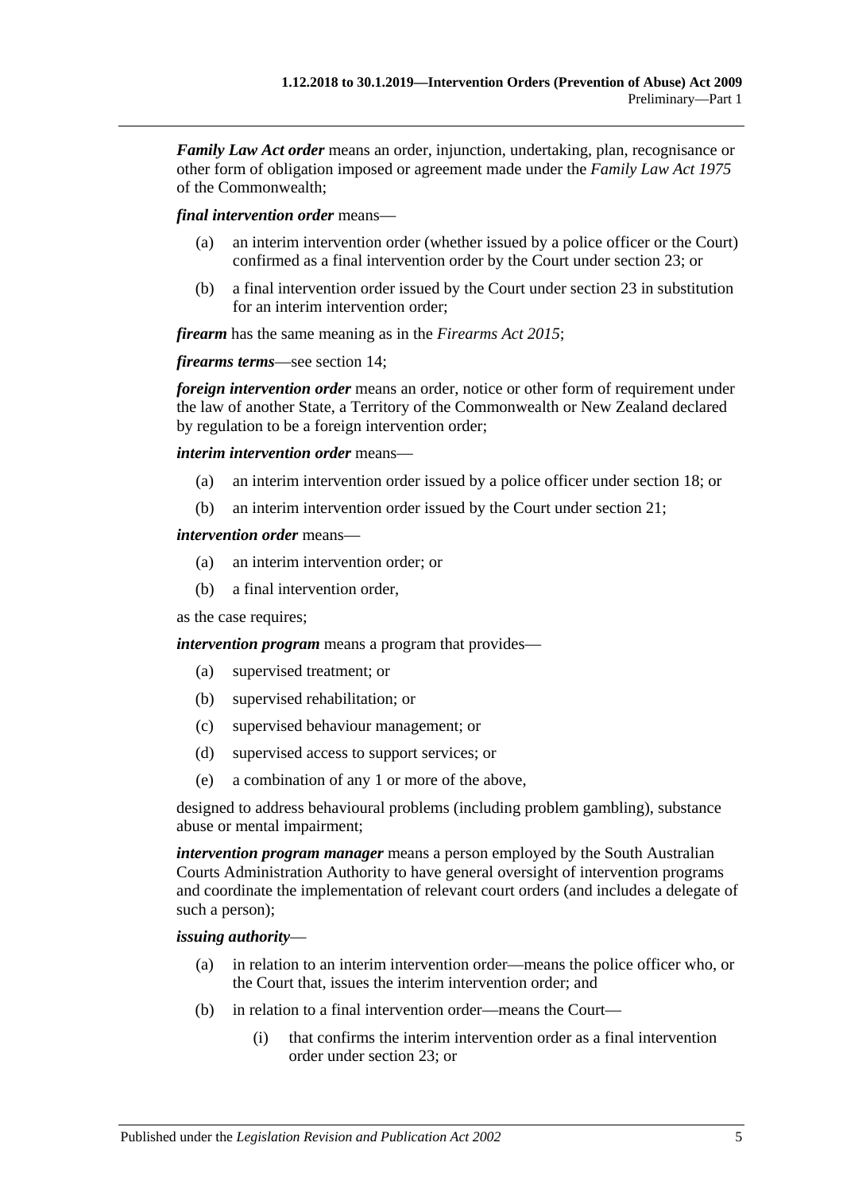***Family Law Act order*** means an order, injunction, undertaking, plan, recognisance or other form of obligation imposed or agreement made under the *Family Law Act 1975* of the Commonwealth;

***final intervention order*** means—

- (a) an interim intervention order (whether issued by a police officer or the Court) confirmed as a final intervention order by the Court under section 23; or
- (b) a final intervention order issued by the Court under section 23 in substitution for an interim intervention order;

***firearm*** has the same meaning as in the *Firearms Act 2015*;

***firearms terms***—see section 14;

***foreign intervention order*** means an order, notice or other form of requirement under the law of another State, a Territory of the Commonwealth or New Zealand declared by regulation to be a foreign intervention order;

***interim intervention order*** means—

- (a) an interim intervention order issued by a police officer under section 18; or
- (b) an interim intervention order issued by the Court under section 21;

***intervention order*** means—

- (a) an interim intervention order; or
- (b) a final intervention order,

as the case requires;

***intervention program*** means a program that provides—

- (a) supervised treatment; or
- (b) supervised rehabilitation; or
- (c) supervised behaviour management; or
- (d) supervised access to support services; or
- (e) a combination of any 1 or more of the above,

designed to address behavioural problems (including problem gambling), substance abuse or mental impairment;

***intervention program manager*** means a person employed by the South Australian Courts Administration Authority to have general oversight of intervention programs and coordinate the implementation of relevant court orders (and includes a delegate of such a person);

***issuing authority***—

- (a) in relation to an interim intervention order—means the police officer who, or the Court that, issues the interim intervention order; and
- (b) in relation to a final intervention order—means the Court—
  - (i) that confirms the interim intervention order as a final intervention order under section 23; or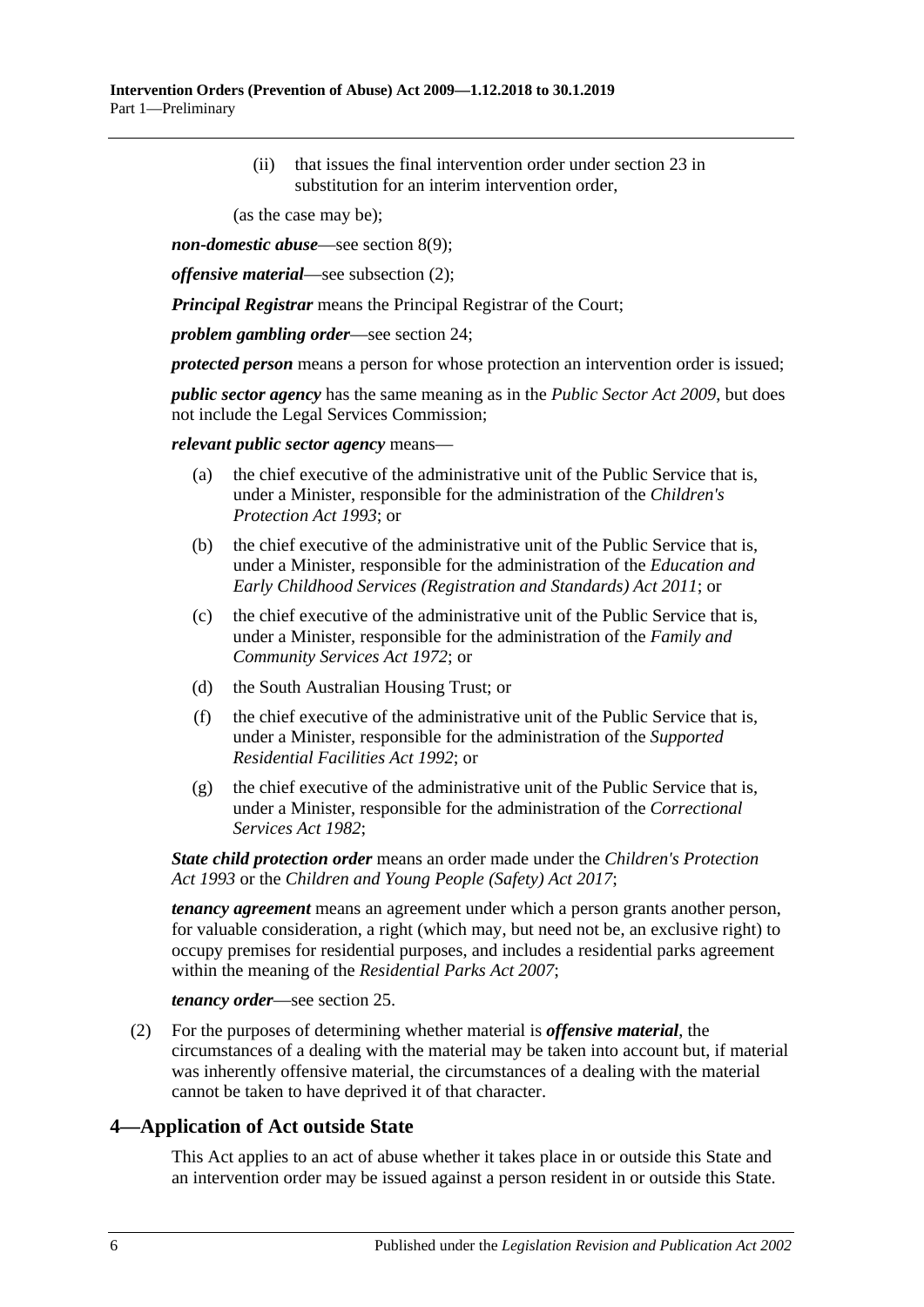(ii) that issues the final intervention order under section 23 in substitution for an interim intervention order,

(as the case may be);

***non-domestic abuse***—see section 8(9);

***offensive material***—see subsection (2);

***Principal Registrar*** means the Principal Registrar of the Court;

***problem gambling order***—see section 24;

***protected person*** means a person for whose protection an intervention order is issued;

***public sector agency*** has the same meaning as in the *Public Sector Act 2009*, but does not include the Legal Services Commission;

***relevant public sector agency*** means—

(a) the chief executive of the administrative unit of the Public Service that is, under a Minister, responsible for the administration of the *Children's Protection Act 1993*; or

(b) the chief executive of the administrative unit of the Public Service that is, under a Minister, responsible for the administration of the *Education and Early Childhood Services (Registration and Standards) Act 2011*; or

(c) the chief executive of the administrative unit of the Public Service that is, under a Minister, responsible for the administration of the *Family and Community Services Act 1972*; or

(d) the South Australian Housing Trust; or

(f) the chief executive of the administrative unit of the Public Service that is, under a Minister, responsible for the administration of the *Supported Residential Facilities Act 1992*; or

(g) the chief executive of the administrative unit of the Public Service that is, under a Minister, responsible for the administration of the *Correctional Services Act 1982*;

***State child protection order*** means an order made under the *Children's Protection Act 1993* or the *Children and Young People (Safety) Act 2017*;

***tenancy agreement*** means an agreement under which a person grants another person, for valuable consideration, a right (which may, but need not be, an exclusive right) to occupy premises for residential purposes, and includes a residential parks agreement within the meaning of the *Residential Parks Act 2007*;

***tenancy order***—see section 25.

(2) For the purposes of determining whether material is ***offensive material***, the circumstances of a dealing with the material may be taken into account but, if material was inherently offensive material, the circumstances of a dealing with the material cannot be taken to have deprived it of that character.

## 4—Application of Act outside State

This Act applies to an act of abuse whether it takes place in or outside this State and an intervention order may be issued against a person resident in or outside this State.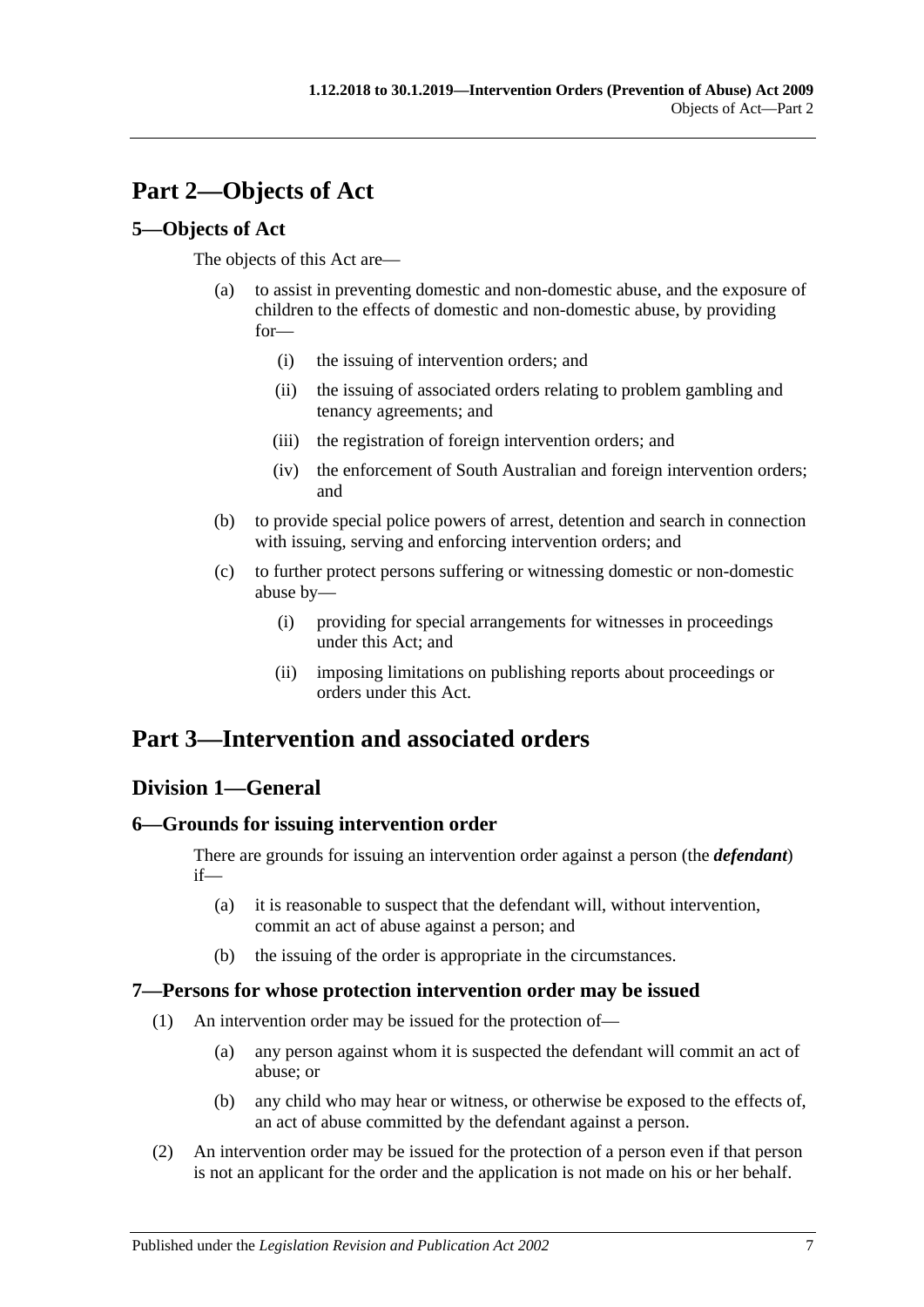# Part 2—Objects of Act

## 5—Objects of Act

The objects of this Act are—

(a) to assist in preventing domestic and non-domestic abuse, and the exposure of children to the effects of domestic and non-domestic abuse, by providing for—

(i) the issuing of intervention orders; and

(ii) the issuing of associated orders relating to problem gambling and tenancy agreements; and

(iii) the registration of foreign intervention orders; and

(iv) the enforcement of South Australian and foreign intervention orders; and

(b) to provide special police powers of arrest, detention and search in connection with issuing, serving and enforcing intervention orders; and

(c) to further protect persons suffering or witnessing domestic or non-domestic abuse by—

(i) providing for special arrangements for witnesses in proceedings under this Act; and

(ii) imposing limitations on publishing reports about proceedings or orders under this Act.

# Part 3—Intervention and associated orders

## Division 1—General

### 6—Grounds for issuing intervention order

There are grounds for issuing an intervention order against a person (the ***defendant***) if—

(a) it is reasonable to suspect that the defendant will, without intervention, commit an act of abuse against a person; and

(b) the issuing of the order is appropriate in the circumstances.

### 7—Persons for whose protection intervention order may be issued

(1) An intervention order may be issued for the protection of—

(a) any person against whom it is suspected the defendant will commit an act of abuse; or

(b) any child who may hear or witness, or otherwise be exposed to the effects of, an act of abuse committed by the defendant against a person.

(2) An intervention order may be issued for the protection of a person even if that person is not an applicant for the order and the application is not made on his or her behalf.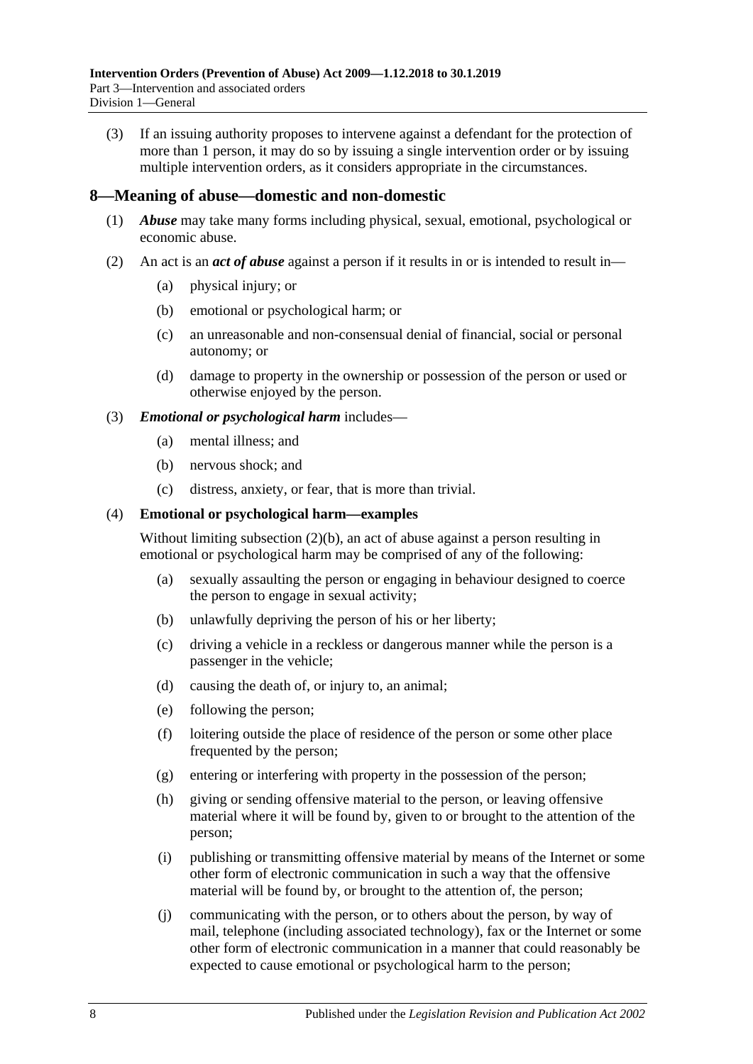(3) If an issuing authority proposes to intervene against a defendant for the protection of more than 1 person, it may do so by issuing a single intervention order or by issuing multiple intervention orders, as it considers appropriate in the circumstances.

## 8—Meaning of abuse—domestic and non-domestic

(1) ***Abuse*** may take many forms including physical, sexual, emotional, psychological or economic abuse.

(2) An act is an ***act of abuse*** against a person if it results in or is intended to result in—

- (a) physical injury; or
- (b) emotional or psychological harm; or
- (c) an unreasonable and non-consensual denial of financial, social or personal autonomy; or
- (d) damage to property in the ownership or possession of the person or used or otherwise enjoyed by the person.

(3) ***Emotional or psychological harm*** includes—

- (a) mental illness; and
- (b) nervous shock; and
- (c) distress, anxiety, or fear, that is more than trivial.

(4) **Emotional or psychological harm—examples**

Without limiting subsection (2)(b), an act of abuse against a person resulting in emotional or psychological harm may be comprised of any of the following:

- (a) sexually assaulting the person or engaging in behaviour designed to coerce the person to engage in sexual activity;
- (b) unlawfully depriving the person of his or her liberty;
- (c) driving a vehicle in a reckless or dangerous manner while the person is a passenger in the vehicle;
- (d) causing the death of, or injury to, an animal;
- (e) following the person;
- (f) loitering outside the place of residence of the person or some other place frequented by the person;
- (g) entering or interfering with property in the possession of the person;
- (h) giving or sending offensive material to the person, or leaving offensive material where it will be found by, given to or brought to the attention of the person;
- (i) publishing or transmitting offensive material by means of the Internet or some other form of electronic communication in such a way that the offensive material will be found by, or brought to the attention of, the person;
- (j) communicating with the person, or to others about the person, by way of mail, telephone (including associated technology), fax or the Internet or some other form of electronic communication in a manner that could reasonably be expected to cause emotional or psychological harm to the person;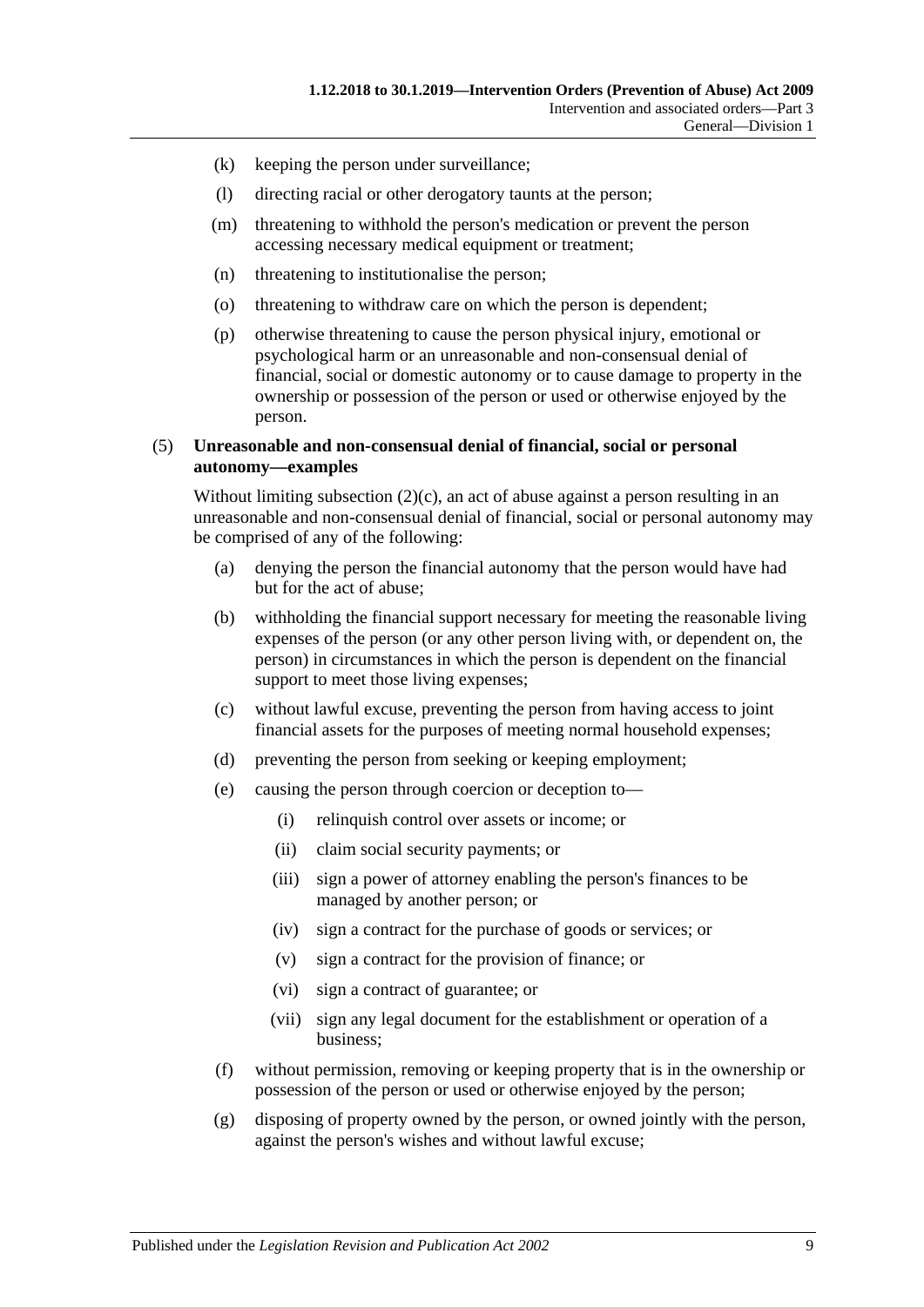(k) keeping the person under surveillance;

(l) directing racial or other derogatory taunts at the person;

(m) threatening to withhold the person's medication or prevent the person accessing necessary medical equipment or treatment;

(n) threatening to institutionalise the person;

(o) threatening to withdraw care on which the person is dependent;

(p) otherwise threatening to cause the person physical injury, emotional or psychological harm or an unreasonable and non-consensual denial of financial, social or domestic autonomy or to cause damage to property in the ownership or possession of the person or used or otherwise enjoyed by the person.

(5) **Unreasonable and non-consensual denial of financial, social or personal autonomy—examples**

Without limiting subsection (2)(c), an act of abuse against a person resulting in an unreasonable and non-consensual denial of financial, social or personal autonomy may be comprised of any of the following:

(a) denying the person the financial autonomy that the person would have had but for the act of abuse;

(b) withholding the financial support necessary for meeting the reasonable living expenses of the person (or any other person living with, or dependent on, the person) in circumstances in which the person is dependent on the financial support to meet those living expenses;

(c) without lawful excuse, preventing the person from having access to joint financial assets for the purposes of meeting normal household expenses;

(d) preventing the person from seeking or keeping employment;

(e) causing the person through coercion or deception to—

(i) relinquish control over assets or income; or

(ii) claim social security payments; or

(iii) sign a power of attorney enabling the person's finances to be managed by another person; or

(iv) sign a contract for the purchase of goods or services; or

(v) sign a contract for the provision of finance; or

(vi) sign a contract of guarantee; or

(vii) sign any legal document for the establishment or operation of a business;

(f) without permission, removing or keeping property that is in the ownership or possession of the person or used or otherwise enjoyed by the person;

(g) disposing of property owned by the person, or owned jointly with the person, against the person's wishes and without lawful excuse;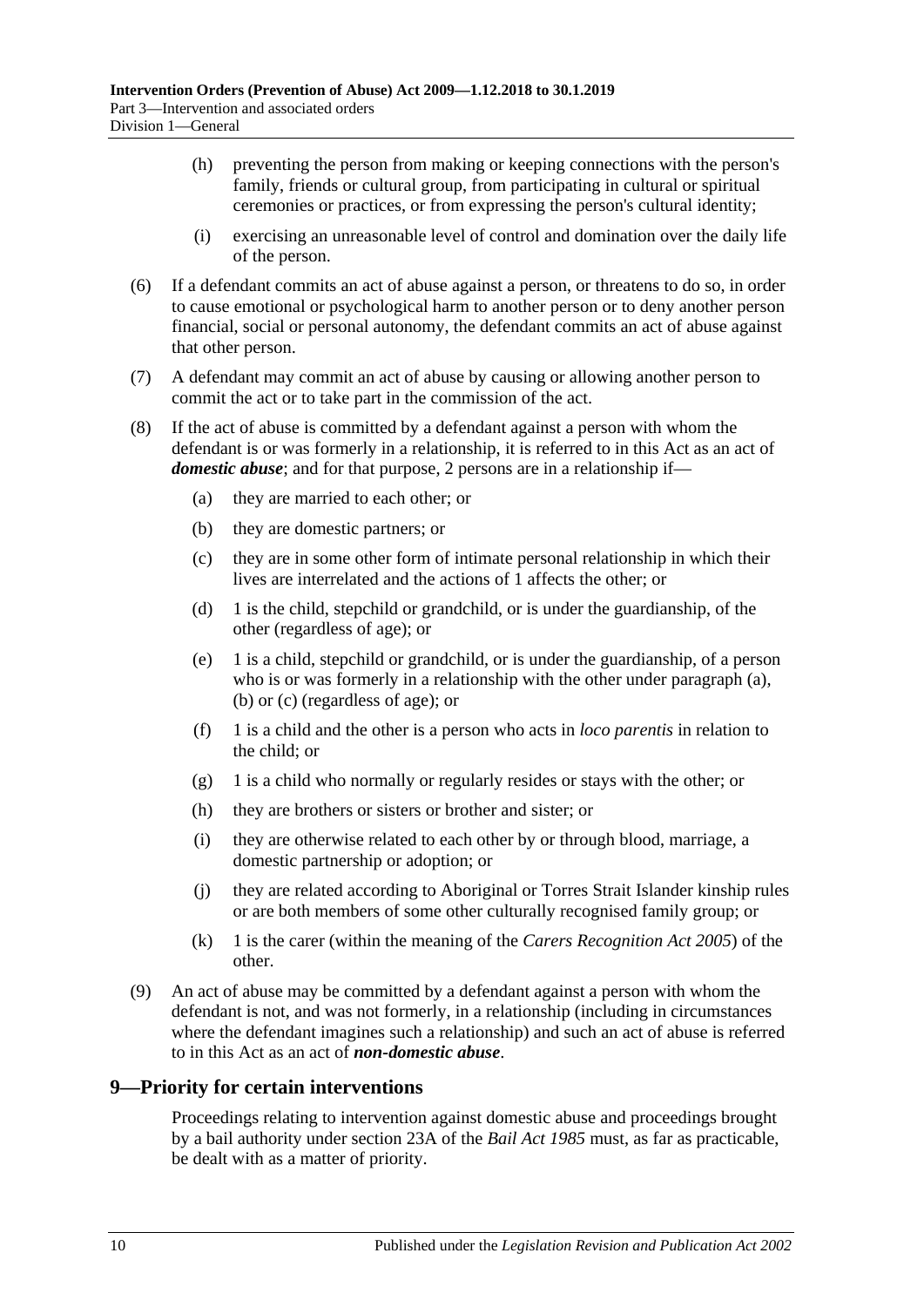(h) preventing the person from making or keeping connections with the person's family, friends or cultural group, from participating in cultural or spiritual ceremonies or practices, or from expressing the person's cultural identity;

(i) exercising an unreasonable level of control and domination over the daily life of the person.

(6) If a defendant commits an act of abuse against a person, or threatens to do so, in order to cause emotional or psychological harm to another person or to deny another person financial, social or personal autonomy, the defendant commits an act of abuse against that other person.

(7) A defendant may commit an act of abuse by causing or allowing another person to commit the act or to take part in the commission of the act.

(8) If the act of abuse is committed by a defendant against a person with whom the defendant is or was formerly in a relationship, it is referred to in this Act as an act of ***domestic abuse***; and for that purpose, 2 persons are in a relationship if—

(a) they are married to each other; or

(b) they are domestic partners; or

(c) they are in some other form of intimate personal relationship in which their lives are interrelated and the actions of 1 affects the other; or

(d) 1 is the child, stepchild or grandchild, or is under the guardianship, of the other (regardless of age); or

(e) 1 is a child, stepchild or grandchild, or is under the guardianship, of a person who is or was formerly in a relationship with the other under paragraph (a), (b) or (c) (regardless of age); or

(f) 1 is a child and the other is a person who acts in *loco parentis* in relation to the child; or

(g) 1 is a child who normally or regularly resides or stays with the other; or

(h) they are brothers or sisters or brother and sister; or

(i) they are otherwise related to each other by or through blood, marriage, a domestic partnership or adoption; or

(j) they are related according to Aboriginal or Torres Strait Islander kinship rules or are both members of some other culturally recognised family group; or

(k) 1 is the carer (within the meaning of the *Carers Recognition Act 2005*) of the other.

(9) An act of abuse may be committed by a defendant against a person with whom the defendant is not, and was not formerly, in a relationship (including in circumstances where the defendant imagines such a relationship) and such an act of abuse is referred to in this Act as an act of ***non-domestic abuse***.

## 9—Priority for certain interventions

Proceedings relating to intervention against domestic abuse and proceedings brought by a bail authority under section 23A of the *Bail Act 1985* must, as far as practicable, be dealt with as a matter of priority.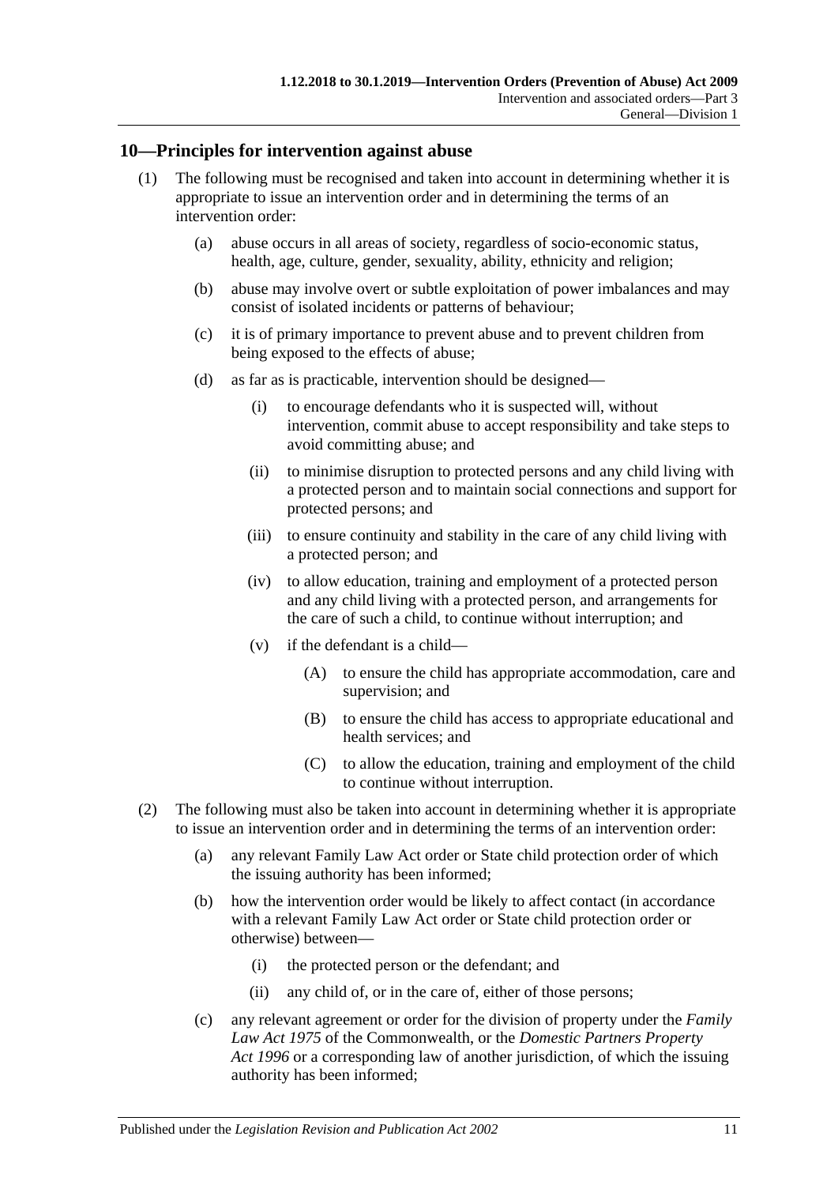## 10—Principles for intervention against abuse

(1) The following must be recognised and taken into account in determining whether it is appropriate to issue an intervention order and in determining the terms of an intervention order:

(a) abuse occurs in all areas of society, regardless of socio-economic status, health, age, culture, gender, sexuality, ability, ethnicity and religion;

(b) abuse may involve overt or subtle exploitation of power imbalances and may consist of isolated incidents or patterns of behaviour;

(c) it is of primary importance to prevent abuse and to prevent children from being exposed to the effects of abuse;

(d) as far as is practicable, intervention should be designed—

(i) to encourage defendants who it is suspected will, without intervention, commit abuse to accept responsibility and take steps to avoid committing abuse; and

(ii) to minimise disruption to protected persons and any child living with a protected person and to maintain social connections and support for protected persons; and

(iii) to ensure continuity and stability in the care of any child living with a protected person; and

(iv) to allow education, training and employment of a protected person and any child living with a protected person, and arrangements for the care of such a child, to continue without interruption; and

(v) if the defendant is a child—

(A) to ensure the child has appropriate accommodation, care and supervision; and

(B) to ensure the child has access to appropriate educational and health services; and

(C) to allow the education, training and employment of the child to continue without interruption.

(2) The following must also be taken into account in determining whether it is appropriate to issue an intervention order and in determining the terms of an intervention order:

(a) any relevant Family Law Act order or State child protection order of which the issuing authority has been informed;

(b) how the intervention order would be likely to affect contact (in accordance with a relevant Family Law Act order or State child protection order or otherwise) between—

(i) the protected person or the defendant; and

(ii) any child of, or in the care of, either of those persons;

(c) any relevant agreement or order for the division of property under the *Family Law Act 1975* of the Commonwealth, or the *Domestic Partners Property Act 1996* or a corresponding law of another jurisdiction, of which the issuing authority has been informed;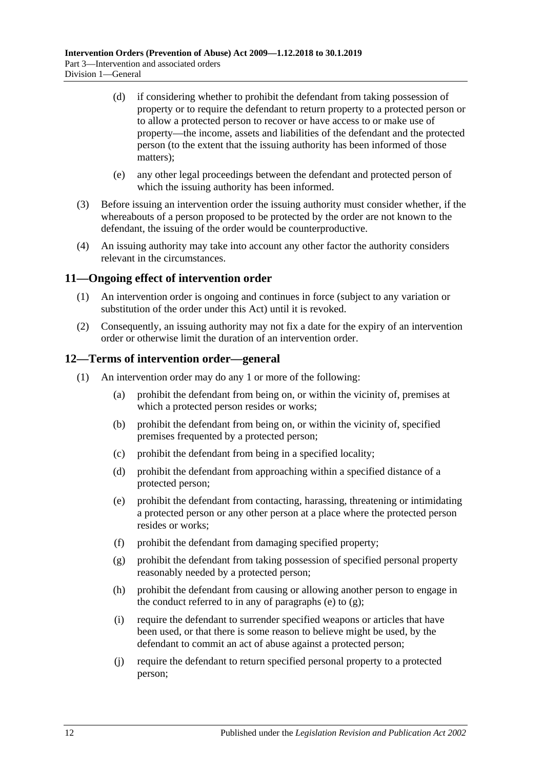(d) if considering whether to prohibit the defendant from taking possession of property or to require the defendant to return property to a protected person or to allow a protected person to recover or have access to or make use of property—the income, assets and liabilities of the defendant and the protected person (to the extent that the issuing authority has been informed of those matters);

(e) any other legal proceedings between the defendant and protected person of which the issuing authority has been informed.

(3) Before issuing an intervention order the issuing authority must consider whether, if the whereabouts of a person proposed to be protected by the order are not known to the defendant, the issuing of the order would be counterproductive.

(4) An issuing authority may take into account any other factor the authority considers relevant in the circumstances.

## 11—Ongoing effect of intervention order

(1) An intervention order is ongoing and continues in force (subject to any variation or substitution of the order under this Act) until it is revoked.

(2) Consequently, an issuing authority may not fix a date for the expiry of an intervention order or otherwise limit the duration of an intervention order.

## 12—Terms of intervention order—general

(1) An intervention order may do any 1 or more of the following:

(a) prohibit the defendant from being on, or within the vicinity of, premises at which a protected person resides or works;

(b) prohibit the defendant from being on, or within the vicinity of, specified premises frequented by a protected person;

(c) prohibit the defendant from being in a specified locality;

(d) prohibit the defendant from approaching within a specified distance of a protected person;

(e) prohibit the defendant from contacting, harassing, threatening or intimidating a protected person or any other person at a place where the protected person resides or works;

(f) prohibit the defendant from damaging specified property;

(g) prohibit the defendant from taking possession of specified personal property reasonably needed by a protected person;

(h) prohibit the defendant from causing or allowing another person to engage in the conduct referred to in any of paragraphs (e) to (g);

(i) require the defendant to surrender specified weapons or articles that have been used, or that there is some reason to believe might be used, by the defendant to commit an act of abuse against a protected person;

(j) require the defendant to return specified personal property to a protected person;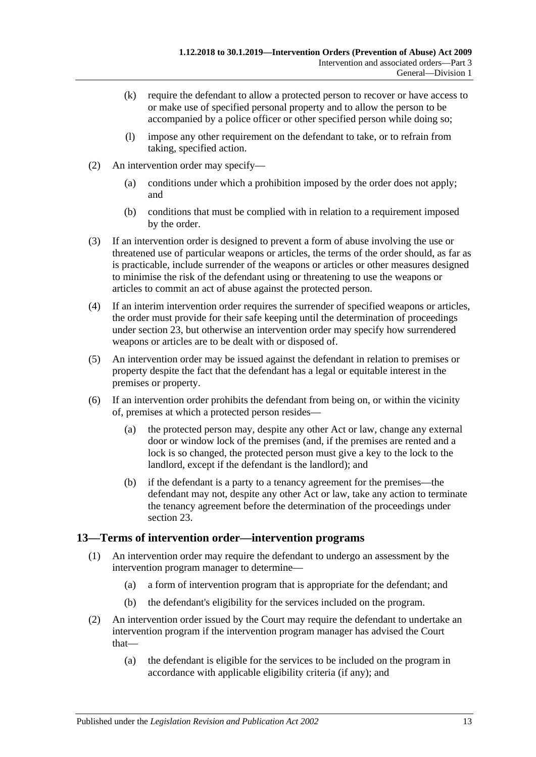(k) require the defendant to allow a protected person to recover or have access to or make use of specified personal property and to allow the person to be accompanied by a police officer or other specified person while doing so;

(l) impose any other requirement on the defendant to take, or to refrain from taking, specified action.

(2) An intervention order may specify—

(a) conditions under which a prohibition imposed by the order does not apply; and

(b) conditions that must be complied with in relation to a requirement imposed by the order.

(3) If an intervention order is designed to prevent a form of abuse involving the use or threatened use of particular weapons or articles, the terms of the order should, as far as is practicable, include surrender of the weapons or articles or other measures designed to minimise the risk of the defendant using or threatening to use the weapons or articles to commit an act of abuse against the protected person.

(4) If an interim intervention order requires the surrender of specified weapons or articles, the order must provide for their safe keeping until the determination of proceedings under section 23, but otherwise an intervention order may specify how surrendered weapons or articles are to be dealt with or disposed of.

(5) An intervention order may be issued against the defendant in relation to premises or property despite the fact that the defendant has a legal or equitable interest in the premises or property.

(6) If an intervention order prohibits the defendant from being on, or within the vicinity of, premises at which a protected person resides—

(a) the protected person may, despite any other Act or law, change any external door or window lock of the premises (and, if the premises are rented and a lock is so changed, the protected person must give a key to the lock to the landlord, except if the defendant is the landlord); and

(b) if the defendant is a party to a tenancy agreement for the premises—the defendant may not, despite any other Act or law, take any action to terminate the tenancy agreement before the determination of the proceedings under section 23.

## 13—Terms of intervention order—intervention programs

(1) An intervention order may require the defendant to undergo an assessment by the intervention program manager to determine—

(a) a form of intervention program that is appropriate for the defendant; and

(b) the defendant's eligibility for the services included on the program.

(2) An intervention order issued by the Court may require the defendant to undertake an intervention program if the intervention program manager has advised the Court that—

(a) the defendant is eligible for the services to be included on the program in accordance with applicable eligibility criteria (if any); and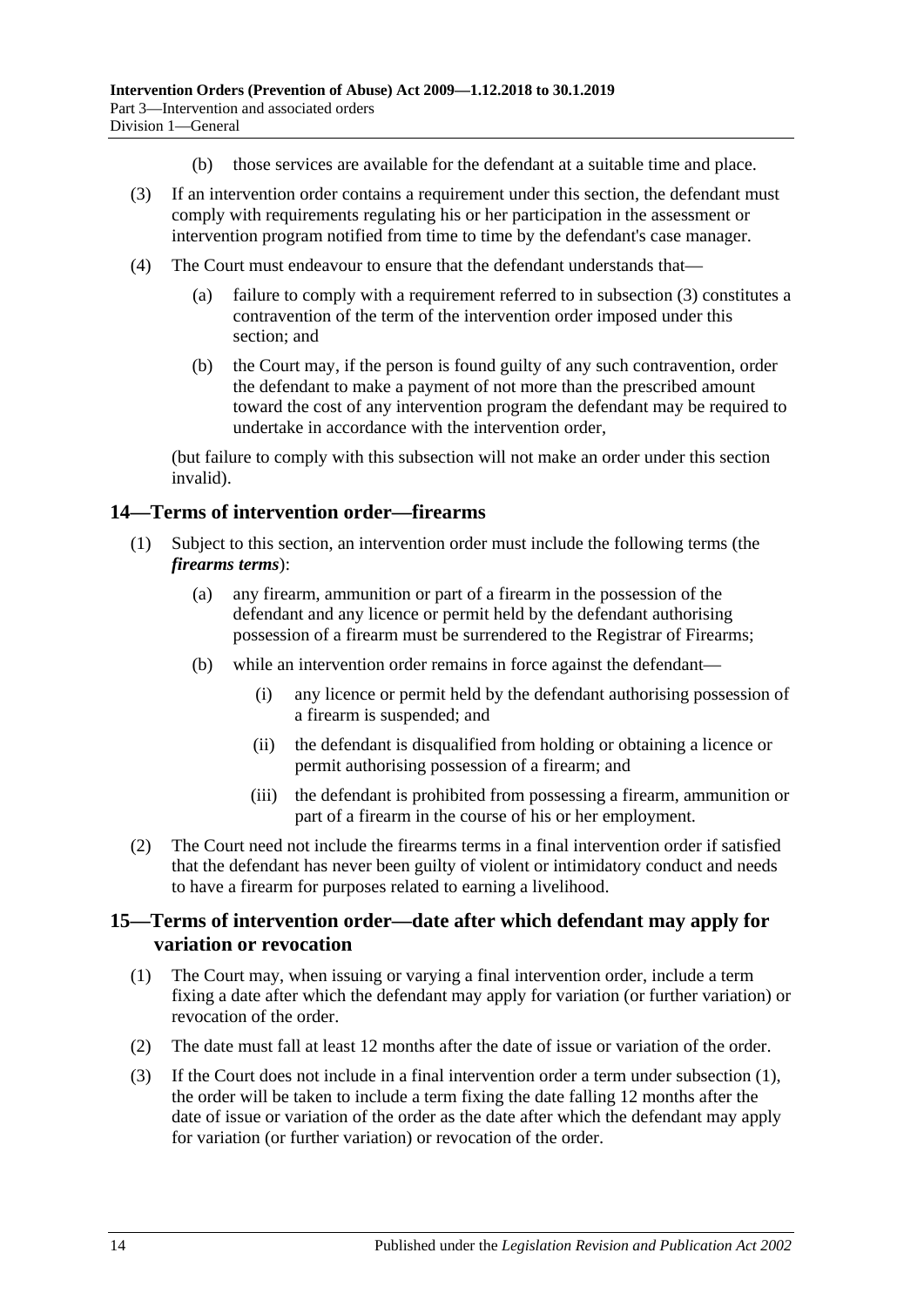(b) those services are available for the defendant at a suitable time and place.

(3) If an intervention order contains a requirement under this section, the defendant must comply with requirements regulating his or her participation in the assessment or intervention program notified from time to time by the defendant's case manager.

(4) The Court must endeavour to ensure that the defendant understands that—

(a) failure to comply with a requirement referred to in subsection (3) constitutes a contravention of the term of the intervention order imposed under this section; and

(b) the Court may, if the person is found guilty of any such contravention, order the defendant to make a payment of not more than the prescribed amount toward the cost of any intervention program the defendant may be required to undertake in accordance with the intervention order,

(but failure to comply with this subsection will not make an order under this section invalid).

## 14—Terms of intervention order—firearms

(1) Subject to this section, an intervention order must include the following terms (the ***firearms terms***):

(a) any firearm, ammunition or part of a firearm in the possession of the defendant and any licence or permit held by the defendant authorising possession of a firearm must be surrendered to the Registrar of Firearms;

(b) while an intervention order remains in force against the defendant—

(i) any licence or permit held by the defendant authorising possession of a firearm is suspended; and

(ii) the defendant is disqualified from holding or obtaining a licence or permit authorising possession of a firearm; and

(iii) the defendant is prohibited from possessing a firearm, ammunition or part of a firearm in the course of his or her employment.

(2) The Court need not include the firearms terms in a final intervention order if satisfied that the defendant has never been guilty of violent or intimidatory conduct and needs to have a firearm for purposes related to earning a livelihood.

## 15—Terms of intervention order—date after which defendant may apply for variation or revocation

(1) The Court may, when issuing or varying a final intervention order, include a term fixing a date after which the defendant may apply for variation (or further variation) or revocation of the order.

(2) The date must fall at least 12 months after the date of issue or variation of the order.

(3) If the Court does not include in a final intervention order a term under subsection (1), the order will be taken to include a term fixing the date falling 12 months after the date of issue or variation of the order as the date after which the defendant may apply for variation (or further variation) or revocation of the order.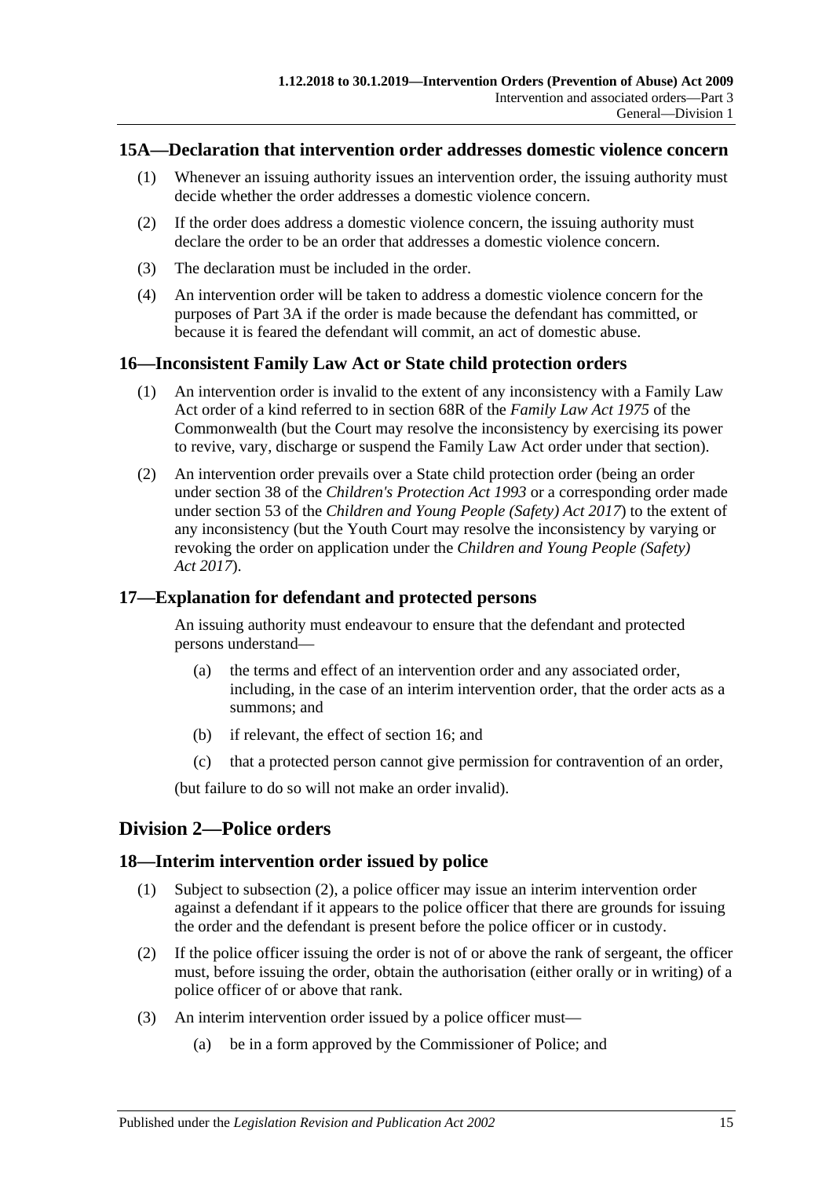### 15A—Declaration that intervention order addresses domestic violence concern

(1) Whenever an issuing authority issues an intervention order, the issuing authority must decide whether the order addresses a domestic violence concern.

(2) If the order does address a domestic violence concern, the issuing authority must declare the order to be an order that addresses a domestic violence concern.

(3) The declaration must be included in the order.

(4) An intervention order will be taken to address a domestic violence concern for the purposes of Part 3A if the order is made because the defendant has committed, or because it is feared the defendant will commit, an act of domestic abuse.

### 16—Inconsistent Family Law Act or State child protection orders

(1) An intervention order is invalid to the extent of any inconsistency with a Family Law Act order of a kind referred to in section 68R of the *Family Law Act 1975* of the Commonwealth (but the Court may resolve the inconsistency by exercising its power to revive, vary, discharge or suspend the Family Law Act order under that section).

(2) An intervention order prevails over a State child protection order (being an order under section 38 of the *Children's Protection Act 1993* or a corresponding order made under section 53 of the *Children and Young People (Safety) Act 2017*) to the extent of any inconsistency (but the Youth Court may resolve the inconsistency by varying or revoking the order on application under the *Children and Young People (Safety) Act 2017*).

### 17—Explanation for defendant and protected persons

An issuing authority must endeavour to ensure that the defendant and protected persons understand—

(a) the terms and effect of an intervention order and any associated order, including, in the case of an interim intervention order, that the order acts as a summons; and

(b) if relevant, the effect of section 16; and

(c) that a protected person cannot give permission for contravention of an order,

(but failure to do so will not make an order invalid).

## Division 2—Police orders

### 18—Interim intervention order issued by police

(1) Subject to subsection (2), a police officer may issue an interim intervention order against a defendant if it appears to the police officer that there are grounds for issuing the order and the defendant is present before the police officer or in custody.

(2) If the police officer issuing the order is not of or above the rank of sergeant, the officer must, before issuing the order, obtain the authorisation (either orally or in writing) of a police officer of or above that rank.

(3) An interim intervention order issued by a police officer must—

(a) be in a form approved by the Commissioner of Police; and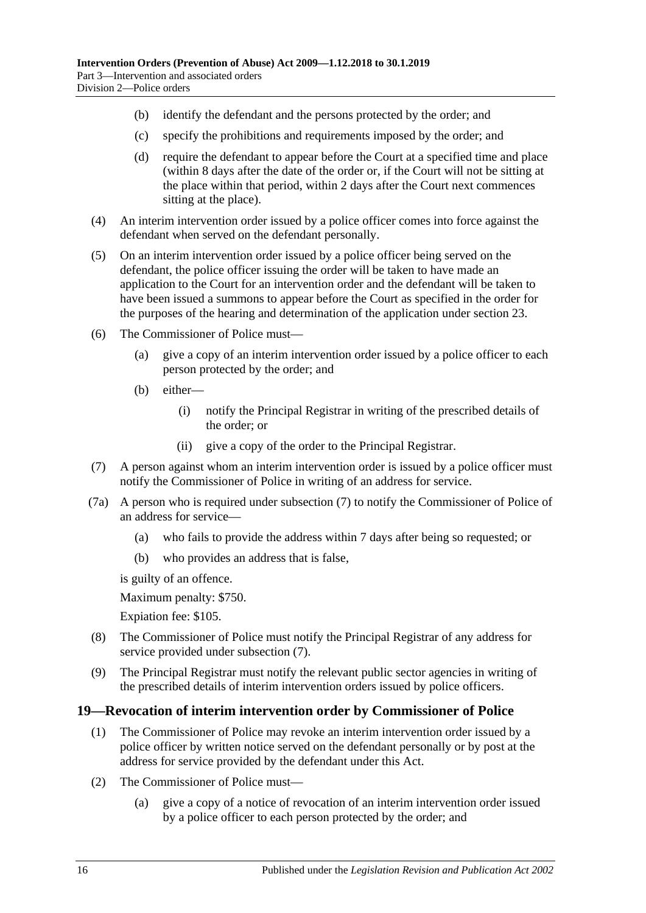(b) identify the defendant and the persons protected by the order; and

(c) specify the prohibitions and requirements imposed by the order; and

(d) require the defendant to appear before the Court at a specified time and place (within 8 days after the date of the order or, if the Court will not be sitting at the place within that period, within 2 days after the Court next commences sitting at the place).

(4) An interim intervention order issued by a police officer comes into force against the defendant when served on the defendant personally.

(5) On an interim intervention order issued by a police officer being served on the defendant, the police officer issuing the order will be taken to have made an application to the Court for an intervention order and the defendant will be taken to have been issued a summons to appear before the Court as specified in the order for the purposes of the hearing and determination of the application under section 23.

(6) The Commissioner of Police must—

(a) give a copy of an interim intervention order issued by a police officer to each person protected by the order; and

(b) either—

(i) notify the Principal Registrar in writing of the prescribed details of the order; or

(ii) give a copy of the order to the Principal Registrar.

(7) A person against whom an interim intervention order is issued by a police officer must notify the Commissioner of Police in writing of an address for service.

(7a) A person who is required under subsection (7) to notify the Commissioner of Police of an address for service—

(a) who fails to provide the address within 7 days after being so requested; or

(b) who provides an address that is false,

is guilty of an offence.

Maximum penalty: $750.

Expiation fee: $105.

(8) The Commissioner of Police must notify the Principal Registrar of any address for service provided under subsection (7).

(9) The Principal Registrar must notify the relevant public sector agencies in writing of the prescribed details of interim intervention orders issued by police officers.

## 19—Revocation of interim intervention order by Commissioner of Police

(1) The Commissioner of Police may revoke an interim intervention order issued by a police officer by written notice served on the defendant personally or by post at the address for service provided by the defendant under this Act.

(2) The Commissioner of Police must—

(a) give a copy of a notice of revocation of an interim intervention order issued by a police officer to each person protected by the order; and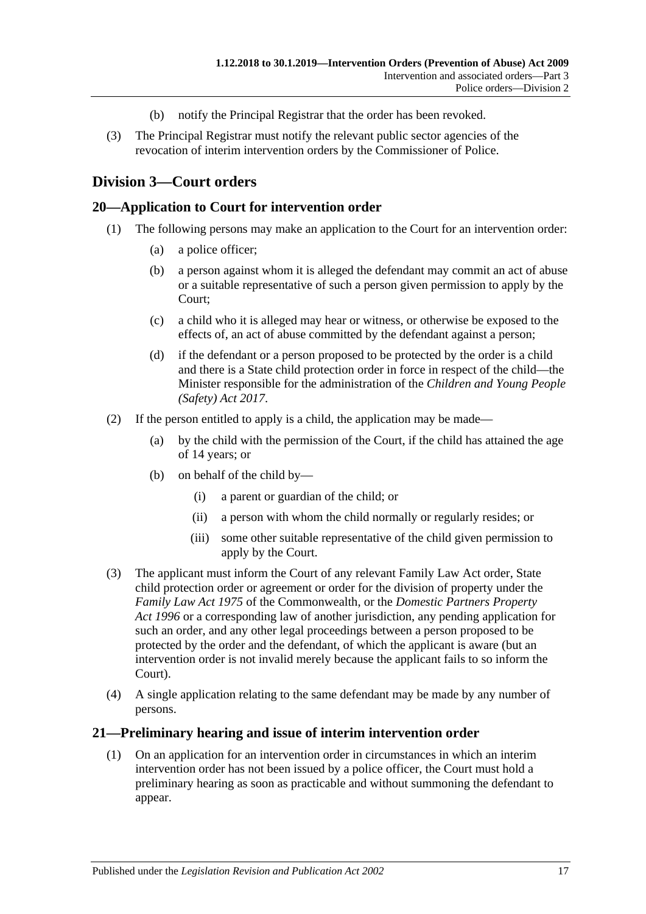(b) notify the Principal Registrar that the order has been revoked.

(3) The Principal Registrar must notify the relevant public sector agencies of the revocation of interim intervention orders by the Commissioner of Police.

## Division 3—Court orders

### 20—Application to Court for intervention order

(1) The following persons may make an application to the Court for an intervention order:

(a) a police officer;

(b) a person against whom it is alleged the defendant may commit an act of abuse or a suitable representative of such a person given permission to apply by the Court;

(c) a child who it is alleged may hear or witness, or otherwise be exposed to the effects of, an act of abuse committed by the defendant against a person;

(d) if the defendant or a person proposed to be protected by the order is a child and there is a State child protection order in force in respect of the child—the Minister responsible for the administration of the *Children and Young People (Safety) Act 2017*.

(2) If the person entitled to apply is a child, the application may be made—

(a) by the child with the permission of the Court, if the child has attained the age of 14 years; or

(b) on behalf of the child by—

(i) a parent or guardian of the child; or

(ii) a person with whom the child normally or regularly resides; or

(iii) some other suitable representative of the child given permission to apply by the Court.

(3) The applicant must inform the Court of any relevant Family Law Act order, State child protection order or agreement or order for the division of property under the *Family Law Act 1975* of the Commonwealth, or the *Domestic Partners Property Act 1996* or a corresponding law of another jurisdiction, any pending application for such an order, and any other legal proceedings between a person proposed to be protected by the order and the defendant, of which the applicant is aware (but an intervention order is not invalid merely because the applicant fails to so inform the Court).

(4) A single application relating to the same defendant may be made by any number of persons.

### 21—Preliminary hearing and issue of interim intervention order

(1) On an application for an intervention order in circumstances in which an interim intervention order has not been issued by a police officer, the Court must hold a preliminary hearing as soon as practicable and without summoning the defendant to appear.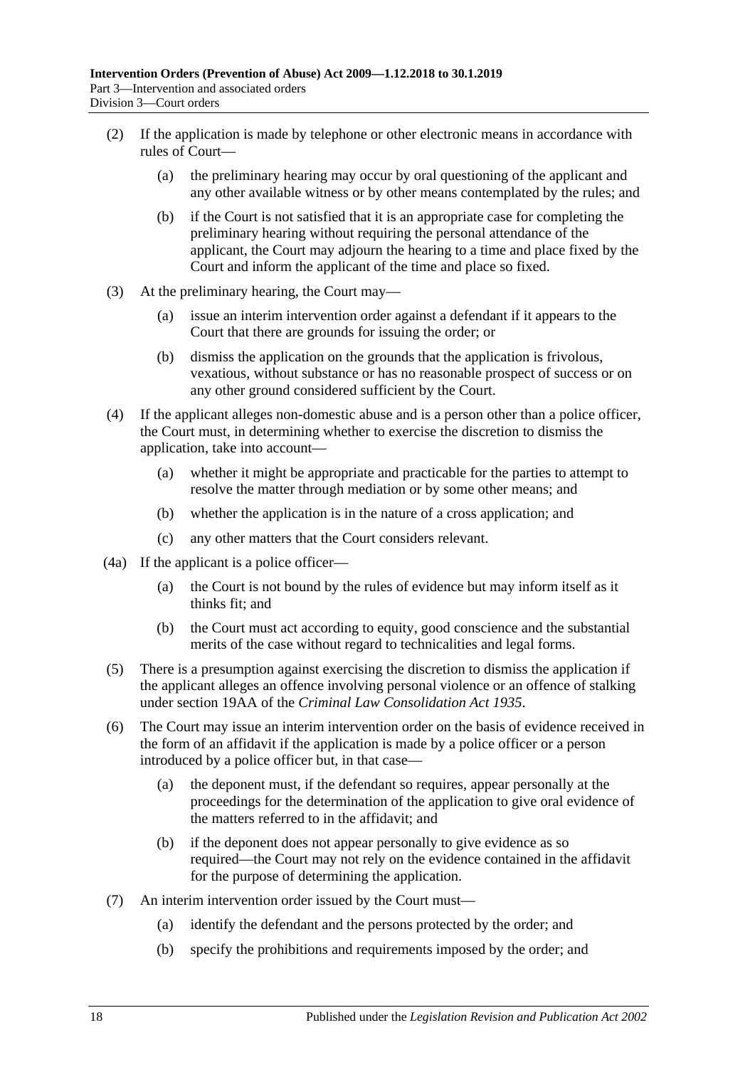(2) If the application is made by telephone or other electronic means in accordance with rules of Court—

(a) the preliminary hearing may occur by oral questioning of the applicant and any other available witness or by other means contemplated by the rules; and

(b) if the Court is not satisfied that it is an appropriate case for completing the preliminary hearing without requiring the personal attendance of the applicant, the Court may adjourn the hearing to a time and place fixed by the Court and inform the applicant of the time and place so fixed.

(3) At the preliminary hearing, the Court may—

(a) issue an interim intervention order against a defendant if it appears to the Court that there are grounds for issuing the order; or

(b) dismiss the application on the grounds that the application is frivolous, vexatious, without substance or has no reasonable prospect of success or on any other ground considered sufficient by the Court.

(4) If the applicant alleges non-domestic abuse and is a person other than a police officer, the Court must, in determining whether to exercise the discretion to dismiss the application, take into account—

(a) whether it might be appropriate and practicable for the parties to attempt to resolve the matter through mediation or by some other means; and

(b) whether the application is in the nature of a cross application; and

(c) any other matters that the Court considers relevant.

(4a) If the applicant is a police officer—

(a) the Court is not bound by the rules of evidence but may inform itself as it thinks fit; and

(b) the Court must act according to equity, good conscience and the substantial merits of the case without regard to technicalities and legal forms.

(5) There is a presumption against exercising the discretion to dismiss the application if the applicant alleges an offence involving personal violence or an offence of stalking under section 19AA of the *Criminal Law Consolidation Act 1935*.

(6) The Court may issue an interim intervention order on the basis of evidence received in the form of an affidavit if the application is made by a police officer or a person introduced by a police officer but, in that case—

(a) the deponent must, if the defendant so requires, appear personally at the proceedings for the determination of the application to give oral evidence of the matters referred to in the affidavit; and

(b) if the deponent does not appear personally to give evidence as so required—the Court may not rely on the evidence contained in the affidavit for the purpose of determining the application.

(7) An interim intervention order issued by the Court must—

(a) identify the defendant and the persons protected by the order; and

(b) specify the prohibitions and requirements imposed by the order; and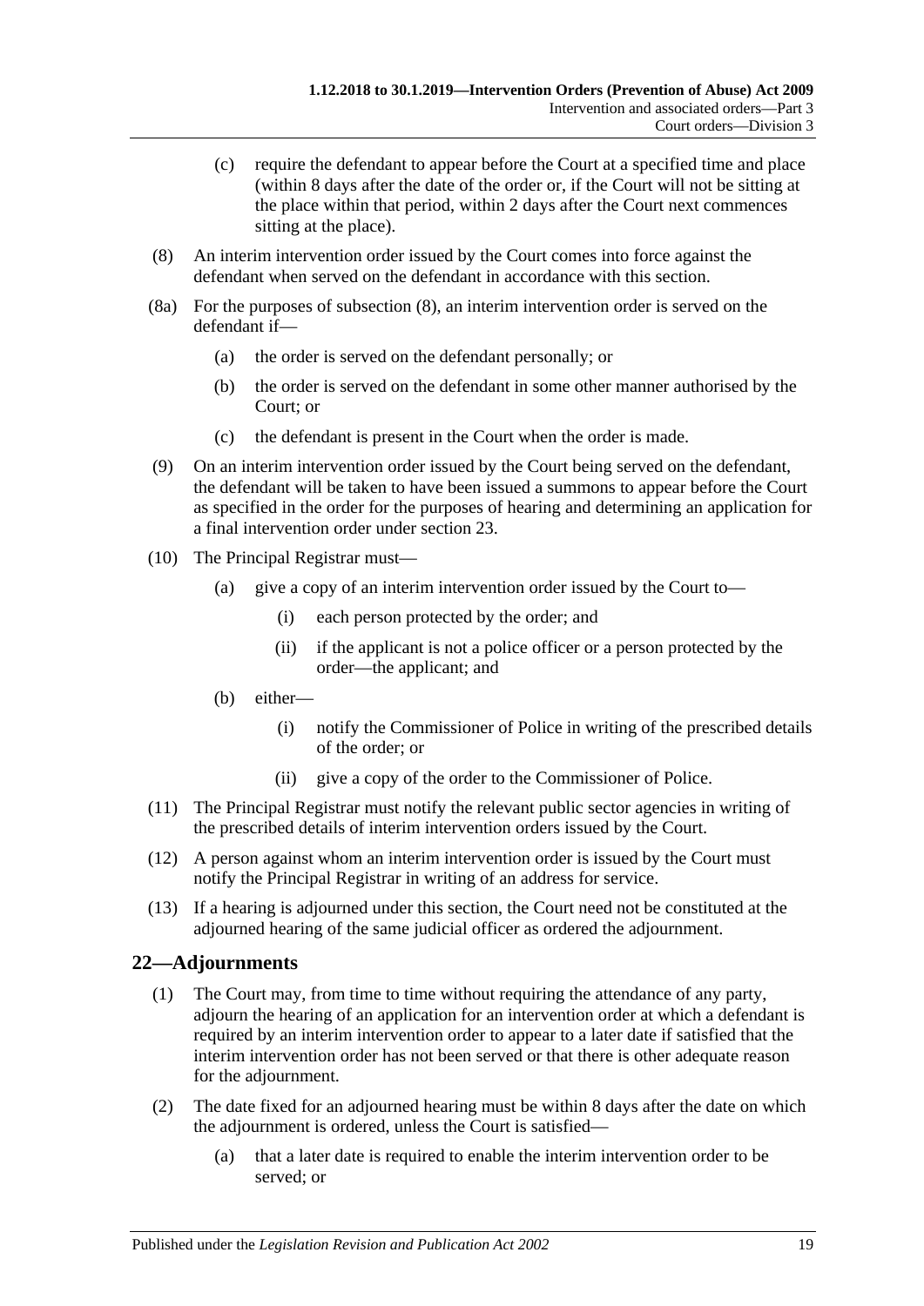(c) require the defendant to appear before the Court at a specified time and place (within 8 days after the date of the order or, if the Court will not be sitting at the place within that period, within 2 days after the Court next commences sitting at the place).

(8) An interim intervention order issued by the Court comes into force against the defendant when served on the defendant in accordance with this section.

(8a) For the purposes of subsection (8), an interim intervention order is served on the defendant if—

(a) the order is served on the defendant personally; or

(b) the order is served on the defendant in some other manner authorised by the Court; or

(c) the defendant is present in the Court when the order is made.

(9) On an interim intervention order issued by the Court being served on the defendant, the defendant will be taken to have been issued a summons to appear before the Court as specified in the order for the purposes of hearing and determining an application for a final intervention order under section 23.

(10) The Principal Registrar must—

(a) give a copy of an interim intervention order issued by the Court to—

(i) each person protected by the order; and

(ii) if the applicant is not a police officer or a person protected by the order—the applicant; and

(b) either—

(i) notify the Commissioner of Police in writing of the prescribed details of the order; or

(ii) give a copy of the order to the Commissioner of Police.

(11) The Principal Registrar must notify the relevant public sector agencies in writing of the prescribed details of interim intervention orders issued by the Court.

(12) A person against whom an interim intervention order is issued by the Court must notify the Principal Registrar in writing of an address for service.

(13) If a hearing is adjourned under this section, the Court need not be constituted at the adjourned hearing of the same judicial officer as ordered the adjournment.

## 22—Adjournments

(1) The Court may, from time to time without requiring the attendance of any party, adjourn the hearing of an application for an intervention order at which a defendant is required by an interim intervention order to appear to a later date if satisfied that the interim intervention order has not been served or that there is other adequate reason for the adjournment.

(2) The date fixed for an adjourned hearing must be within 8 days after the date on which the adjournment is ordered, unless the Court is satisfied—

(a) that a later date is required to enable the interim intervention order to be served; or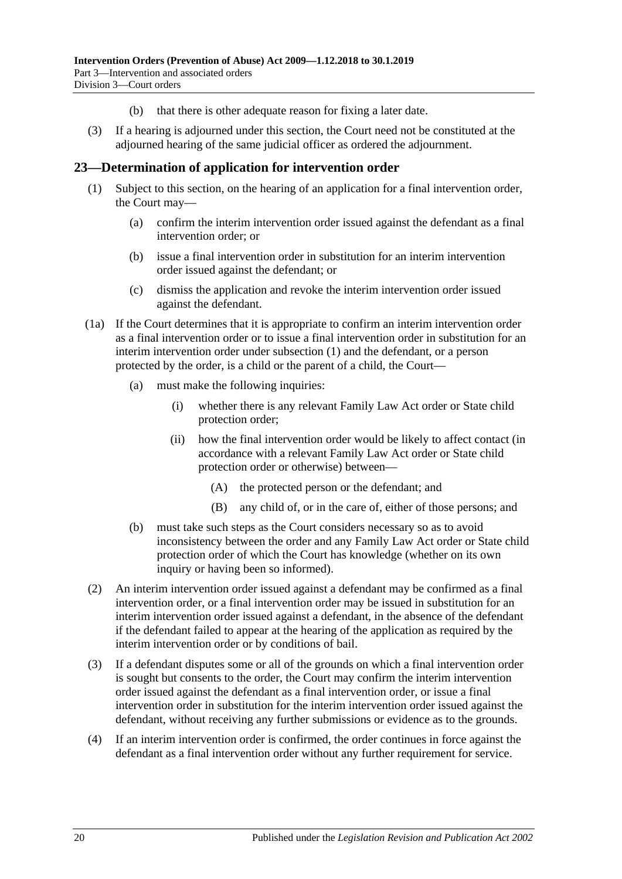(b) that there is other adequate reason for fixing a later date.

(3) If a hearing is adjourned under this section, the Court need not be constituted at the adjourned hearing of the same judicial officer as ordered the adjournment.

## 23—Determination of application for intervention order

(1) Subject to this section, on the hearing of an application for a final intervention order, the Court may—

(a) confirm the interim intervention order issued against the defendant as a final intervention order; or

(b) issue a final intervention order in substitution for an interim intervention order issued against the defendant; or

(c) dismiss the application and revoke the interim intervention order issued against the defendant.

(1a) If the Court determines that it is appropriate to confirm an interim intervention order as a final intervention order or to issue a final intervention order in substitution for an interim intervention order under subsection (1) and the defendant, or a person protected by the order, is a child or the parent of a child, the Court—

(a) must make the following inquiries:

(i) whether there is any relevant Family Law Act order or State child protection order;

(ii) how the final intervention order would be likely to affect contact (in accordance with a relevant Family Law Act order or State child protection order or otherwise) between—

(A) the protected person or the defendant; and

(B) any child of, or in the care of, either of those persons; and

(b) must take such steps as the Court considers necessary so as to avoid inconsistency between the order and any Family Law Act order or State child protection order of which the Court has knowledge (whether on its own inquiry or having been so informed).

(2) An interim intervention order issued against a defendant may be confirmed as a final intervention order, or a final intervention order may be issued in substitution for an interim intervention order issued against a defendant, in the absence of the defendant if the defendant failed to appear at the hearing of the application as required by the interim intervention order or by conditions of bail.

(3) If a defendant disputes some or all of the grounds on which a final intervention order is sought but consents to the order, the Court may confirm the interim intervention order issued against the defendant as a final intervention order, or issue a final intervention order in substitution for the interim intervention order issued against the defendant, without receiving any further submissions or evidence as to the grounds.

(4) If an interim intervention order is confirmed, the order continues in force against the defendant as a final intervention order without any further requirement for service.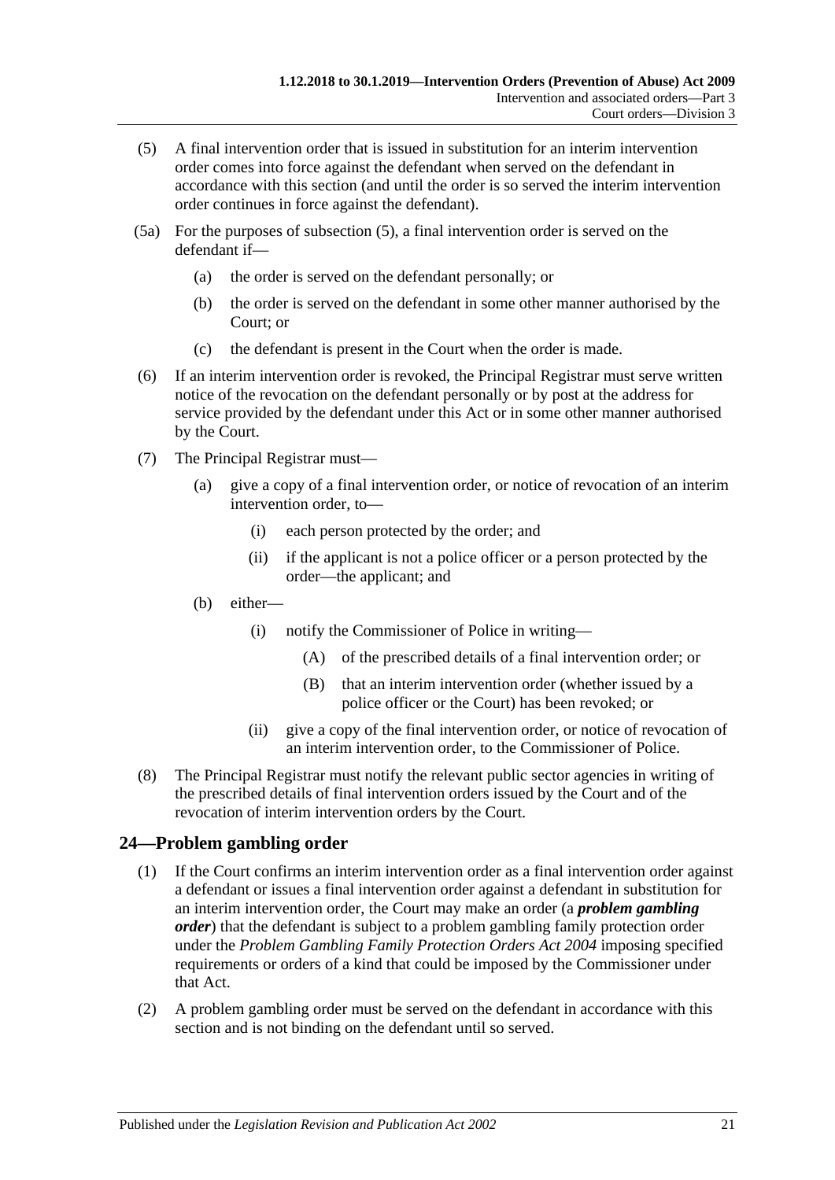(5) A final intervention order that is issued in substitution for an interim intervention order comes into force against the defendant when served on the defendant in accordance with this section (and until the order is so served the interim intervention order continues in force against the defendant).

(5a) For the purposes of subsection (5), a final intervention order is served on the defendant if—

(a) the order is served on the defendant personally; or

(b) the order is served on the defendant in some other manner authorised by the Court; or

(c) the defendant is present in the Court when the order is made.

(6) If an interim intervention order is revoked, the Principal Registrar must serve written notice of the revocation on the defendant personally or by post at the address for service provided by the defendant under this Act or in some other manner authorised by the Court.

(7) The Principal Registrar must—

(a) give a copy of a final intervention order, or notice of revocation of an interim intervention order, to—

(i) each person protected by the order; and

(ii) if the applicant is not a police officer or a person protected by the order—the applicant; and

(b) either—

(i) notify the Commissioner of Police in writing—

(A) of the prescribed details of a final intervention order; or

(B) that an interim intervention order (whether issued by a police officer or the Court) has been revoked; or

(ii) give a copy of the final intervention order, or notice of revocation of an interim intervention order, to the Commissioner of Police.

(8) The Principal Registrar must notify the relevant public sector agencies in writing of the prescribed details of final intervention orders issued by the Court and of the revocation of interim intervention orders by the Court.

## 24—Problem gambling order

(1) If the Court confirms an interim intervention order as a final intervention order against a defendant or issues a final intervention order against a defendant in substitution for an interim intervention order, the Court may make an order (a ***problem gambling order***) that the defendant is subject to a problem gambling family protection order under the *Problem Gambling Family Protection Orders Act 2004* imposing specified requirements or orders of a kind that could be imposed by the Commissioner under that Act.

(2) A problem gambling order must be served on the defendant in accordance with this section and is not binding on the defendant until so served.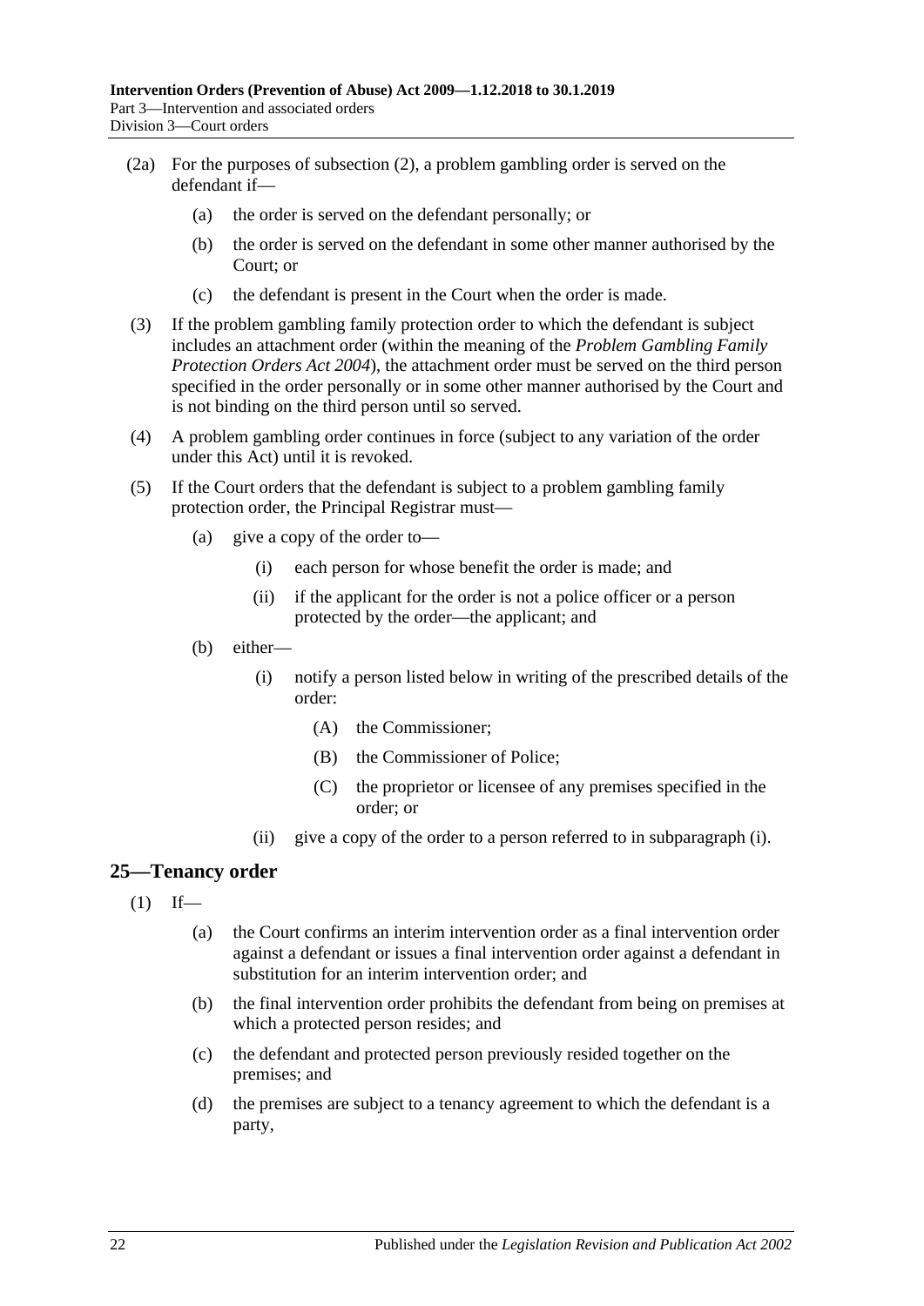(2a) For the purposes of subsection (2), a problem gambling order is served on the defendant if—

  (a) the order is served on the defendant personally; or

  (b) the order is served on the defendant in some other manner authorised by the Court; or

  (c) the defendant is present in the Court when the order is made.

(3) If the problem gambling family protection order to which the defendant is subject includes an attachment order (within the meaning of the *Problem Gambling Family Protection Orders Act 2004*), the attachment order must be served on the third person specified in the order personally or in some other manner authorised by the Court and is not binding on the third person until so served.

(4) A problem gambling order continues in force (subject to any variation of the order under this Act) until it is revoked.

(5) If the Court orders that the defendant is subject to a problem gambling family protection order, the Principal Registrar must—

  (a) give a copy of the order to—

    (i) each person for whose benefit the order is made; and

    (ii) if the applicant for the order is not a police officer or a person protected by the order—the applicant; and

  (b) either—

    (i) notify a person listed below in writing of the prescribed details of the order:

      (A) the Commissioner;

      (B) the Commissioner of Police;

      (C) the proprietor or licensee of any premises specified in the order; or

    (ii) give a copy of the order to a person referred to in subparagraph (i).

## 25—Tenancy order

(1) If—

  (a) the Court confirms an interim intervention order as a final intervention order against a defendant or issues a final intervention order against a defendant in substitution for an interim intervention order; and

  (b) the final intervention order prohibits the defendant from being on premises at which a protected person resides; and

  (c) the defendant and protected person previously resided together on the premises; and

  (d) the premises are subject to a tenancy agreement to which the defendant is a party,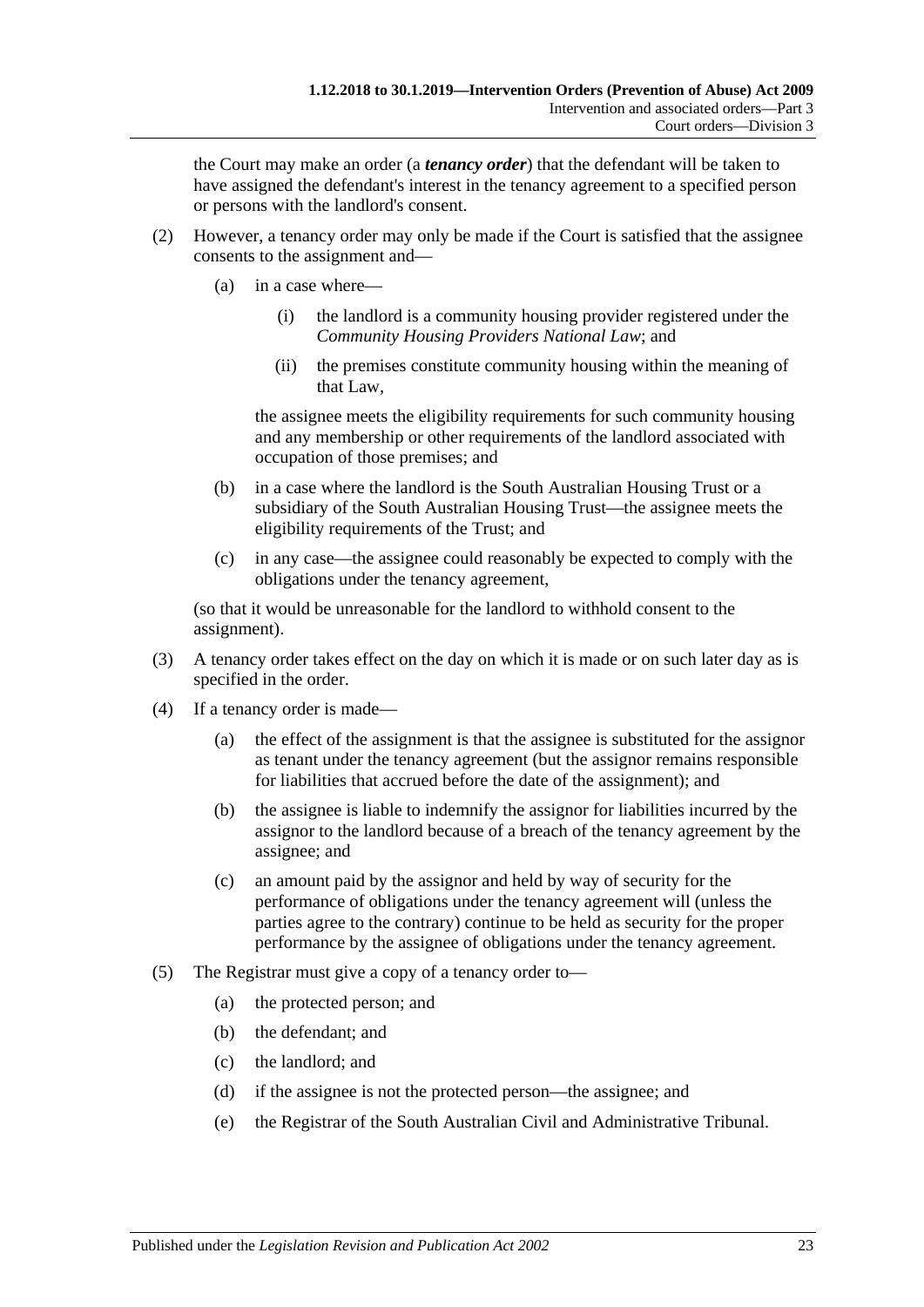the Court may make an order (a ***tenancy order***) that the defendant will be taken to have assigned the defendant's interest in the tenancy agreement to a specified person or persons with the landlord's consent.

(2) However, a tenancy order may only be made if the Court is satisfied that the assignee consents to the assignment and—

(a) in a case where—

(i) the landlord is a community housing provider registered under the *Community Housing Providers National Law*; and

(ii) the premises constitute community housing within the meaning of that Law,

the assignee meets the eligibility requirements for such community housing and any membership or other requirements of the landlord associated with occupation of those premises; and

(b) in a case where the landlord is the South Australian Housing Trust or a subsidiary of the South Australian Housing Trust—the assignee meets the eligibility requirements of the Trust; and

(c) in any case—the assignee could reasonably be expected to comply with the obligations under the tenancy agreement,

(so that it would be unreasonable for the landlord to withhold consent to the assignment).

(3) A tenancy order takes effect on the day on which it is made or on such later day as is specified in the order.

(4) If a tenancy order is made—

(a) the effect of the assignment is that the assignee is substituted for the assignor as tenant under the tenancy agreement (but the assignor remains responsible for liabilities that accrued before the date of the assignment); and

(b) the assignee is liable to indemnify the assignor for liabilities incurred by the assignor to the landlord because of a breach of the tenancy agreement by the assignee; and

(c) an amount paid by the assignor and held by way of security for the performance of obligations under the tenancy agreement will (unless the parties agree to the contrary) continue to be held as security for the proper performance by the assignee of obligations under the tenancy agreement.

(5) The Registrar must give a copy of a tenancy order to—

(a) the protected person; and

(b) the defendant; and

(c) the landlord; and

(d) if the assignee is not the protected person—the assignee; and

(e) the Registrar of the South Australian Civil and Administrative Tribunal.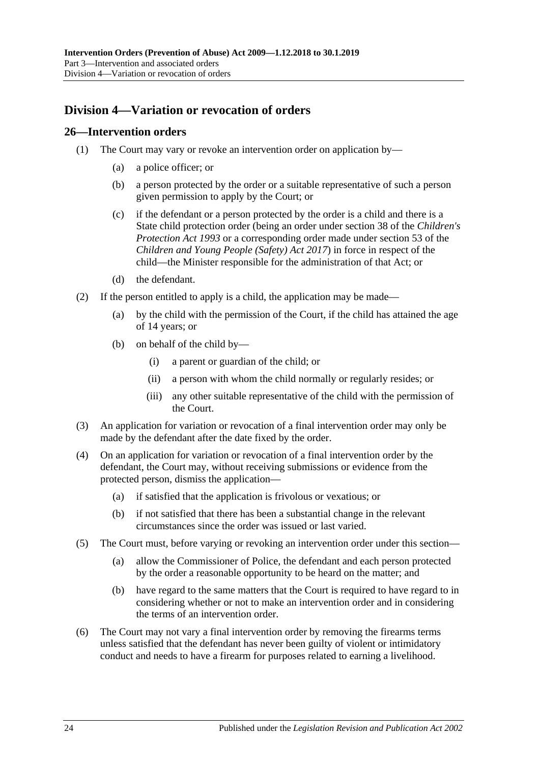## Division 4—Variation or revocation of orders

### 26—Intervention orders

(1) The Court may vary or revoke an intervention order on application by—

- (a) a police officer; or
- (b) a person protected by the order or a suitable representative of such a person given permission to apply by the Court; or
- (c) if the defendant or a person protected by the order is a child and there is a State child protection order (being an order under section 38 of the *Children's Protection Act 1993* or a corresponding order made under section 53 of the *Children and Young People (Safety) Act 2017*) in force in respect of the child—the Minister responsible for the administration of that Act; or
- (d) the defendant.

(2) If the person entitled to apply is a child, the application may be made—

- (a) by the child with the permission of the Court, if the child has attained the age of 14 years; or
- (b) on behalf of the child by—
  - (i) a parent or guardian of the child; or
  - (ii) a person with whom the child normally or regularly resides; or
  - (iii) any other suitable representative of the child with the permission of the Court.

(3) An application for variation or revocation of a final intervention order may only be made by the defendant after the date fixed by the order.

(4) On an application for variation or revocation of a final intervention order by the defendant, the Court may, without receiving submissions or evidence from the protected person, dismiss the application—

- (a) if satisfied that the application is frivolous or vexatious; or
- (b) if not satisfied that there has been a substantial change in the relevant circumstances since the order was issued or last varied.

(5) The Court must, before varying or revoking an intervention order under this section—

- (a) allow the Commissioner of Police, the defendant and each person protected by the order a reasonable opportunity to be heard on the matter; and
- (b) have regard to the same matters that the Court is required to have regard to in considering whether or not to make an intervention order and in considering the terms of an intervention order.

(6) The Court may not vary a final intervention order by removing the firearms terms unless satisfied that the defendant has never been guilty of violent or intimidatory conduct and needs to have a firearm for purposes related to earning a livelihood.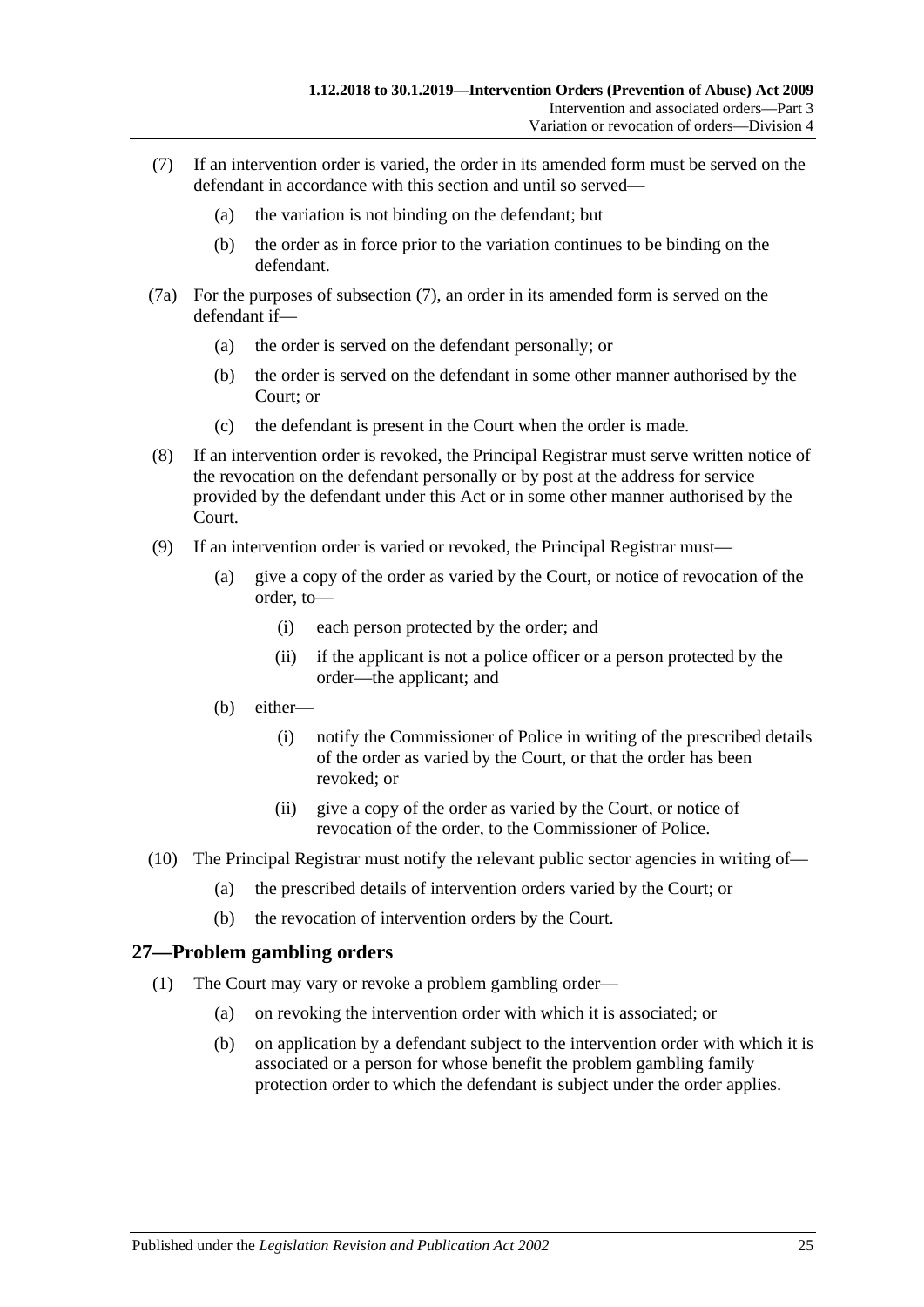(7) If an intervention order is varied, the order in its amended form must be served on the defendant in accordance with this section and until so served—

(a) the variation is not binding on the defendant; but

(b) the order as in force prior to the variation continues to be binding on the defendant.

(7a) For the purposes of subsection (7), an order in its amended form is served on the defendant if—

(a) the order is served on the defendant personally; or

(b) the order is served on the defendant in some other manner authorised by the Court; or

(c) the defendant is present in the Court when the order is made.

(8) If an intervention order is revoked, the Principal Registrar must serve written notice of the revocation on the defendant personally or by post at the address for service provided by the defendant under this Act or in some other manner authorised by the Court.

(9) If an intervention order is varied or revoked, the Principal Registrar must—

(a) give a copy of the order as varied by the Court, or notice of revocation of the order, to—

(i) each person protected by the order; and

(ii) if the applicant is not a police officer or a person protected by the order—the applicant; and

(b) either—

(i) notify the Commissioner of Police in writing of the prescribed details of the order as varied by the Court, or that the order has been revoked; or

(ii) give a copy of the order as varied by the Court, or notice of revocation of the order, to the Commissioner of Police.

(10) The Principal Registrar must notify the relevant public sector agencies in writing of—

(a) the prescribed details of intervention orders varied by the Court; or

(b) the revocation of intervention orders by the Court.

## 27—Problem gambling orders

(1) The Court may vary or revoke a problem gambling order—

(a) on revoking the intervention order with which it is associated; or

(b) on application by a defendant subject to the intervention order with which it is associated or a person for whose benefit the problem gambling family protection order to which the defendant is subject under the order applies.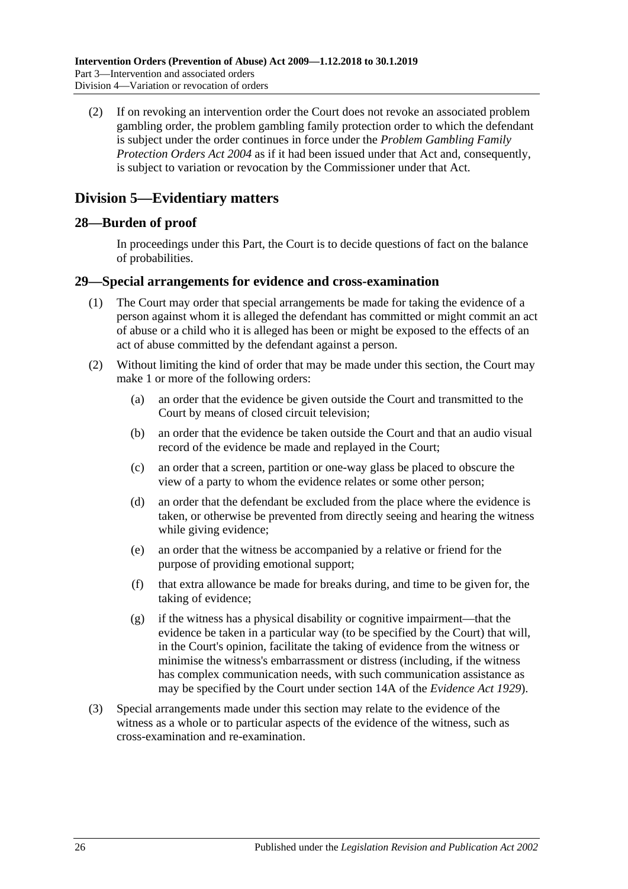(2) If on revoking an intervention order the Court does not revoke an associated problem gambling order, the problem gambling family protection order to which the defendant is subject under the order continues in force under the *Problem Gambling Family Protection Orders Act 2004* as if it had been issued under that Act and, consequently, is subject to variation or revocation by the Commissioner under that Act.

## Division 5—Evidentiary matters

### 28—Burden of proof

In proceedings under this Part, the Court is to decide questions of fact on the balance of probabilities.

### 29—Special arrangements for evidence and cross-examination

(1) The Court may order that special arrangements be made for taking the evidence of a person against whom it is alleged the defendant has committed or might commit an act of abuse or a child who it is alleged has been or might be exposed to the effects of an act of abuse committed by the defendant against a person.

(2) Without limiting the kind of order that may be made under this section, the Court may make 1 or more of the following orders:

(a) an order that the evidence be given outside the Court and transmitted to the Court by means of closed circuit television;

(b) an order that the evidence be taken outside the Court and that an audio visual record of the evidence be made and replayed in the Court;

(c) an order that a screen, partition or one-way glass be placed to obscure the view of a party to whom the evidence relates or some other person;

(d) an order that the defendant be excluded from the place where the evidence is taken, or otherwise be prevented from directly seeing and hearing the witness while giving evidence;

(e) an order that the witness be accompanied by a relative or friend for the purpose of providing emotional support;

(f) that extra allowance be made for breaks during, and time to be given for, the taking of evidence;

(g) if the witness has a physical disability or cognitive impairment—that the evidence be taken in a particular way (to be specified by the Court) that will, in the Court's opinion, facilitate the taking of evidence from the witness or minimise the witness's embarrassment or distress (including, if the witness has complex communication needs, with such communication assistance as may be specified by the Court under section 14A of the *Evidence Act 1929*).

(3) Special arrangements made under this section may relate to the evidence of the witness as a whole or to particular aspects of the evidence of the witness, such as cross-examination and re-examination.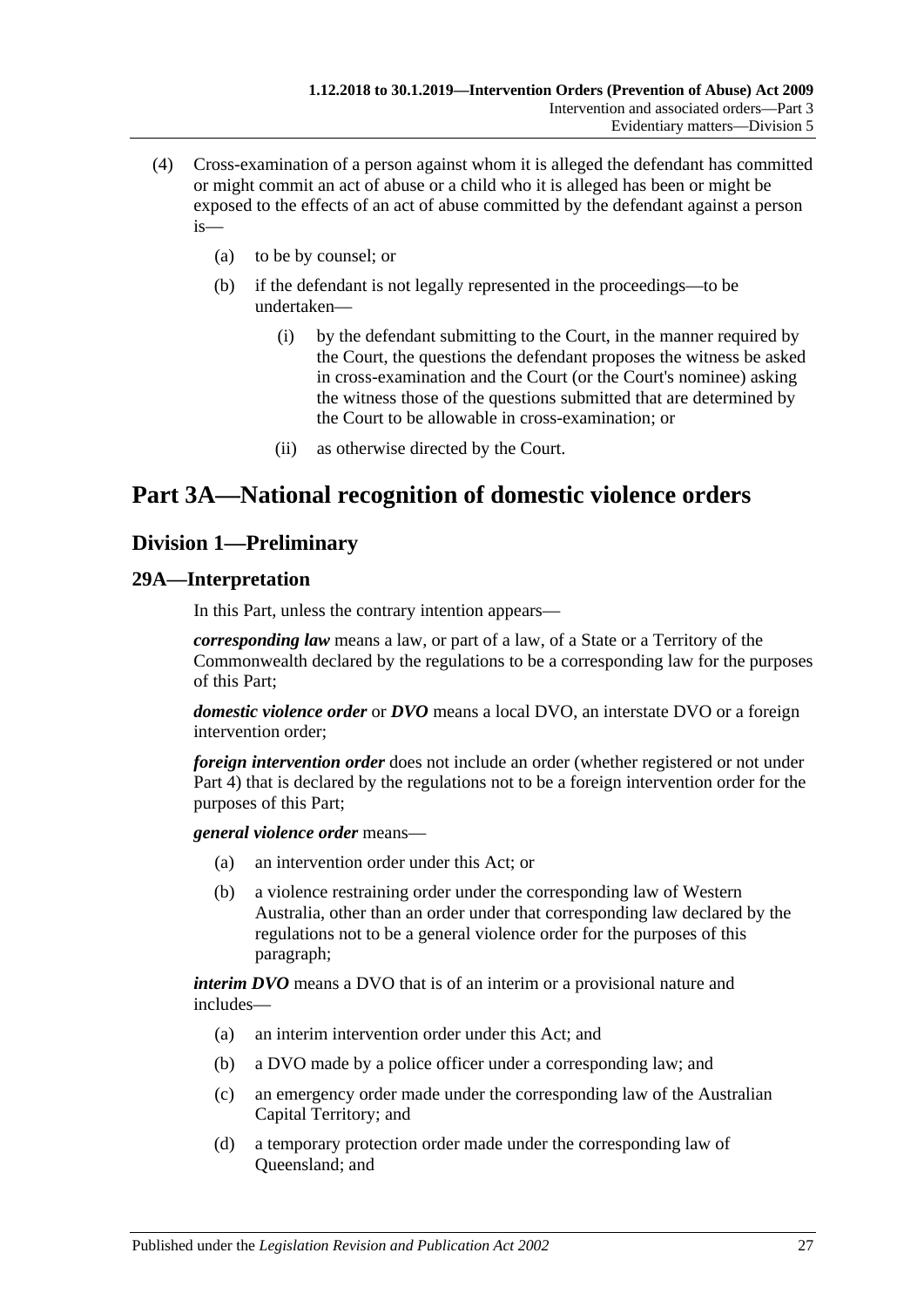(4) Cross-examination of a person against whom it is alleged the defendant has committed or might commit an act of abuse or a child who it is alleged has been or might be exposed to the effects of an act of abuse committed by the defendant against a person is—

(a) to be by counsel; or

(b) if the defendant is not legally represented in the proceedings—to be undertaken—

(i) by the defendant submitting to the Court, in the manner required by the Court, the questions the defendant proposes the witness be asked in cross-examination and the Court (or the Court's nominee) asking the witness those of the questions submitted that are determined by the Court to be allowable in cross-examination; or

(ii) as otherwise directed by the Court.

# Part 3A—National recognition of domestic violence orders

## Division 1—Preliminary

### 29A—Interpretation

In this Part, unless the contrary intention appears—

***corresponding law*** means a law, or part of a law, of a State or a Territory of the Commonwealth declared by the regulations to be a corresponding law for the purposes of this Part;

***domestic violence order*** or ***DVO*** means a local DVO, an interstate DVO or a foreign intervention order;

***foreign intervention order*** does not include an order (whether registered or not under Part 4) that is declared by the regulations not to be a foreign intervention order for the purposes of this Part;

***general violence order*** means—

(a) an intervention order under this Act; or

(b) a violence restraining order under the corresponding law of Western Australia, other than an order under that corresponding law declared by the regulations not to be a general violence order for the purposes of this paragraph;

***interim DVO*** means a DVO that is of an interim or a provisional nature and includes—

(a) an interim intervention order under this Act; and

(b) a DVO made by a police officer under a corresponding law; and

(c) an emergency order made under the corresponding law of the Australian Capital Territory; and

(d) a temporary protection order made under the corresponding law of Queensland; and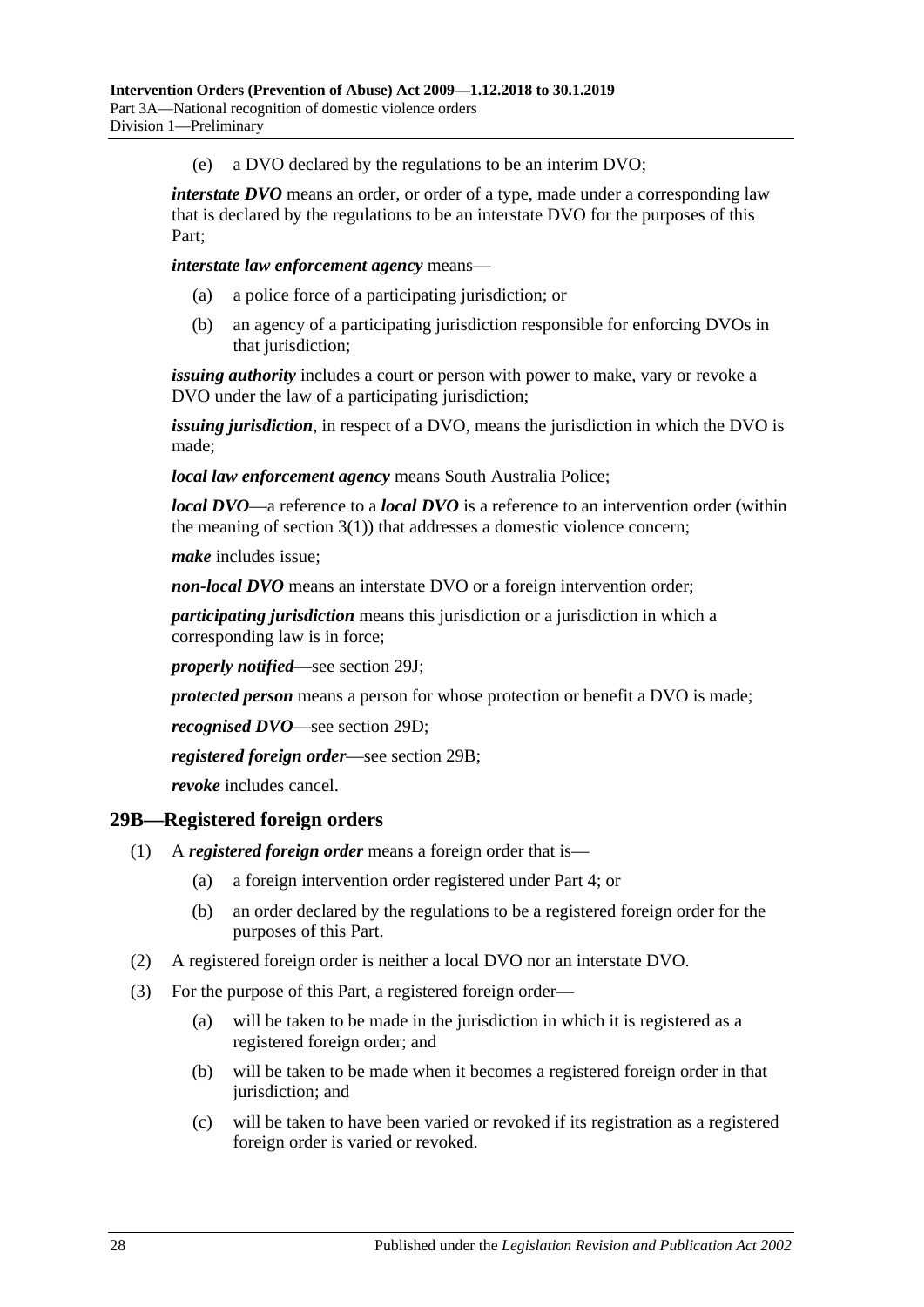(e) a DVO declared by the regulations to be an interim DVO;

***interstate DVO*** means an order, or order of a type, made under a corresponding law that is declared by the regulations to be an interstate DVO for the purposes of this Part;

***interstate law enforcement agency*** means—

(a) a police force of a participating jurisdiction; or

(b) an agency of a participating jurisdiction responsible for enforcing DVOs in that jurisdiction;

***issuing authority*** includes a court or person with power to make, vary or revoke a DVO under the law of a participating jurisdiction;

***issuing jurisdiction***, in respect of a DVO, means the jurisdiction in which the DVO is made;

***local law enforcement agency*** means South Australia Police;

***local DVO***—a reference to a ***local DVO*** is a reference to an intervention order (within the meaning of section 3(1)) that addresses a domestic violence concern;

***make*** includes issue;

***non-local DVO*** means an interstate DVO or a foreign intervention order;

***participating jurisdiction*** means this jurisdiction or a jurisdiction in which a corresponding law is in force;

***properly notified***—see section 29J;

***protected person*** means a person for whose protection or benefit a DVO is made;

***recognised DVO***—see section 29D;

***registered foreign order***—see section 29B;

***revoke*** includes cancel.

## 29B—Registered foreign orders

(1) A ***registered foreign order*** means a foreign order that is—

(a) a foreign intervention order registered under Part 4; or

(b) an order declared by the regulations to be a registered foreign order for the purposes of this Part.

(2) A registered foreign order is neither a local DVO nor an interstate DVO.

(3) For the purpose of this Part, a registered foreign order—

(a) will be taken to be made in the jurisdiction in which it is registered as a registered foreign order; and

(b) will be taken to be made when it becomes a registered foreign order in that jurisdiction; and

(c) will be taken to have been varied or revoked if its registration as a registered foreign order is varied or revoked.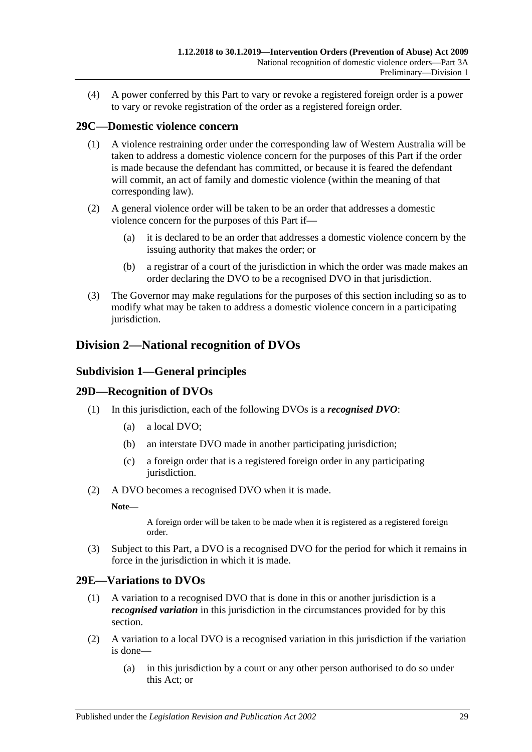(4) A power conferred by this Part to vary or revoke a registered foreign order is a power to vary or revoke registration of the order as a registered foreign order.

## 29C—Domestic violence concern

(1) A violence restraining order under the corresponding law of Western Australia will be taken to address a domestic violence concern for the purposes of this Part if the order is made because the defendant has committed, or because it is feared the defendant will commit, an act of family and domestic violence (within the meaning of that corresponding law).

(2) A general violence order will be taken to be an order that addresses a domestic violence concern for the purposes of this Part if—

- (a) it is declared to be an order that addresses a domestic violence concern by the issuing authority that makes the order; or
- (b) a registrar of a court of the jurisdiction in which the order was made makes an order declaring the DVO to be a recognised DVO in that jurisdiction.

(3) The Governor may make regulations for the purposes of this section including so as to modify what may be taken to address a domestic violence concern in a participating jurisdiction.

# Division 2—National recognition of DVOs

## Subdivision 1—General principles

## 29D—Recognition of DVOs

(1) In this jurisdiction, each of the following DVOs is a ***recognised DVO***:

- (a) a local DVO;
- (b) an interstate DVO made in another participating jurisdiction;
- (c) a foreign order that is a registered foreign order in any participating jurisdiction.

(2) A DVO becomes a recognised DVO when it is made.

**Note—**

A foreign order will be taken to be made when it is registered as a registered foreign order.

(3) Subject to this Part, a DVO is a recognised DVO for the period for which it remains in force in the jurisdiction in which it is made.

## 29E—Variations to DVOs

(1) A variation to a recognised DVO that is done in this or another jurisdiction is a ***recognised variation*** in this jurisdiction in the circumstances provided for by this section.

(2) A variation to a local DVO is a recognised variation in this jurisdiction if the variation is done—

- (a) in this jurisdiction by a court or any other person authorised to do so under this Act; or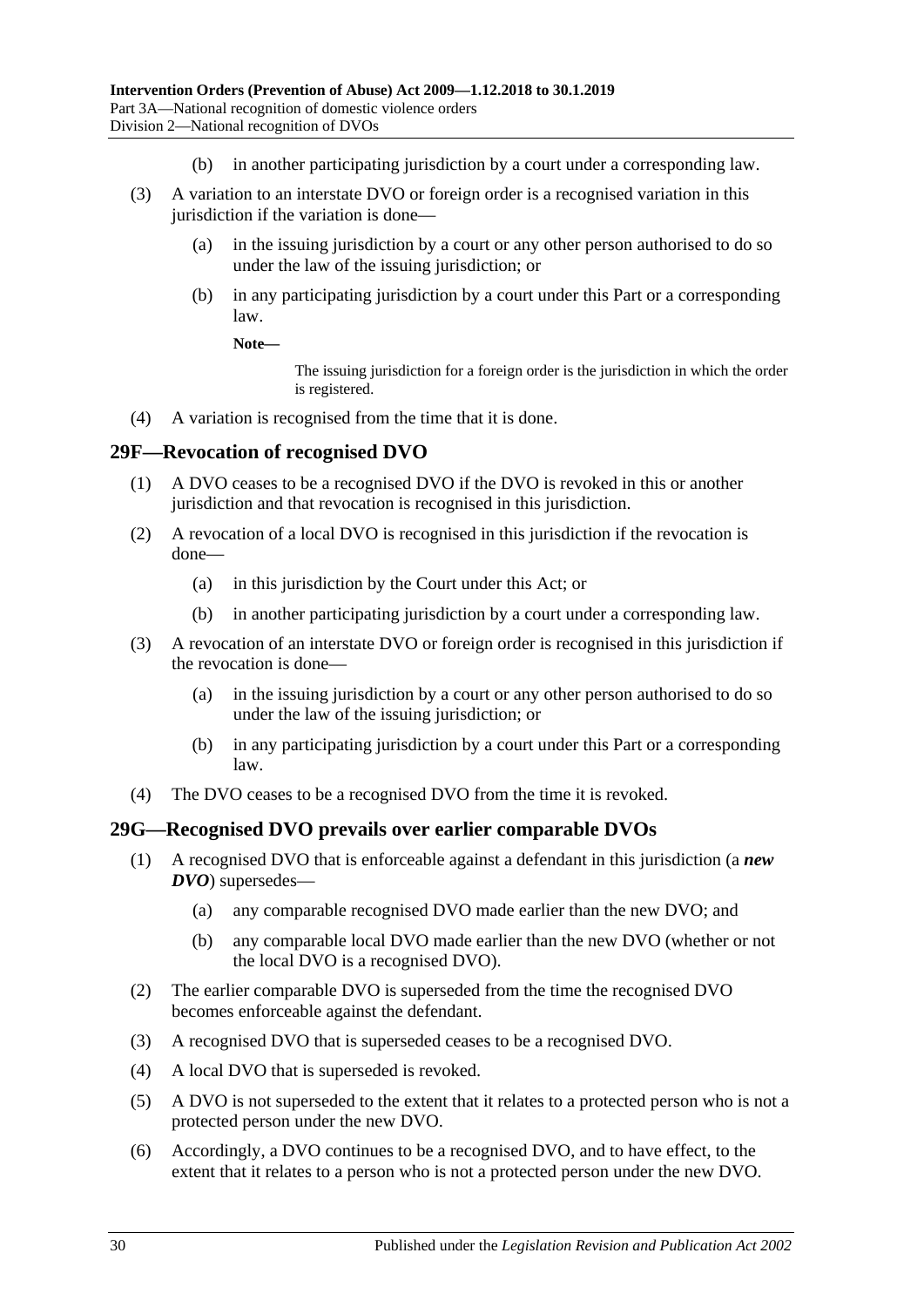(b) in another participating jurisdiction by a court under a corresponding law.

(3) A variation to an interstate DVO or foreign order is a recognised variation in this jurisdiction if the variation is done—

(a) in the issuing jurisdiction by a court or any other person authorised to do so under the law of the issuing jurisdiction; or

(b) in any participating jurisdiction by a court under this Part or a corresponding law.

**Note—**

The issuing jurisdiction for a foreign order is the jurisdiction in which the order is registered.

(4) A variation is recognised from the time that it is done.

## 29F—Revocation of recognised DVO

(1) A DVO ceases to be a recognised DVO if the DVO is revoked in this or another jurisdiction and that revocation is recognised in this jurisdiction.

(2) A revocation of a local DVO is recognised in this jurisdiction if the revocation is done—

(a) in this jurisdiction by the Court under this Act; or

(b) in another participating jurisdiction by a court under a corresponding law.

(3) A revocation of an interstate DVO or foreign order is recognised in this jurisdiction if the revocation is done—

(a) in the issuing jurisdiction by a court or any other person authorised to do so under the law of the issuing jurisdiction; or

(b) in any participating jurisdiction by a court under this Part or a corresponding law.

(4) The DVO ceases to be a recognised DVO from the time it is revoked.

## 29G—Recognised DVO prevails over earlier comparable DVOs

(1) A recognised DVO that is enforceable against a defendant in this jurisdiction (a ***new DVO***) supersedes—

(a) any comparable recognised DVO made earlier than the new DVO; and

(b) any comparable local DVO made earlier than the new DVO (whether or not the local DVO is a recognised DVO).

(2) The earlier comparable DVO is superseded from the time the recognised DVO becomes enforceable against the defendant.

(3) A recognised DVO that is superseded ceases to be a recognised DVO.

(4) A local DVO that is superseded is revoked.

(5) A DVO is not superseded to the extent that it relates to a protected person who is not a protected person under the new DVO.

(6) Accordingly, a DVO continues to be a recognised DVO, and to have effect, to the extent that it relates to a person who is not a protected person under the new DVO.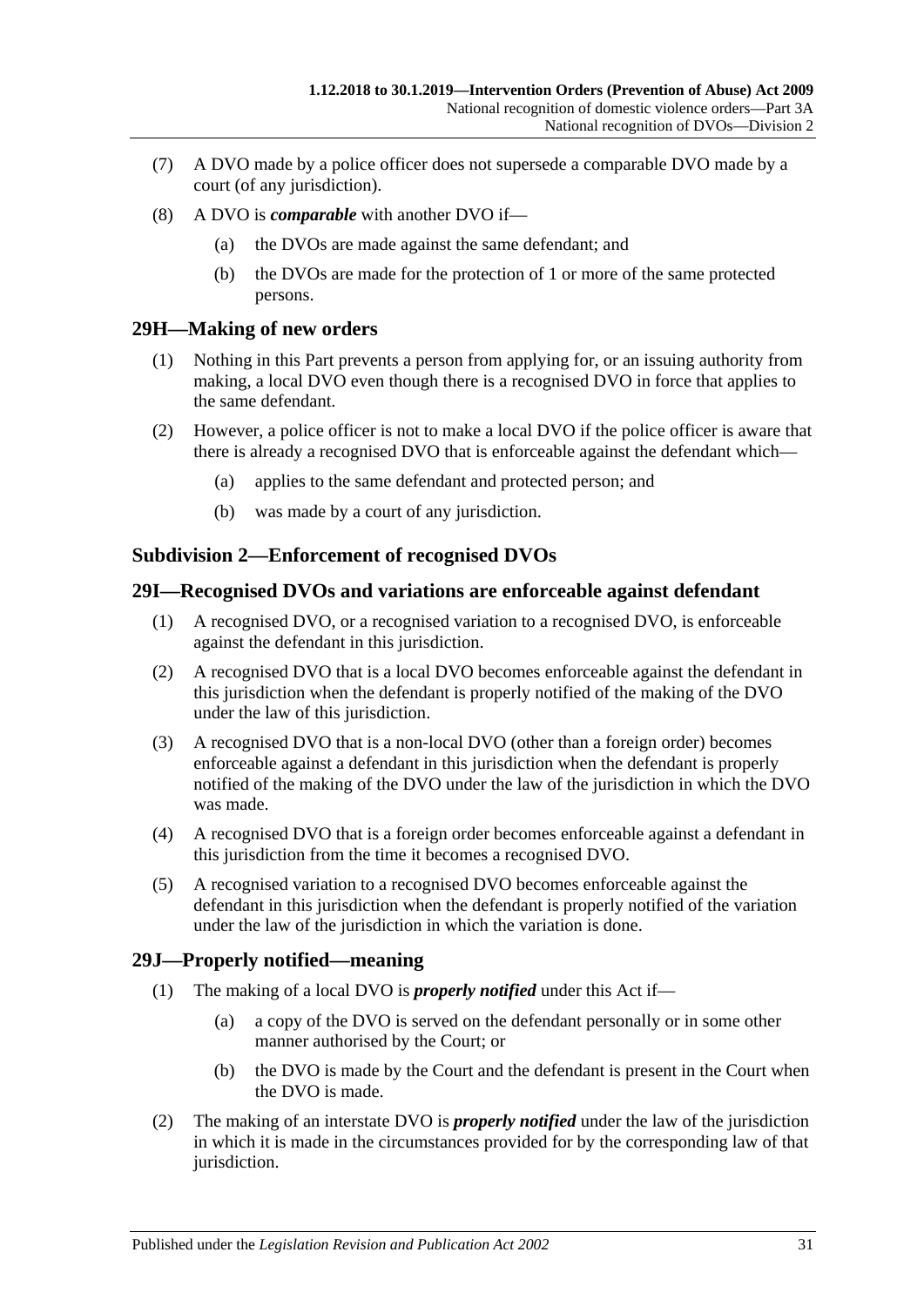(7) A DVO made by a police officer does not supersede a comparable DVO made by a court (of any jurisdiction).

(8) A DVO is ***comparable*** with another DVO if—

(a) the DVOs are made against the same defendant; and

(b) the DVOs are made for the protection of 1 or more of the same protected persons.

## 29H—Making of new orders

(1) Nothing in this Part prevents a person from applying for, or an issuing authority from making, a local DVO even though there is a recognised DVO in force that applies to the same defendant.

(2) However, a police officer is not to make a local DVO if the police officer is aware that there is already a recognised DVO that is enforceable against the defendant which—

(a) applies to the same defendant and protected person; and

(b) was made by a court of any jurisdiction.

### Subdivision 2—Enforcement of recognised DVOs

## 29I—Recognised DVOs and variations are enforceable against defendant

(1) A recognised DVO, or a recognised variation to a recognised DVO, is enforceable against the defendant in this jurisdiction.

(2) A recognised DVO that is a local DVO becomes enforceable against the defendant in this jurisdiction when the defendant is properly notified of the making of the DVO under the law of this jurisdiction.

(3) A recognised DVO that is a non-local DVO (other than a foreign order) becomes enforceable against a defendant in this jurisdiction when the defendant is properly notified of the making of the DVO under the law of the jurisdiction in which the DVO was made.

(4) A recognised DVO that is a foreign order becomes enforceable against a defendant in this jurisdiction from the time it becomes a recognised DVO.

(5) A recognised variation to a recognised DVO becomes enforceable against the defendant in this jurisdiction when the defendant is properly notified of the variation under the law of the jurisdiction in which the variation is done.

## 29J—Properly notified—meaning

(1) The making of a local DVO is ***properly notified*** under this Act if—

(a) a copy of the DVO is served on the defendant personally or in some other manner authorised by the Court; or

(b) the DVO is made by the Court and the defendant is present in the Court when the DVO is made.

(2) The making of an interstate DVO is ***properly notified*** under the law of the jurisdiction in which it is made in the circumstances provided for by the corresponding law of that jurisdiction.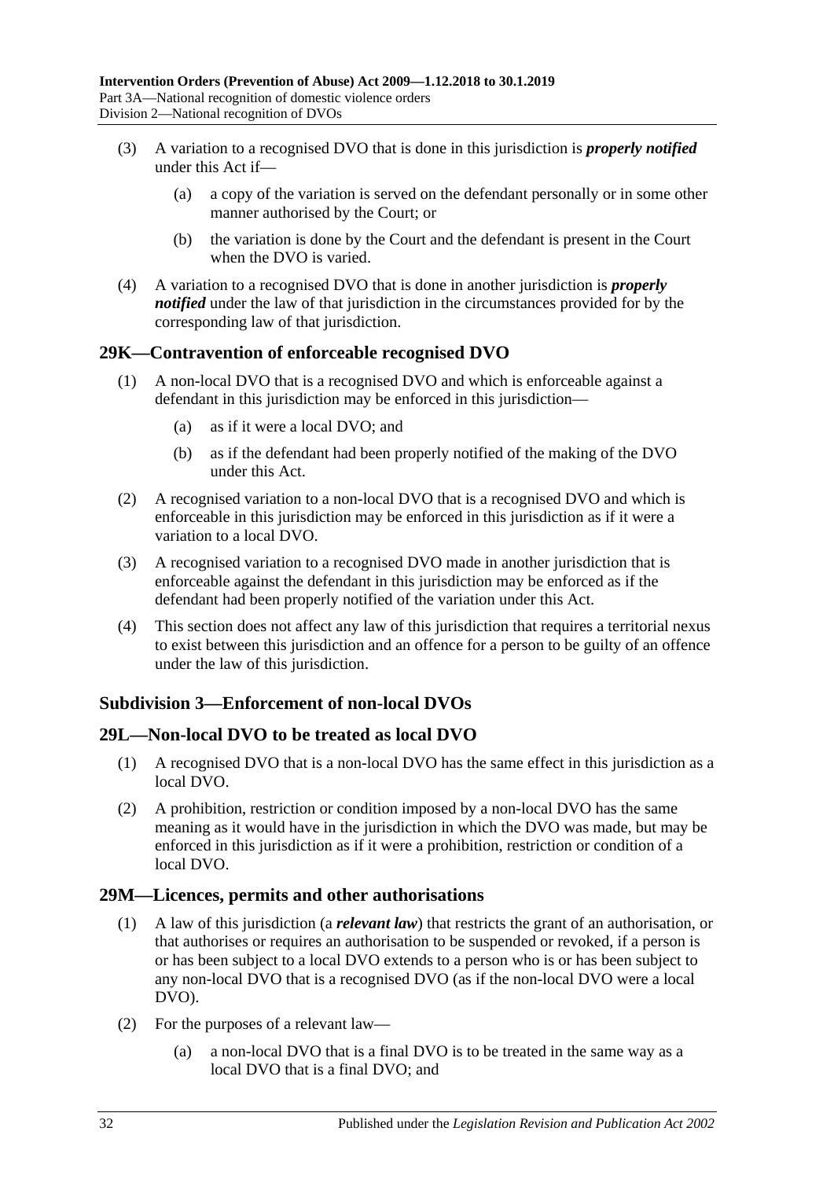(3) A variation to a recognised DVO that is done in this jurisdiction is ***properly notified*** under this Act if—

   (a) a copy of the variation is served on the defendant personally or in some other manner authorised by the Court; or

   (b) the variation is done by the Court and the defendant is present in the Court when the DVO is varied.

(4) A variation to a recognised DVO that is done in another jurisdiction is ***properly notified*** under the law of that jurisdiction in the circumstances provided for by the corresponding law of that jurisdiction.

## 29K—Contravention of enforceable recognised DVO

(1) A non-local DVO that is a recognised DVO and which is enforceable against a defendant in this jurisdiction may be enforced in this jurisdiction—

   (a) as if it were a local DVO; and

   (b) as if the defendant had been properly notified of the making of the DVO under this Act.

(2) A recognised variation to a non-local DVO that is a recognised DVO and which is enforceable in this jurisdiction may be enforced in this jurisdiction as if it were a variation to a local DVO.

(3) A recognised variation to a recognised DVO made in another jurisdiction that is enforceable against the defendant in this jurisdiction may be enforced as if the defendant had been properly notified of the variation under this Act.

(4) This section does not affect any law of this jurisdiction that requires a territorial nexus to exist between this jurisdiction and an offence for a person to be guilty of an offence under the law of this jurisdiction.

### Subdivision 3—Enforcement of non-local DVOs

## 29L—Non-local DVO to be treated as local DVO

(1) A recognised DVO that is a non-local DVO has the same effect in this jurisdiction as a local DVO.

(2) A prohibition, restriction or condition imposed by a non-local DVO has the same meaning as it would have in the jurisdiction in which the DVO was made, but may be enforced in this jurisdiction as if it were a prohibition, restriction or condition of a local DVO.

## 29M—Licences, permits and other authorisations

(1) A law of this jurisdiction (a ***relevant law***) that restricts the grant of an authorisation, or that authorises or requires an authorisation to be suspended or revoked, if a person is or has been subject to a local DVO extends to a person who is or has been subject to any non-local DVO that is a recognised DVO (as if the non-local DVO were a local DVO).

(2) For the purposes of a relevant law—

   (a) a non-local DVO that is a final DVO is to be treated in the same way as a local DVO that is a final DVO; and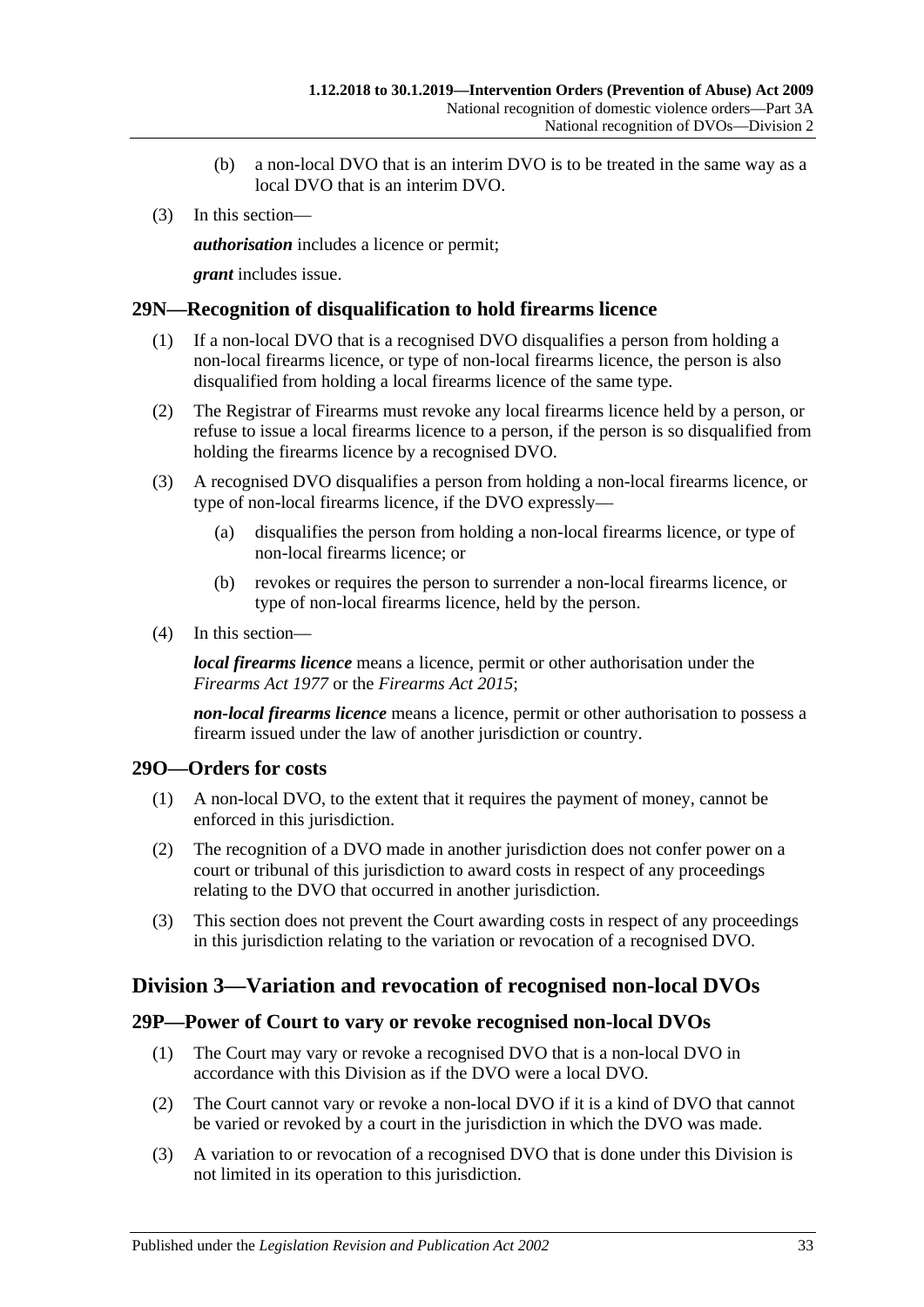(b) a non-local DVO that is an interim DVO is to be treated in the same way as a local DVO that is an interim DVO.

(3) In this section—

***authorisation*** includes a licence or permit;

***grant*** includes issue.

## 29N—Recognition of disqualification to hold firearms licence

(1) If a non-local DVO that is a recognised DVO disqualifies a person from holding a non-local firearms licence, or type of non-local firearms licence, the person is also disqualified from holding a local firearms licence of the same type.

(2) The Registrar of Firearms must revoke any local firearms licence held by a person, or refuse to issue a local firearms licence to a person, if the person is so disqualified from holding the firearms licence by a recognised DVO.

(3) A recognised DVO disqualifies a person from holding a non-local firearms licence, or type of non-local firearms licence, if the DVO expressly—

(a) disqualifies the person from holding a non-local firearms licence, or type of non-local firearms licence; or

(b) revokes or requires the person to surrender a non-local firearms licence, or type of non-local firearms licence, held by the person.

(4) In this section—

***local firearms licence*** means a licence, permit or other authorisation under the *Firearms Act 1977* or the *Firearms Act 2015*;

***non-local firearms licence*** means a licence, permit or other authorisation to possess a firearm issued under the law of another jurisdiction or country.

## 29O—Orders for costs

(1) A non-local DVO, to the extent that it requires the payment of money, cannot be enforced in this jurisdiction.

(2) The recognition of a DVO made in another jurisdiction does not confer power on a court or tribunal of this jurisdiction to award costs in respect of any proceedings relating to the DVO that occurred in another jurisdiction.

(3) This section does not prevent the Court awarding costs in respect of any proceedings in this jurisdiction relating to the variation or revocation of a recognised DVO.

# Division 3—Variation and revocation of recognised non-local DVOs

## 29P—Power of Court to vary or revoke recognised non-local DVOs

(1) The Court may vary or revoke a recognised DVO that is a non-local DVO in accordance with this Division as if the DVO were a local DVO.

(2) The Court cannot vary or revoke a non-local DVO if it is a kind of DVO that cannot be varied or revoked by a court in the jurisdiction in which the DVO was made.

(3) A variation to or revocation of a recognised DVO that is done under this Division is not limited in its operation to this jurisdiction.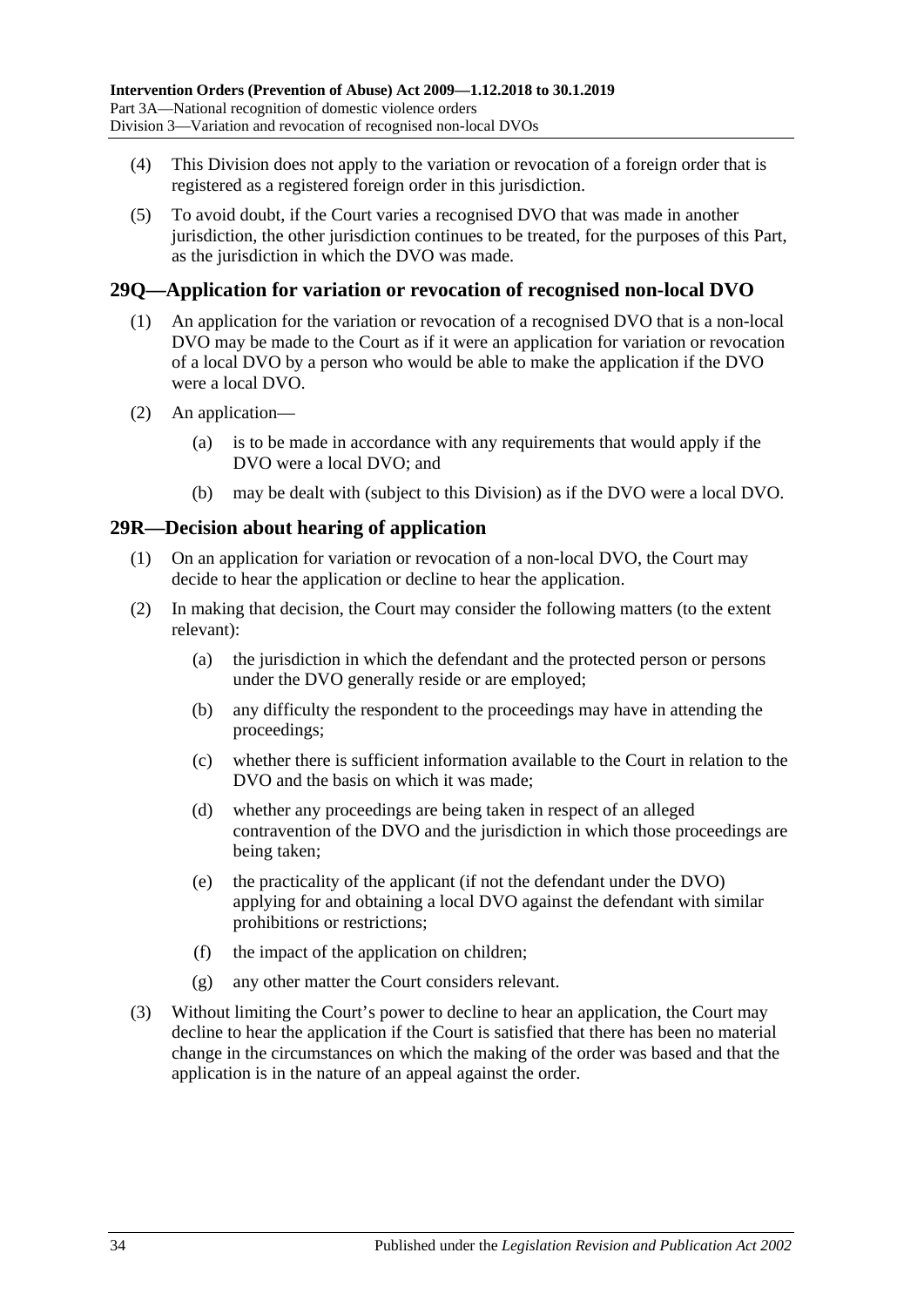(4) This Division does not apply to the variation or revocation of a foreign order that is registered as a registered foreign order in this jurisdiction.

(5) To avoid doubt, if the Court varies a recognised DVO that was made in another jurisdiction, the other jurisdiction continues to be treated, for the purposes of this Part, as the jurisdiction in which the DVO was made.

## 29Q—Application for variation or revocation of recognised non-local DVO

(1) An application for the variation or revocation of a recognised DVO that is a non-local DVO may be made to the Court as if it were an application for variation or revocation of a local DVO by a person who would be able to make the application if the DVO were a local DVO.

(2) An application—

(a) is to be made in accordance with any requirements that would apply if the DVO were a local DVO; and

(b) may be dealt with (subject to this Division) as if the DVO were a local DVO.

## 29R—Decision about hearing of application

(1) On an application for variation or revocation of a non-local DVO, the Court may decide to hear the application or decline to hear the application.

(2) In making that decision, the Court may consider the following matters (to the extent relevant):

(a) the jurisdiction in which the defendant and the protected person or persons under the DVO generally reside or are employed;

(b) any difficulty the respondent to the proceedings may have in attending the proceedings;

(c) whether there is sufficient information available to the Court in relation to the DVO and the basis on which it was made;

(d) whether any proceedings are being taken in respect of an alleged contravention of the DVO and the jurisdiction in which those proceedings are being taken;

(e) the practicality of the applicant (if not the defendant under the DVO) applying for and obtaining a local DVO against the defendant with similar prohibitions or restrictions;

(f) the impact of the application on children;

(g) any other matter the Court considers relevant.

(3) Without limiting the Court's power to decline to hear an application, the Court may decline to hear the application if the Court is satisfied that there has been no material change in the circumstances on which the making of the order was based and that the application is in the nature of an appeal against the order.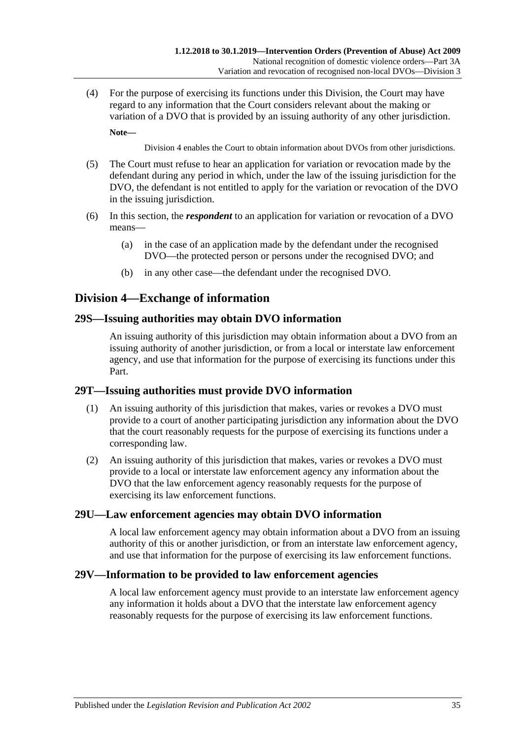(4) For the purpose of exercising its functions under this Division, the Court may have regard to any information that the Court considers relevant about the making or variation of a DVO that is provided by an issuing authority of any other jurisdiction.

**Note—**

Division 4 enables the Court to obtain information about DVOs from other jurisdictions.

(5) The Court must refuse to hear an application for variation or revocation made by the defendant during any period in which, under the law of the issuing jurisdiction for the DVO, the defendant is not entitled to apply for the variation or revocation of the DVO in the issuing jurisdiction.

(6) In this section, the ***respondent*** to an application for variation or revocation of a DVO means—

(a) in the case of an application made by the defendant under the recognised DVO—the protected person or persons under the recognised DVO; and

(b) in any other case—the defendant under the recognised DVO.

## Division 4—Exchange of information

### 29S—Issuing authorities may obtain DVO information

An issuing authority of this jurisdiction may obtain information about a DVO from an issuing authority of another jurisdiction, or from a local or interstate law enforcement agency, and use that information for the purpose of exercising its functions under this Part.

### 29T—Issuing authorities must provide DVO information

(1) An issuing authority of this jurisdiction that makes, varies or revokes a DVO must provide to a court of another participating jurisdiction any information about the DVO that the court reasonably requests for the purpose of exercising its functions under a corresponding law.

(2) An issuing authority of this jurisdiction that makes, varies or revokes a DVO must provide to a local or interstate law enforcement agency any information about the DVO that the law enforcement agency reasonably requests for the purpose of exercising its law enforcement functions.

### 29U—Law enforcement agencies may obtain DVO information

A local law enforcement agency may obtain information about a DVO from an issuing authority of this or another jurisdiction, or from an interstate law enforcement agency, and use that information for the purpose of exercising its law enforcement functions.

### 29V—Information to be provided to law enforcement agencies

A local law enforcement agency must provide to an interstate law enforcement agency any information it holds about a DVO that the interstate law enforcement agency reasonably requests for the purpose of exercising its law enforcement functions.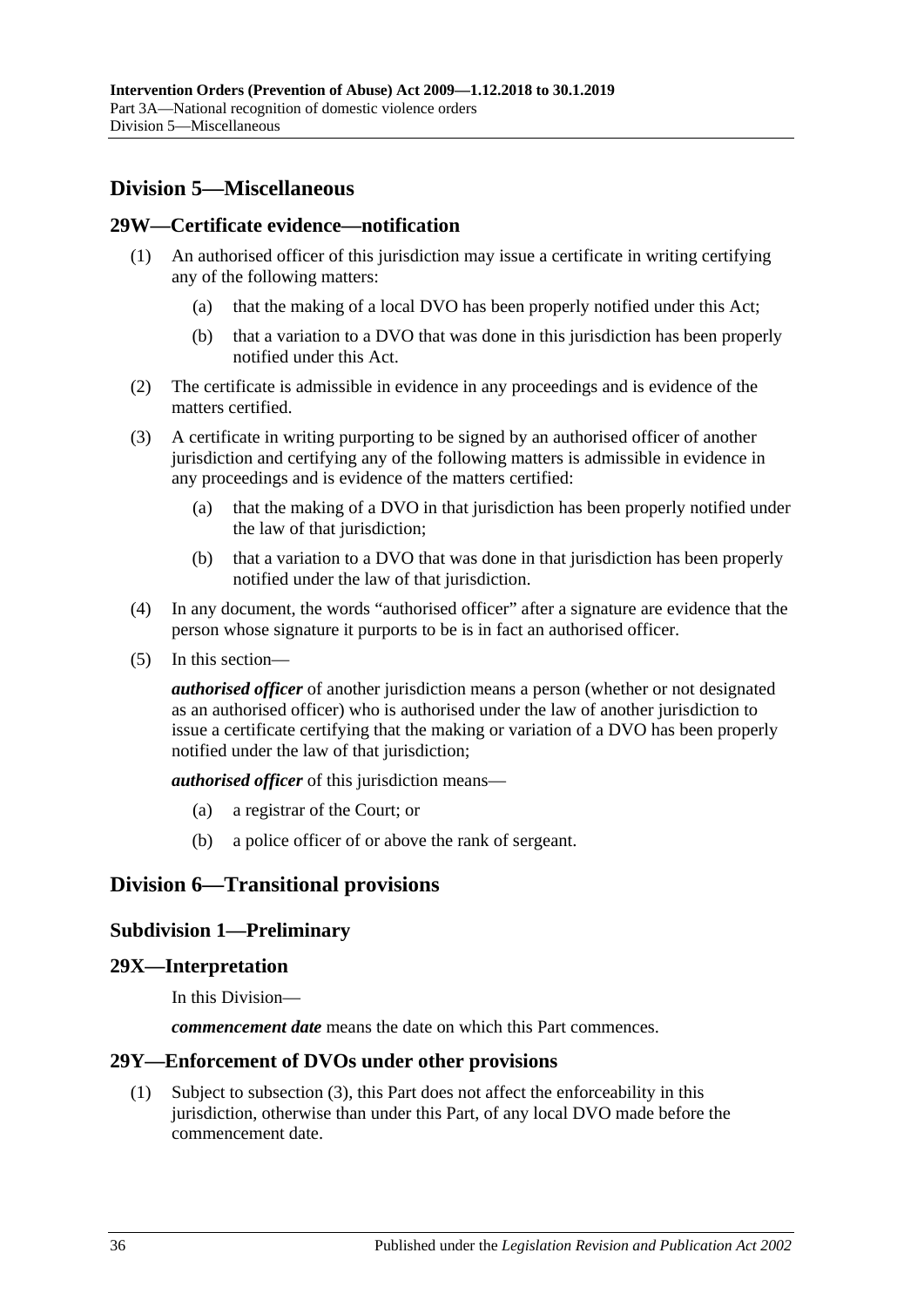## Division 5—Miscellaneous

### 29W—Certificate evidence—notification

(1) An authorised officer of this jurisdiction may issue a certificate in writing certifying any of the following matters:

- (a) that the making of a local DVO has been properly notified under this Act;
- (b) that a variation to a DVO that was done in this jurisdiction has been properly notified under this Act.

(2) The certificate is admissible in evidence in any proceedings and is evidence of the matters certified.

(3) A certificate in writing purporting to be signed by an authorised officer of another jurisdiction and certifying any of the following matters is admissible in evidence in any proceedings and is evidence of the matters certified:

- (a) that the making of a DVO in that jurisdiction has been properly notified under the law of that jurisdiction;
- (b) that a variation to a DVO that was done in that jurisdiction has been properly notified under the law of that jurisdiction.

(4) In any document, the words "authorised officer" after a signature are evidence that the person whose signature it purports to be is in fact an authorised officer.

(5) In this section—

***authorised officer*** of another jurisdiction means a person (whether or not designated as an authorised officer) who is authorised under the law of another jurisdiction to issue a certificate certifying that the making or variation of a DVO has been properly notified under the law of that jurisdiction;

***authorised officer*** of this jurisdiction means—

- (a) a registrar of the Court; or
- (b) a police officer of or above the rank of sergeant.

## Division 6—Transitional provisions

### Subdivision 1—Preliminary

### 29X—Interpretation

In this Division—

***commencement date*** means the date on which this Part commences.

### 29Y—Enforcement of DVOs under other provisions

(1) Subject to subsection (3), this Part does not affect the enforceability in this jurisdiction, otherwise than under this Part, of any local DVO made before the commencement date.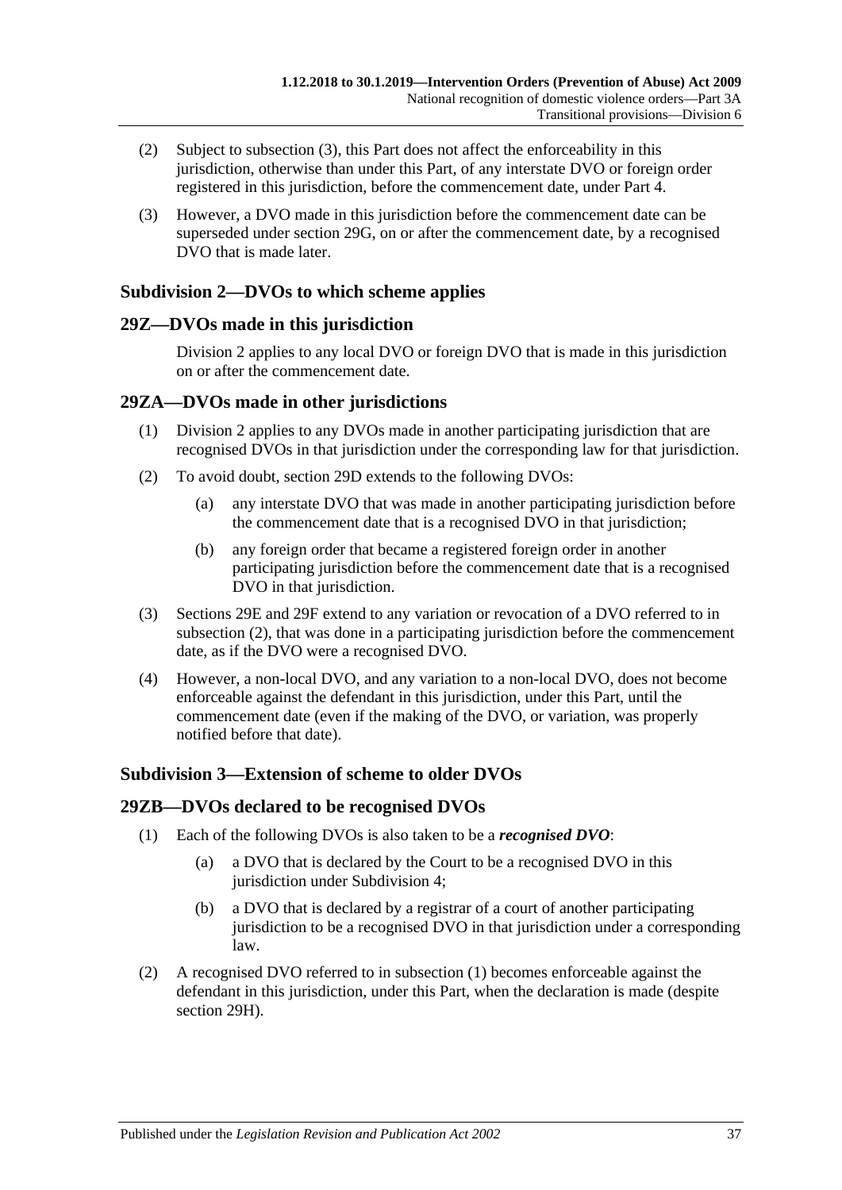(2) Subject to subsection (3), this Part does not affect the enforceability in this jurisdiction, otherwise than under this Part, of any interstate DVO or foreign order registered in this jurisdiction, before the commencement date, under Part 4.

(3) However, a DVO made in this jurisdiction before the commencement date can be superseded under section 29G, on or after the commencement date, by a recognised DVO that is made later.

### Subdivision 2—DVOs to which scheme applies

### 29Z—DVOs made in this jurisdiction

Division 2 applies to any local DVO or foreign DVO that is made in this jurisdiction on or after the commencement date.

### 29ZA—DVOs made in other jurisdictions

(1) Division 2 applies to any DVOs made in another participating jurisdiction that are recognised DVOs in that jurisdiction under the corresponding law for that jurisdiction.

(2) To avoid doubt, section 29D extends to the following DVOs:

(a) any interstate DVO that was made in another participating jurisdiction before the commencement date that is a recognised DVO in that jurisdiction;

(b) any foreign order that became a registered foreign order in another participating jurisdiction before the commencement date that is a recognised DVO in that jurisdiction.

(3) Sections 29E and 29F extend to any variation or revocation of a DVO referred to in subsection (2), that was done in a participating jurisdiction before the commencement date, as if the DVO were a recognised DVO.

(4) However, a non-local DVO, and any variation to a non-local DVO, does not become enforceable against the defendant in this jurisdiction, under this Part, until the commencement date (even if the making of the DVO, or variation, was properly notified before that date).

### Subdivision 3—Extension of scheme to older DVOs

### 29ZB—DVOs declared to be recognised DVOs

(1) Each of the following DVOs is also taken to be a ***recognised DVO***:

(a) a DVO that is declared by the Court to be a recognised DVO in this jurisdiction under Subdivision 4;

(b) a DVO that is declared by a registrar of a court of another participating jurisdiction to be a recognised DVO in that jurisdiction under a corresponding law.

(2) A recognised DVO referred to in subsection (1) becomes enforceable against the defendant in this jurisdiction, under this Part, when the declaration is made (despite section 29H).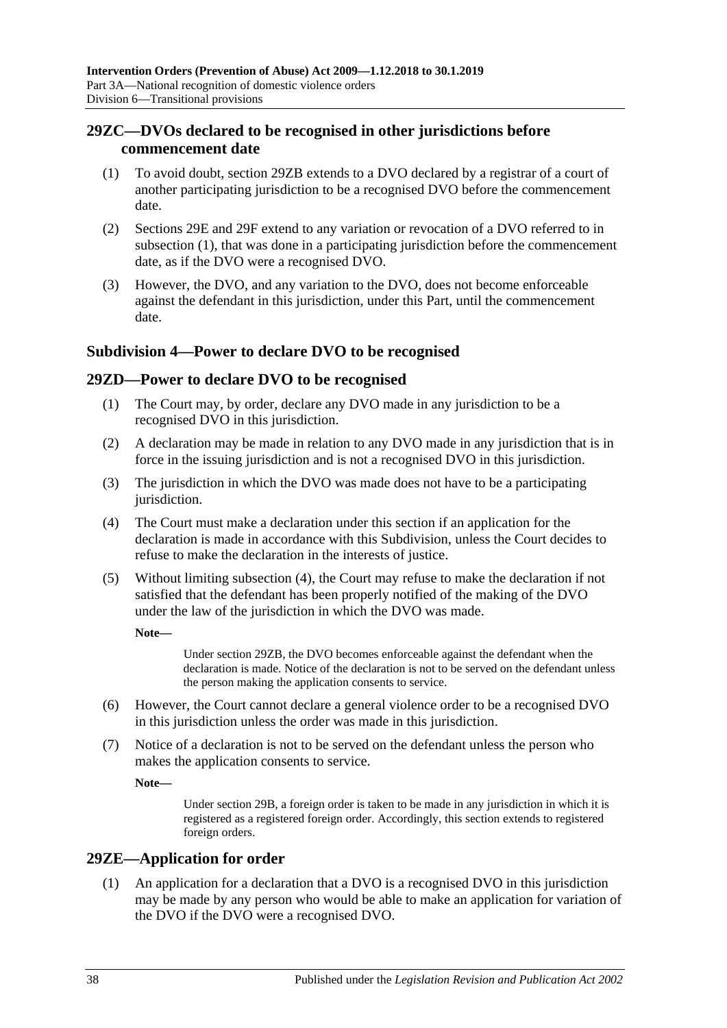## 29ZC—DVOs declared to be recognised in other jurisdictions before commencement date

(1) To avoid doubt, section 29ZB extends to a DVO declared by a registrar of a court of another participating jurisdiction to be a recognised DVO before the commencement date.

(2) Sections 29E and 29F extend to any variation or revocation of a DVO referred to in subsection (1), that was done in a participating jurisdiction before the commencement date, as if the DVO were a recognised DVO.

(3) However, the DVO, and any variation to the DVO, does not become enforceable against the defendant in this jurisdiction, under this Part, until the commencement date.

### Subdivision 4—Power to declare DVO to be recognised

## 29ZD—Power to declare DVO to be recognised

(1) The Court may, by order, declare any DVO made in any jurisdiction to be a recognised DVO in this jurisdiction.

(2) A declaration may be made in relation to any DVO made in any jurisdiction that is in force in the issuing jurisdiction and is not a recognised DVO in this jurisdiction.

(3) The jurisdiction in which the DVO was made does not have to be a participating jurisdiction.

(4) The Court must make a declaration under this section if an application for the declaration is made in accordance with this Subdivision, unless the Court decides to refuse to make the declaration in the interests of justice.

(5) Without limiting subsection (4), the Court may refuse to make the declaration if not satisfied that the defendant has been properly notified of the making of the DVO under the law of the jurisdiction in which the DVO was made.

**Note—**

> Under section 29ZB, the DVO becomes enforceable against the defendant when the declaration is made. Notice of the declaration is not to be served on the defendant unless the person making the application consents to service.

(6) However, the Court cannot declare a general violence order to be a recognised DVO in this jurisdiction unless the order was made in this jurisdiction.

(7) Notice of a declaration is not to be served on the defendant unless the person who makes the application consents to service.

**Note—**

> Under section 29B, a foreign order is taken to be made in any jurisdiction in which it is registered as a registered foreign order. Accordingly, this section extends to registered foreign orders.

## 29ZE—Application for order

(1) An application for a declaration that a DVO is a recognised DVO in this jurisdiction may be made by any person who would be able to make an application for variation of the DVO if the DVO were a recognised DVO.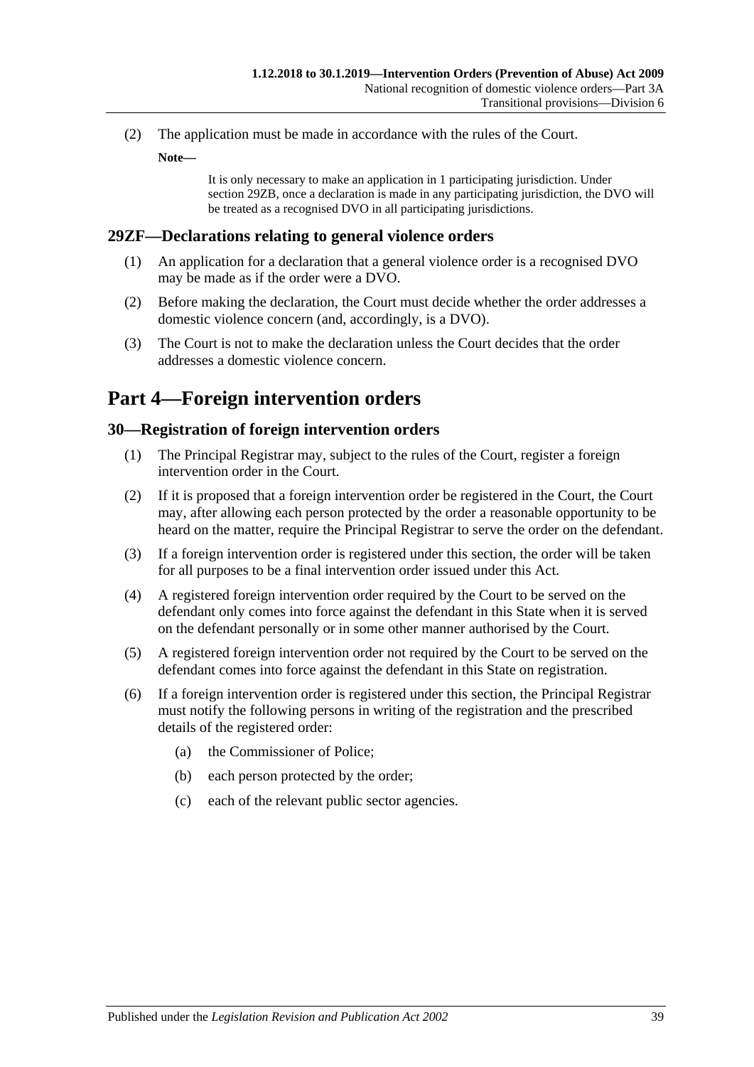(2) The application must be made in accordance with the rules of the Court.

**Note—**

It is only necessary to make an application in 1 participating jurisdiction. Under section 29ZB, once a declaration is made in any participating jurisdiction, the DVO will be treated as a recognised DVO in all participating jurisdictions.

### 29ZF—Declarations relating to general violence orders

(1) An application for a declaration that a general violence order is a recognised DVO may be made as if the order were a DVO.

(2) Before making the declaration, the Court must decide whether the order addresses a domestic violence concern (and, accordingly, is a DVO).

(3) The Court is not to make the declaration unless the Court decides that the order addresses a domestic violence concern.

## Part 4—Foreign intervention orders

### 30—Registration of foreign intervention orders

(1) The Principal Registrar may, subject to the rules of the Court, register a foreign intervention order in the Court.

(2) If it is proposed that a foreign intervention order be registered in the Court, the Court may, after allowing each person protected by the order a reasonable opportunity to be heard on the matter, require the Principal Registrar to serve the order on the defendant.

(3) If a foreign intervention order is registered under this section, the order will be taken for all purposes to be a final intervention order issued under this Act.

(4) A registered foreign intervention order required by the Court to be served on the defendant only comes into force against the defendant in this State when it is served on the defendant personally or in some other manner authorised by the Court.

(5) A registered foreign intervention order not required by the Court to be served on the defendant comes into force against the defendant in this State on registration.

(6) If a foreign intervention order is registered under this section, the Principal Registrar must notify the following persons in writing of the registration and the prescribed details of the registered order:

- (a) the Commissioner of Police;
- (b) each person protected by the order;
- (c) each of the relevant public sector agencies.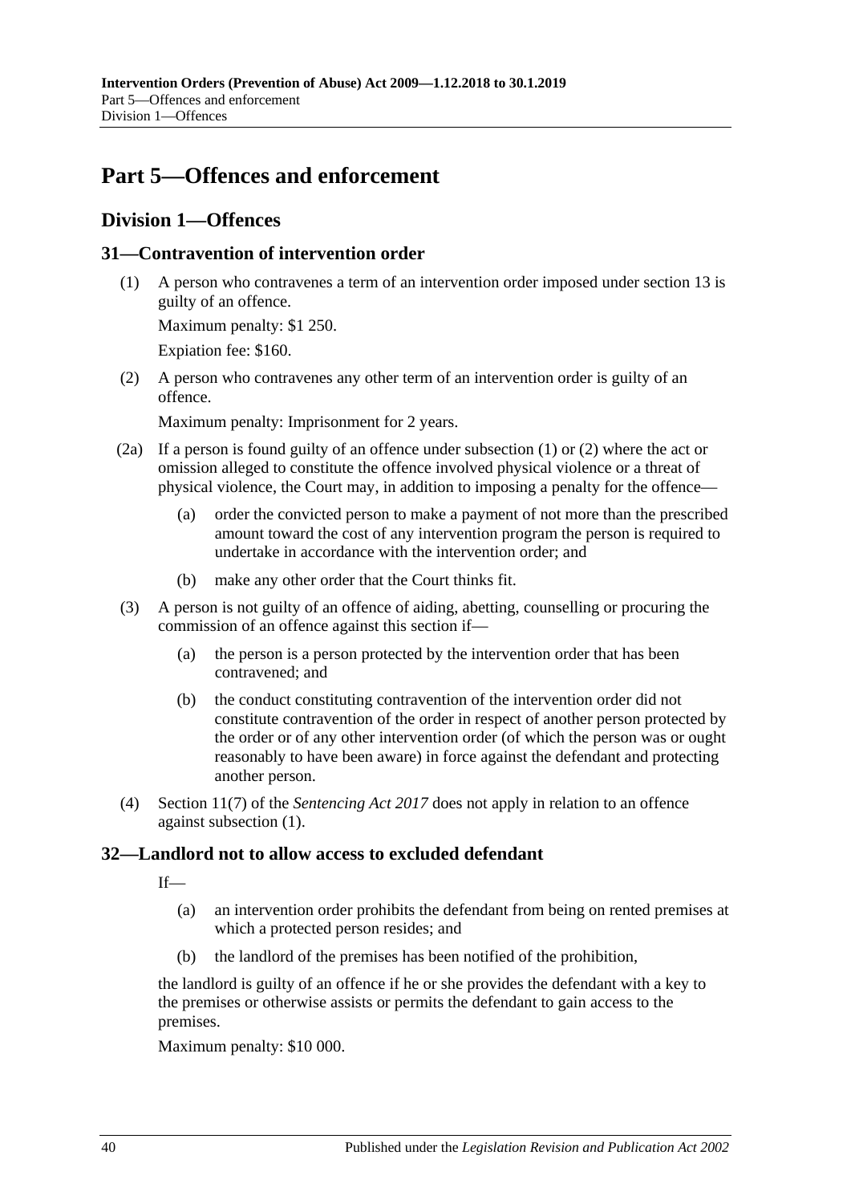# Part 5—Offences and enforcement

## Division 1—Offences

### 31—Contravention of intervention order

(1) A person who contravenes a term of an intervention order imposed under section 13 is guilty of an offence.

Maximum penalty: $1 250.

Expiation fee: $160.

(2) A person who contravenes any other term of an intervention order is guilty of an offence.

Maximum penalty: Imprisonment for 2 years.

(2a) If a person is found guilty of an offence under subsection (1) or (2) where the act or omission alleged to constitute the offence involved physical violence or a threat of physical violence, the Court may, in addition to imposing a penalty for the offence—

(a) order the convicted person to make a payment of not more than the prescribed amount toward the cost of any intervention program the person is required to undertake in accordance with the intervention order; and

(b) make any other order that the Court thinks fit.

(3) A person is not guilty of an offence of aiding, abetting, counselling or procuring the commission of an offence against this section if—

(a) the person is a person protected by the intervention order that has been contravened; and

(b) the conduct constituting contravention of the intervention order did not constitute contravention of the order in respect of another person protected by the order or of any other intervention order (of which the person was or ought reasonably to have been aware) in force against the defendant and protecting another person.

(4) Section 11(7) of the *Sentencing Act 2017* does not apply in relation to an offence against subsection (1).

### 32—Landlord not to allow access to excluded defendant

If—

(a) an intervention order prohibits the defendant from being on rented premises at which a protected person resides; and

(b) the landlord of the premises has been notified of the prohibition,

the landlord is guilty of an offence if he or she provides the defendant with a key to the premises or otherwise assists or permits the defendant to gain access to the premises.

Maximum penalty: $10 000.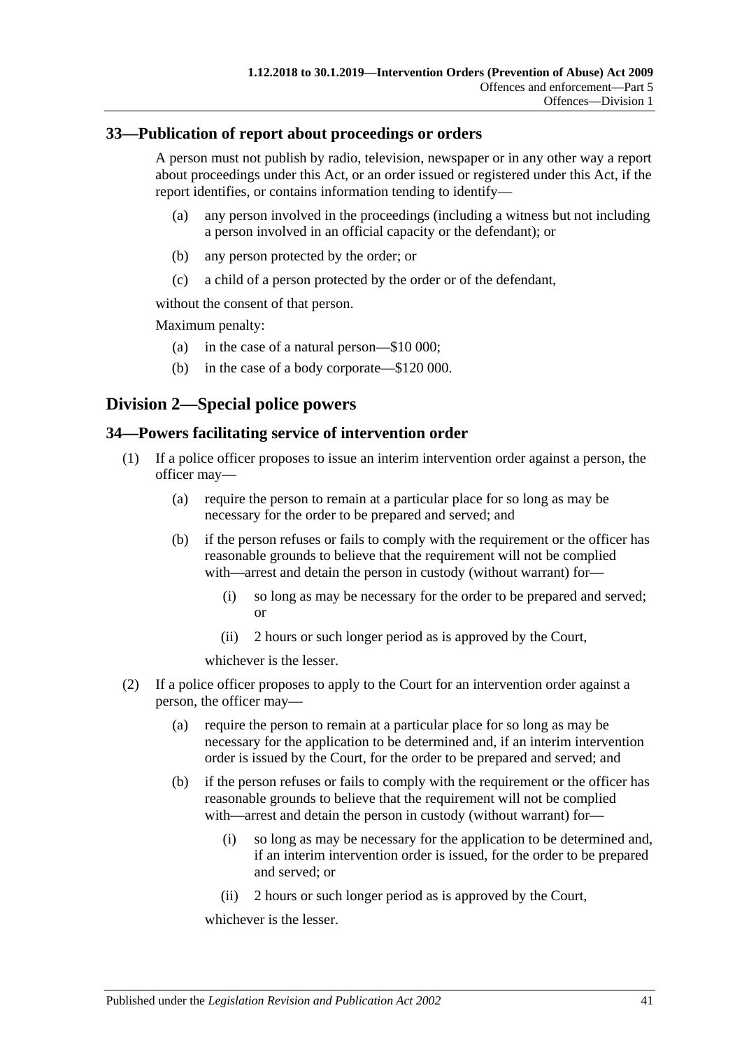## 33—Publication of report about proceedings or orders

A person must not publish by radio, television, newspaper or in any other way a report about proceedings under this Act, or an order issued or registered under this Act, if the report identifies, or contains information tending to identify—

(a) any person involved in the proceedings (including a witness but not including a person involved in an official capacity or the defendant); or

(b) any person protected by the order; or

(c) a child of a person protected by the order or of the defendant,

without the consent of that person.

Maximum penalty:

(a) in the case of a natural person—$10 000;

(b) in the case of a body corporate—$120 000.

# Division 2—Special police powers

## 34—Powers facilitating service of intervention order

(1) If a police officer proposes to issue an interim intervention order against a person, the officer may—

(a) require the person to remain at a particular place for so long as may be necessary for the order to be prepared and served; and

(b) if the person refuses or fails to comply with the requirement or the officer has reasonable grounds to believe that the requirement will not be complied with—arrest and detain the person in custody (without warrant) for—

(i) so long as may be necessary for the order to be prepared and served; or

(ii) 2 hours or such longer period as is approved by the Court,

whichever is the lesser.

(2) If a police officer proposes to apply to the Court for an intervention order against a person, the officer may—

(a) require the person to remain at a particular place for so long as may be necessary for the application to be determined and, if an interim intervention order is issued by the Court, for the order to be prepared and served; and

(b) if the person refuses or fails to comply with the requirement or the officer has reasonable grounds to believe that the requirement will not be complied with—arrest and detain the person in custody (without warrant) for—

(i) so long as may be necessary for the application to be determined and, if an interim intervention order is issued, for the order to be prepared and served; or

(ii) 2 hours or such longer period as is approved by the Court,

whichever is the lesser.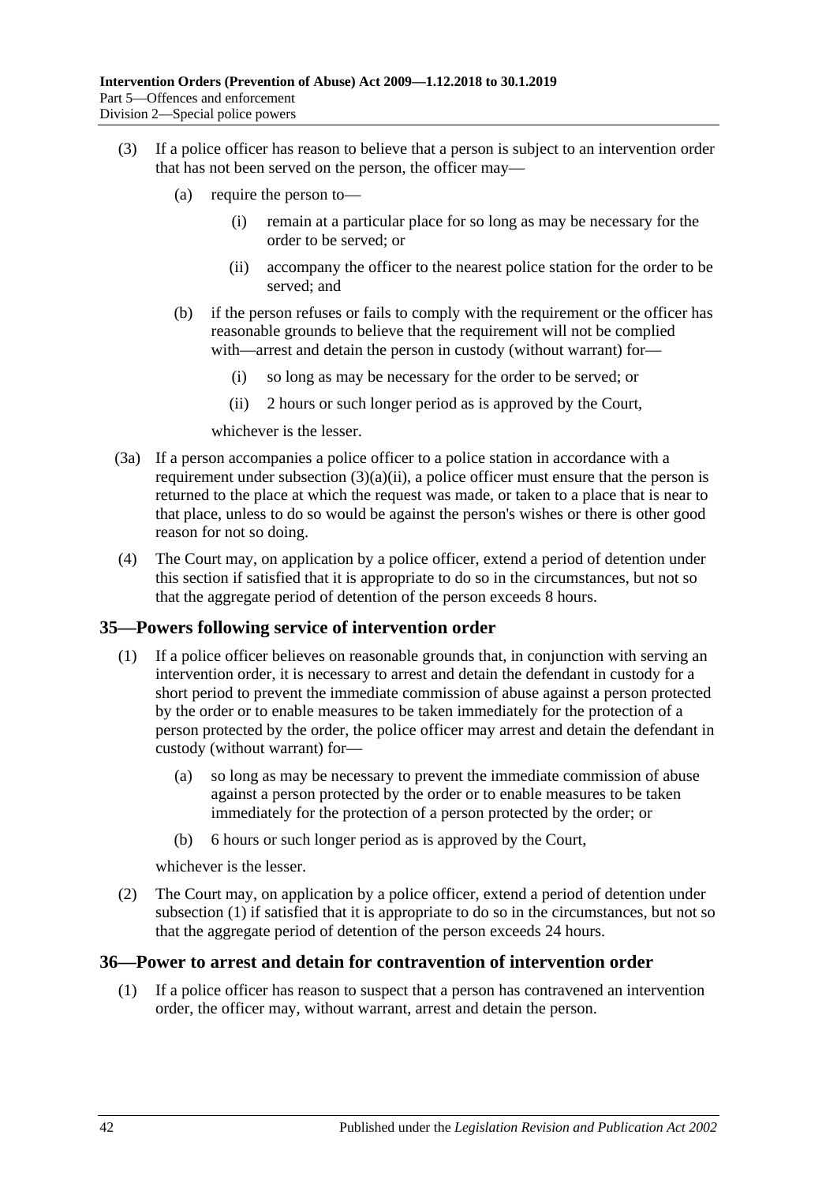(3) If a police officer has reason to believe that a person is subject to an intervention order that has not been served on the person, the officer may—

   (a) require the person to—

      (i) remain at a particular place for so long as may be necessary for the order to be served; or

      (ii) accompany the officer to the nearest police station for the order to be served; and

   (b) if the person refuses or fails to comply with the requirement or the officer has reasonable grounds to believe that the requirement will not be complied with—arrest and detain the person in custody (without warrant) for—

      (i) so long as may be necessary for the order to be served; or

      (ii) 2 hours or such longer period as is approved by the Court,

   whichever is the lesser.

(3a) If a person accompanies a police officer to a police station in accordance with a requirement under subsection (3)(a)(ii), a police officer must ensure that the person is returned to the place at which the request was made, or taken to a place that is near to that place, unless to do so would be against the person's wishes or there is other good reason for not so doing.

(4) The Court may, on application by a police officer, extend a period of detention under this section if satisfied that it is appropriate to do so in the circumstances, but not so that the aggregate period of detention of the person exceeds 8 hours.

## 35—Powers following service of intervention order

(1) If a police officer believes on reasonable grounds that, in conjunction with serving an intervention order, it is necessary to arrest and detain the defendant in custody for a short period to prevent the immediate commission of abuse against a person protected by the order or to enable measures to be taken immediately for the protection of a person protected by the order, the police officer may arrest and detain the defendant in custody (without warrant) for—

   (a) so long as may be necessary to prevent the immediate commission of abuse against a person protected by the order or to enable measures to be taken immediately for the protection of a person protected by the order; or

   (b) 6 hours or such longer period as is approved by the Court,

   whichever is the lesser.

(2) The Court may, on application by a police officer, extend a period of detention under subsection (1) if satisfied that it is appropriate to do so in the circumstances, but not so that the aggregate period of detention of the person exceeds 24 hours.

## 36—Power to arrest and detain for contravention of intervention order

(1) If a police officer has reason to suspect that a person has contravened an intervention order, the officer may, without warrant, arrest and detain the person.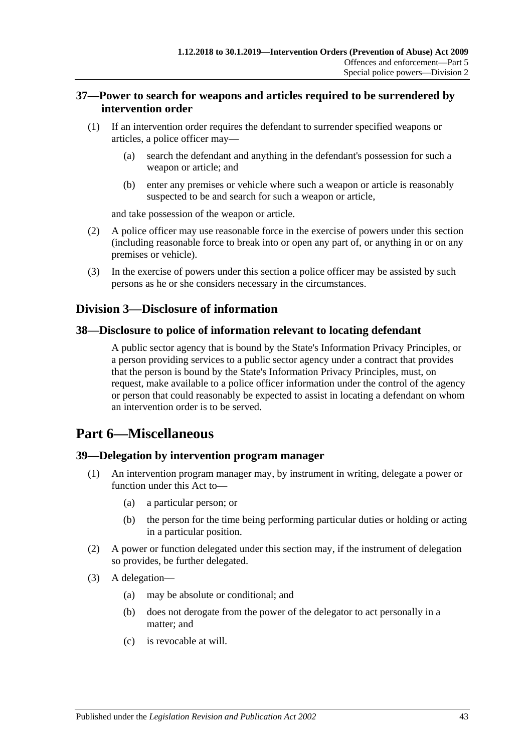### 37—Power to search for weapons and articles required to be surrendered by intervention order

(1) If an intervention order requires the defendant to surrender specified weapons or articles, a police officer may—

(a) search the defendant and anything in the defendant's possession for such a weapon or article; and

(b) enter any premises or vehicle where such a weapon or article is reasonably suspected to be and search for such a weapon or article,

and take possession of the weapon or article.

(2) A police officer may use reasonable force in the exercise of powers under this section (including reasonable force to break into or open any part of, or anything in or on any premises or vehicle).

(3) In the exercise of powers under this section a police officer may be assisted by such persons as he or she considers necessary in the circumstances.

## Division 3—Disclosure of information

### 38—Disclosure to police of information relevant to locating defendant

A public sector agency that is bound by the State's Information Privacy Principles, or a person providing services to a public sector agency under a contract that provides that the person is bound by the State's Information Privacy Principles, must, on request, make available to a police officer information under the control of the agency or person that could reasonably be expected to assist in locating a defendant on whom an intervention order is to be served.

# Part 6—Miscellaneous

### 39—Delegation by intervention program manager

(1) An intervention program manager may, by instrument in writing, delegate a power or function under this Act to—

(a) a particular person; or

(b) the person for the time being performing particular duties or holding or acting in a particular position.

(2) A power or function delegated under this section may, if the instrument of delegation so provides, be further delegated.

(3) A delegation—

(a) may be absolute or conditional; and

(b) does not derogate from the power of the delegator to act personally in a matter; and

(c) is revocable at will.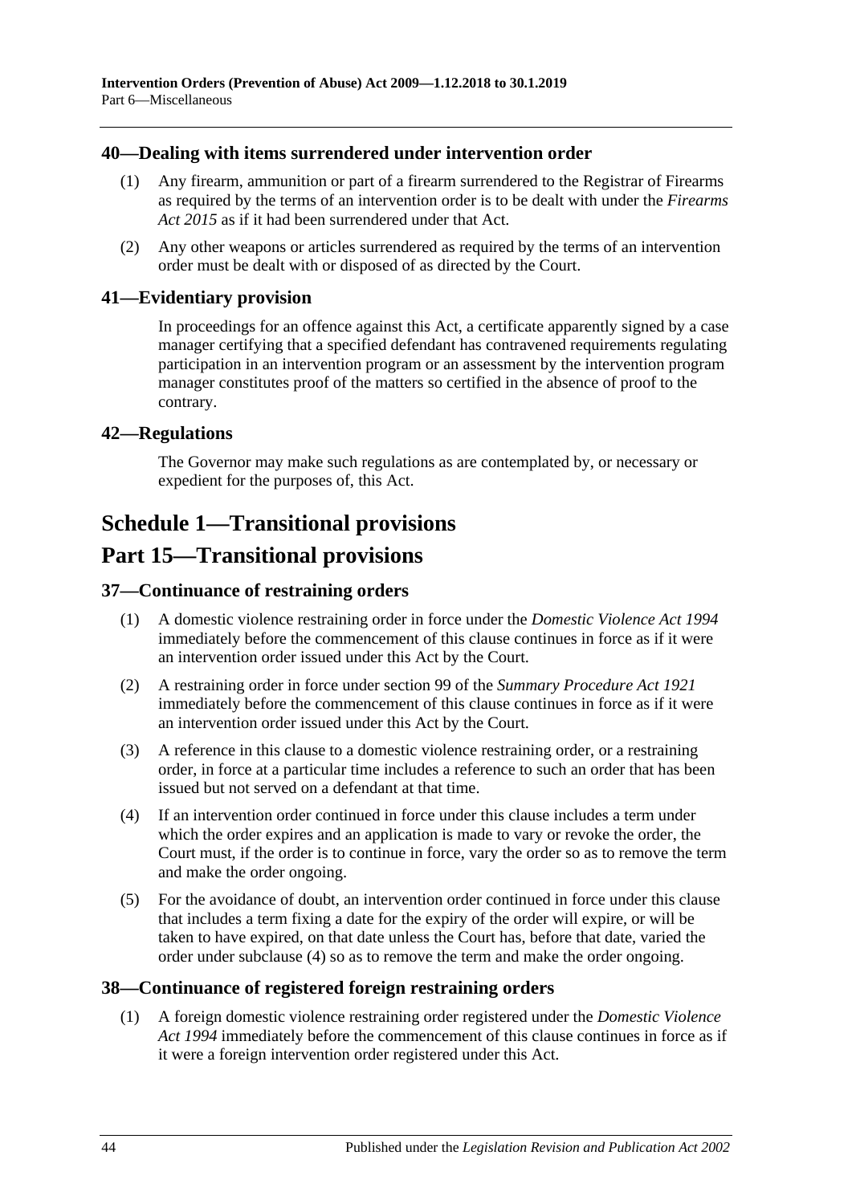## 40—Dealing with items surrendered under intervention order

(1) Any firearm, ammunition or part of a firearm surrendered to the Registrar of Firearms as required by the terms of an intervention order is to be dealt with under the *Firearms Act 2015* as if it had been surrendered under that Act.

(2) Any other weapons or articles surrendered as required by the terms of an intervention order must be dealt with or disposed of as directed by the Court.

## 41—Evidentiary provision

In proceedings for an offence against this Act, a certificate apparently signed by a case manager certifying that a specified defendant has contravened requirements regulating participation in an intervention program or an assessment by the intervention program manager constitutes proof of the matters so certified in the absence of proof to the contrary.

## 42—Regulations

The Governor may make such regulations as are contemplated by, or necessary or expedient for the purposes of, this Act.

# Schedule 1—Transitional provisions

# Part 15—Transitional provisions

## 37—Continuance of restraining orders

(1) A domestic violence restraining order in force under the *Domestic Violence Act 1994* immediately before the commencement of this clause continues in force as if it were an intervention order issued under this Act by the Court.

(2) A restraining order in force under section 99 of the *Summary Procedure Act 1921* immediately before the commencement of this clause continues in force as if it were an intervention order issued under this Act by the Court.

(3) A reference in this clause to a domestic violence restraining order, or a restraining order, in force at a particular time includes a reference to such an order that has been issued but not served on a defendant at that time.

(4) If an intervention order continued in force under this clause includes a term under which the order expires and an application is made to vary or revoke the order, the Court must, if the order is to continue in force, vary the order so as to remove the term and make the order ongoing.

(5) For the avoidance of doubt, an intervention order continued in force under this clause that includes a term fixing a date for the expiry of the order will expire, or will be taken to have expired, on that date unless the Court has, before that date, varied the order under subclause (4) so as to remove the term and make the order ongoing.

## 38—Continuance of registered foreign restraining orders

(1) A foreign domestic violence restraining order registered under the *Domestic Violence Act 1994* immediately before the commencement of this clause continues in force as if it were a foreign intervention order registered under this Act.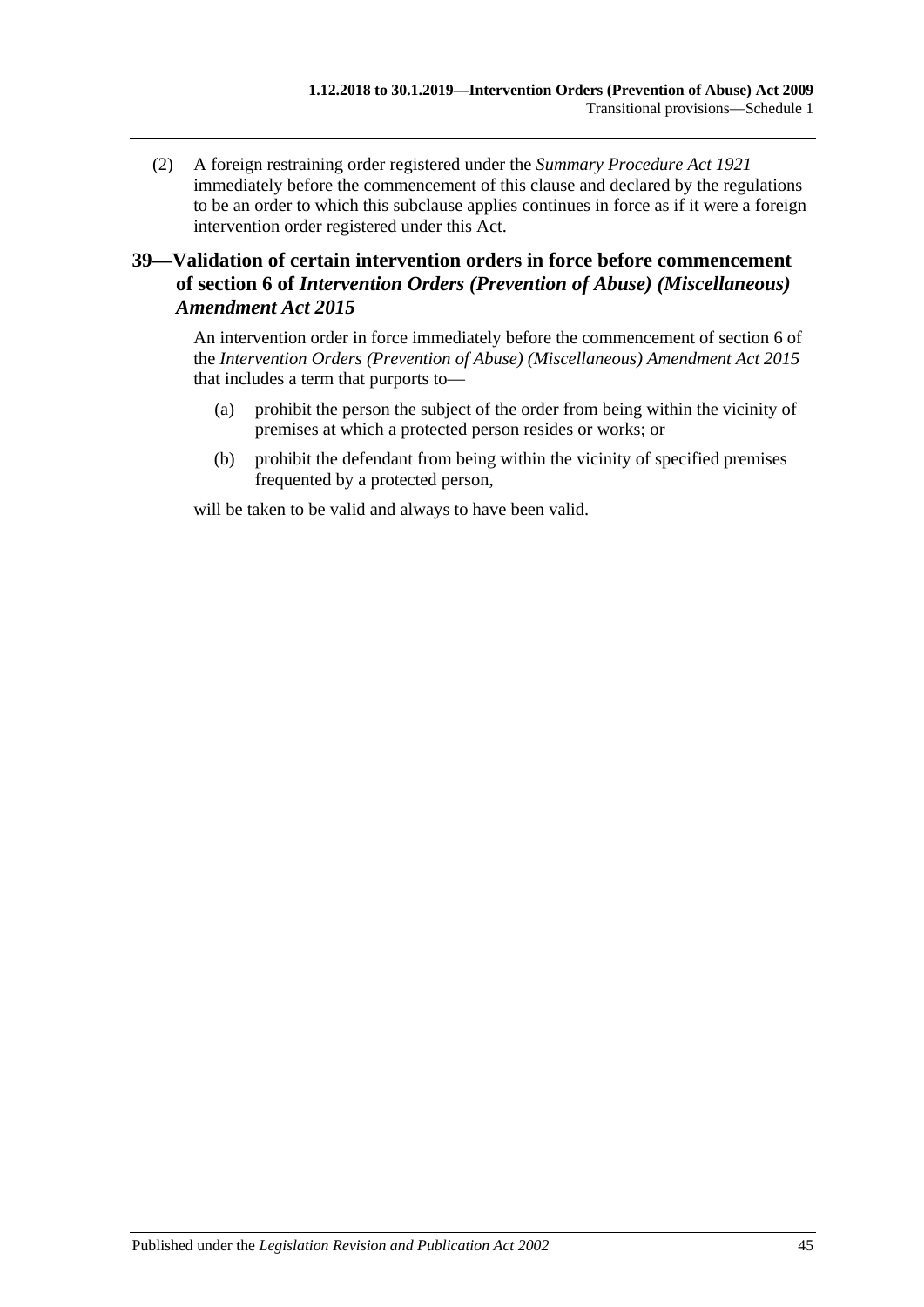(2) A foreign restraining order registered under the *Summary Procedure Act 1921* immediately before the commencement of this clause and declared by the regulations to be an order to which this subclause applies continues in force as if it were a foreign intervention order registered under this Act.

## 39—Validation of certain intervention orders in force before commencement of section 6 of *Intervention Orders (Prevention of Abuse) (Miscellaneous) Amendment Act 2015*

An intervention order in force immediately before the commencement of section 6 of the *Intervention Orders (Prevention of Abuse) (Miscellaneous) Amendment Act 2015* that includes a term that purports to—

(a) prohibit the person the subject of the order from being within the vicinity of premises at which a protected person resides or works; or

(b) prohibit the defendant from being within the vicinity of specified premises frequented by a protected person,

will be taken to be valid and always to have been valid.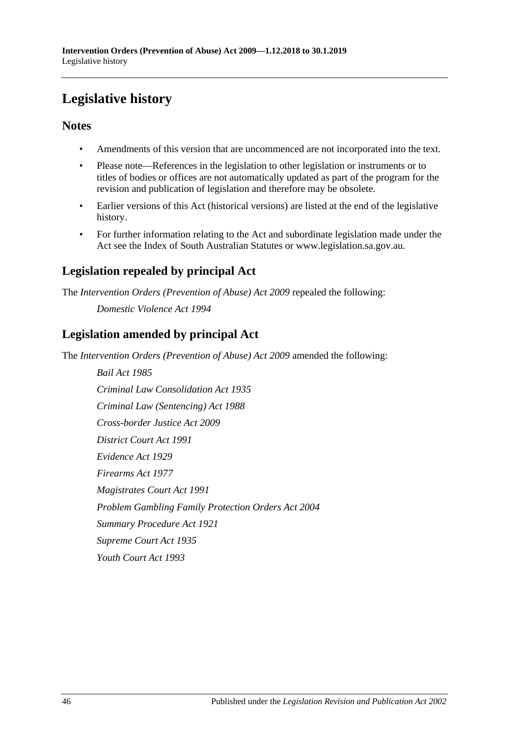# Legislative history

## Notes

- Amendments of this version that are uncommenced are not incorporated into the text.
- Please note—References in the legislation to other legislation or instruments or to titles of bodies or offices are not automatically updated as part of the program for the revision and publication of legislation and therefore may be obsolete.
- Earlier versions of this Act (historical versions) are listed at the end of the legislative history.
- For further information relating to the Act and subordinate legislation made under the Act see the Index of South Australian Statutes or www.legislation.sa.gov.au.

## Legislation repealed by principal Act

The *Intervention Orders (Prevention of Abuse) Act 2009* repealed the following:

*Domestic Violence Act 1994*

## Legislation amended by principal Act

The *Intervention Orders (Prevention of Abuse) Act 2009* amended the following:

*Bail Act 1985*

*Criminal Law Consolidation Act 1935*

*Criminal Law (Sentencing) Act 1988*

*Cross-border Justice Act 2009*

*District Court Act 1991*

*Evidence Act 1929*

*Firearms Act 1977*

*Magistrates Court Act 1991*

*Problem Gambling Family Protection Orders Act 2004*

*Summary Procedure Act 1921*

*Supreme Court Act 1935*

*Youth Court Act 1993*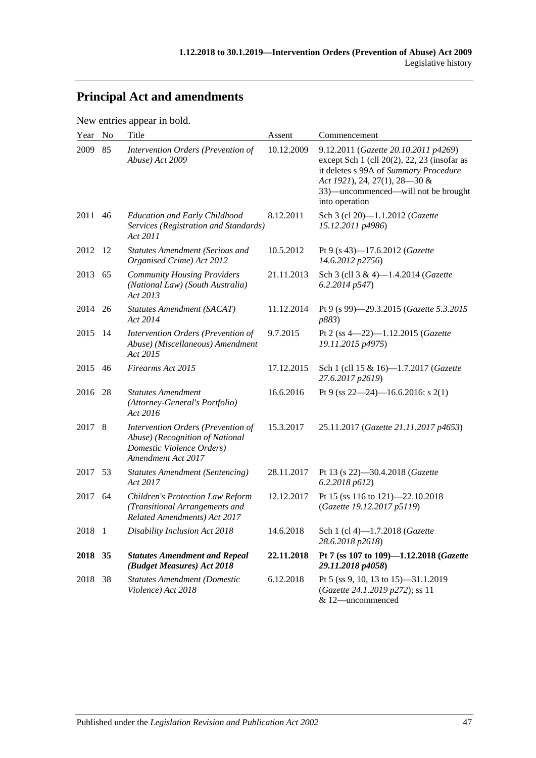## Principal Act and amendments

New entries appear in bold.

| Year | No | Title | Assent | Commencement |
|---|---|---|---|---|
| 2009 | 85 | *Intervention Orders (Prevention of Abuse) Act 2009* | 10.12.2009 | 9.12.2011 (*Gazette 20.10.2011 p4269*) except Sch 1 (cll 20(2), 22, 23 (insofar as it deletes s 99A of *Summary Procedure Act 1921*), 24, 27(1), 28—30 & 33)—uncommenced—will not be brought into operation |
| 2011 | 46 | *Education and Early Childhood Services (Registration and Standards) Act 2011* | 8.12.2011 | Sch 3 (cl 20)—1.1.2012 (*Gazette 15.12.2011 p4986*) |
| 2012 | 12 | *Statutes Amendment (Serious and Organised Crime) Act 2012* | 10.5.2012 | Pt 9 (s 43)—17.6.2012 (*Gazette 14.6.2012 p2756*) |
| 2013 | 65 | *Community Housing Providers (National Law) (South Australia) Act 2013* | 21.11.2013 | Sch 3 (cll 3 & 4)—1.4.2014 (*Gazette 6.2.2014 p547*) |
| 2014 | 26 | *Statutes Amendment (SACAT) Act 2014* | 11.12.2014 | Pt 9 (s 99)—29.3.2015 (*Gazette 5.3.2015 p883*) |
| 2015 | 14 | *Intervention Orders (Prevention of Abuse) (Miscellaneous) Amendment Act 2015* | 9.7.2015 | Pt 2 (ss 4—22)—1.12.2015 (*Gazette 19.11.2015 p4975*) |
| 2015 | 46 | *Firearms Act 2015* | 17.12.2015 | Sch 1 (cll 15 & 16)—1.7.2017 (*Gazette 27.6.2017 p2619*) |
| 2016 | 28 | *Statutes Amendment (Attorney-General's Portfolio) Act 2016* | 16.6.2016 | Pt 9 (ss 22—24)—16.6.2016: s 2(1) |
| 2017 | 8 | *Intervention Orders (Prevention of Abuse) (Recognition of National Domestic Violence Orders) Amendment Act 2017* | 15.3.2017 | 25.11.2017 (*Gazette 21.11.2017 p4653*) |
| 2017 | 53 | *Statutes Amendment (Sentencing) Act 2017* | 28.11.2017 | Pt 13 (s 22)—30.4.2018 (*Gazette 6.2.2018 p612*) |
| 2017 | 64 | *Children's Protection Law Reform (Transitional Arrangements and Related Amendments) Act 2017* | 12.12.2017 | Pt 15 (ss 116 to 121)—22.10.2018 (*Gazette 19.12.2017 p5119*) |
| 2018 | 1 | *Disability Inclusion Act 2018* | 14.6.2018 | Sch 1 (cl 4)—1.7.2018 (*Gazette 28.6.2018 p2618*) |
| **2018** | **35** | ***Statutes Amendment and Repeal (Budget Measures) Act 2018*** | **22.11.2018** | **Pt 7 (ss 107 to 109)—1.12.2018 (*Gazette 29.11.2018 p4058*)** |
| 2018 | 38 | *Statutes Amendment (Domestic Violence) Act 2018* | 6.12.2018 | Pt 5 (ss 9, 10, 13 to 15)—31.1.2019 (*Gazette 24.1.2019 p272*); ss 11 & 12—uncommenced |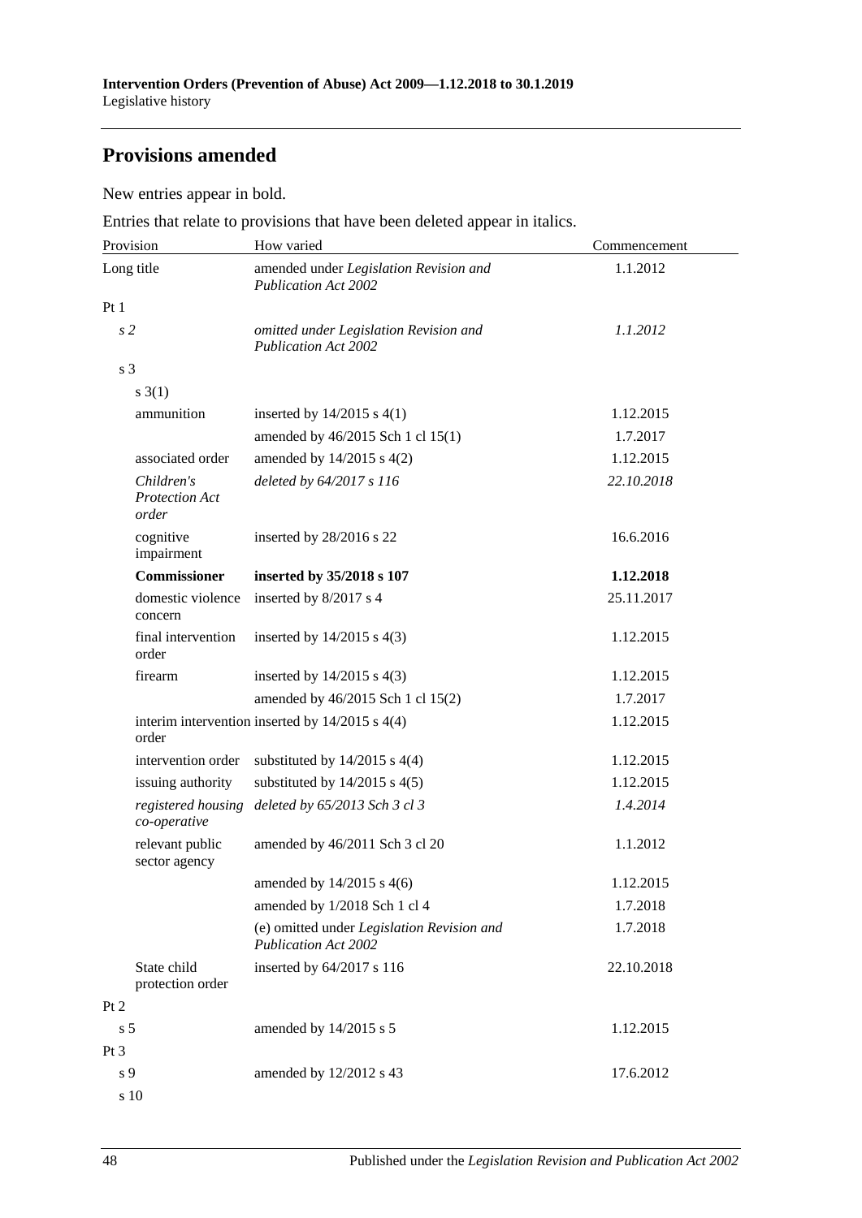## Provisions amended

New entries appear in bold.

Entries that relate to provisions that have been deleted appear in italics.

| Provision | How varied | Commencement |
|---|---|---|
| Long title | amended under *Legislation Revision and Publication Act 2002* | 1.1.2012 |
| Pt 1 | | |
| *s 2* | *omitted under Legislation Revision and Publication Act 2002* | *1.1.2012* |
| s 3 | | |
| s 3(1) | | |
| ammunition | inserted by 14/2015 s 4(1) | 1.12.2015 |
| | amended by 46/2015 Sch 1 cl 15(1) | 1.7.2017 |
| associated order | amended by 14/2015 s 4(2) | 1.12.2015 |
| *Children's Protection Act order* | *deleted by 64/2017 s 116* | *22.10.2018* |
| cognitive impairment | inserted by 28/2016 s 22 | 16.6.2016 |
| **Commissioner** | **inserted by 35/2018 s 107** | **1.12.2018** |
| domestic violence concern | inserted by 8/2017 s 4 | 25.11.2017 |
| final intervention order | inserted by 14/2015 s 4(3) | 1.12.2015 |
| firearm | inserted by 14/2015 s 4(3) | 1.12.2015 |
| | amended by 46/2015 Sch 1 cl 15(2) | 1.7.2017 |
| interim intervention order | inserted by 14/2015 s 4(4) | 1.12.2015 |
| intervention order | substituted by 14/2015 s 4(4) | 1.12.2015 |
| issuing authority | substituted by 14/2015 s 4(5) | 1.12.2015 |
| *registered housing co-operative* | *deleted by 65/2013 Sch 3 cl 3* | *1.4.2014* |
| relevant public sector agency | amended by 46/2011 Sch 3 cl 20 | 1.1.2012 |
| | amended by 14/2015 s 4(6) | 1.12.2015 |
| | amended by 1/2018 Sch 1 cl 4 | 1.7.2018 |
| | (e) omitted under *Legislation Revision and Publication Act 2002* | 1.7.2018 |
| State child protection order | inserted by 64/2017 s 116 | 22.10.2018 |
| Pt 2 | | |
| s 5 | amended by 14/2015 s 5 | 1.12.2015 |
| Pt 3 | | |
| s 9 | amended by 12/2012 s 43 | 17.6.2012 |
| s 10 | | |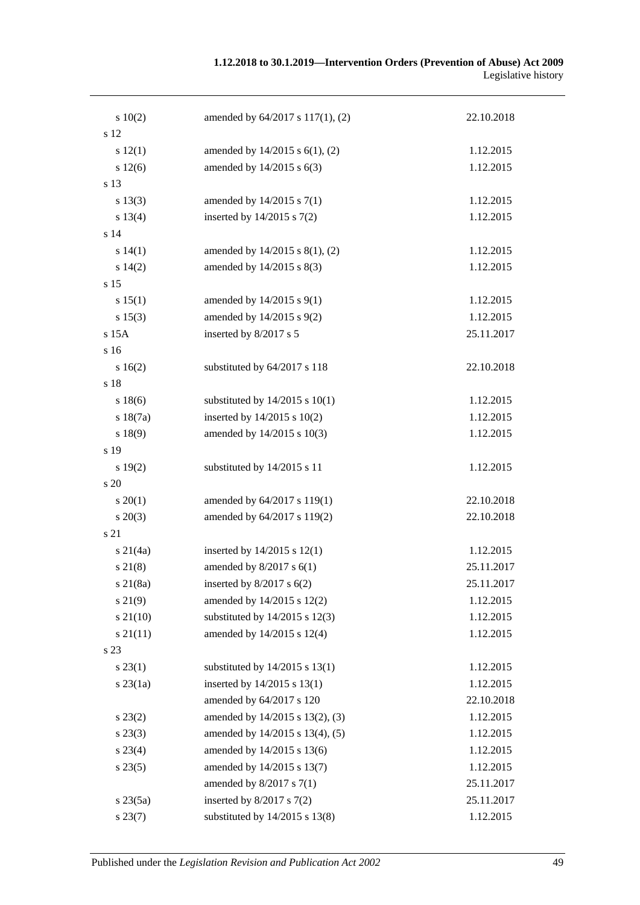| | | |
|---|---|---|
| s 10(2) | amended by 64/2017 s 117(1), (2) | 22.10.2018 |
| s 12 | | |
| s 12(1) | amended by 14/2015 s 6(1), (2) | 1.12.2015 |
| s 12(6) | amended by 14/2015 s 6(3) | 1.12.2015 |
| s 13 | | |
| s 13(3) | amended by 14/2015 s 7(1) | 1.12.2015 |
| s 13(4) | inserted by 14/2015 s 7(2) | 1.12.2015 |
| s 14 | | |
| s 14(1) | amended by 14/2015 s 8(1), (2) | 1.12.2015 |
| s 14(2) | amended by 14/2015 s 8(3) | 1.12.2015 |
| s 15 | | |
| s 15(1) | amended by 14/2015 s 9(1) | 1.12.2015 |
| s 15(3) | amended by 14/2015 s 9(2) | 1.12.2015 |
| s 15A | inserted by 8/2017 s 5 | 25.11.2017 |
| s 16 | | |
| s 16(2) | substituted by 64/2017 s 118 | 22.10.2018 |
| s 18 | | |
| s 18(6) | substituted by 14/2015 s 10(1) | 1.12.2015 |
| s 18(7a) | inserted by 14/2015 s 10(2) | 1.12.2015 |
| s 18(9) | amended by 14/2015 s 10(3) | 1.12.2015 |
| s 19 | | |
| s 19(2) | substituted by 14/2015 s 11 | 1.12.2015 |
| s 20 | | |
| s 20(1) | amended by 64/2017 s 119(1) | 22.10.2018 |
| s 20(3) | amended by 64/2017 s 119(2) | 22.10.2018 |
| s 21 | | |
| s 21(4a) | inserted by 14/2015 s 12(1) | 1.12.2015 |
| s 21(8) | amended by 8/2017 s 6(1) | 25.11.2017 |
| s 21(8a) | inserted by 8/2017 s 6(2) | 25.11.2017 |
| s 21(9) | amended by 14/2015 s 12(2) | 1.12.2015 |
| s 21(10) | substituted by 14/2015 s 12(3) | 1.12.2015 |
| s 21(11) | amended by 14/2015 s 12(4) | 1.12.2015 |
| s 23 | | |
| s 23(1) | substituted by 14/2015 s 13(1) | 1.12.2015 |
| s 23(1a) | inserted by 14/2015 s 13(1) | 1.12.2015 |
| | amended by 64/2017 s 120 | 22.10.2018 |
| s 23(2) | amended by 14/2015 s 13(2), (3) | 1.12.2015 |
| s 23(3) | amended by 14/2015 s 13(4), (5) | 1.12.2015 |
| s 23(4) | amended by 14/2015 s 13(6) | 1.12.2015 |
| s 23(5) | amended by 14/2015 s 13(7) | 1.12.2015 |
| | amended by 8/2017 s 7(1) | 25.11.2017 |
| s 23(5a) | inserted by 8/2017 s 7(2) | 25.11.2017 |
| s 23(7) | substituted by 14/2015 s 13(8) | 1.12.2015 |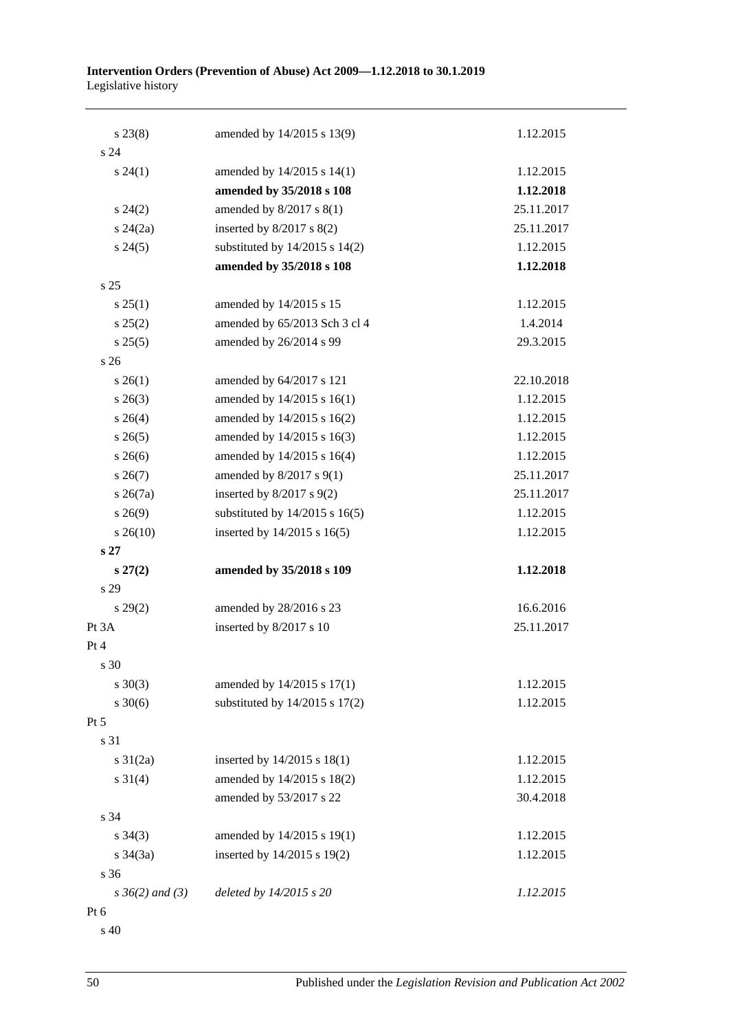| | | |
|---|---|---|
| s 23(8) | amended by 14/2015 s 13(9) | 1.12.2015 |
| s 24 | | |
| s 24(1) | amended by 14/2015 s 14(1) | 1.12.2015 |
| | **amended by 35/2018 s 108** | **1.12.2018** |
| s 24(2) | amended by 8/2017 s 8(1) | 25.11.2017 |
| s 24(2a) | inserted by 8/2017 s 8(2) | 25.11.2017 |
| s 24(5) | substituted by 14/2015 s 14(2) | 1.12.2015 |
| | **amended by 35/2018 s 108** | **1.12.2018** |
| s 25 | | |
| s 25(1) | amended by 14/2015 s 15 | 1.12.2015 |
| s 25(2) | amended by 65/2013 Sch 3 cl 4 | 1.4.2014 |
| s 25(5) | amended by 26/2014 s 99 | 29.3.2015 |
| s 26 | | |
| s 26(1) | amended by 64/2017 s 121 | 22.10.2018 |
| s 26(3) | amended by 14/2015 s 16(1) | 1.12.2015 |
| s 26(4) | amended by 14/2015 s 16(2) | 1.12.2015 |
| s 26(5) | amended by 14/2015 s 16(3) | 1.12.2015 |
| s 26(6) | amended by 14/2015 s 16(4) | 1.12.2015 |
| s 26(7) | amended by 8/2017 s 9(1) | 25.11.2017 |
| s 26(7a) | inserted by 8/2017 s 9(2) | 25.11.2017 |
| s 26(9) | substituted by 14/2015 s 16(5) | 1.12.2015 |
| s 26(10) | inserted by 14/2015 s 16(5) | 1.12.2015 |
| **s 27** | | |
| **s 27(2)** | **amended by 35/2018 s 109** | **1.12.2018** |
| s 29 | | |
| s 29(2) | amended by 28/2016 s 23 | 16.6.2016 |
| Pt 3A | inserted by 8/2017 s 10 | 25.11.2017 |
| Pt 4 | | |
| s 30 | | |
| s 30(3) | amended by 14/2015 s 17(1) | 1.12.2015 |
| s 30(6) | substituted by 14/2015 s 17(2) | 1.12.2015 |
| Pt 5 | | |
| s 31 | | |
| s 31(2a) | inserted by 14/2015 s 18(1) | 1.12.2015 |
| s 31(4) | amended by 14/2015 s 18(2) | 1.12.2015 |
| | amended by 53/2017 s 22 | 30.4.2018 |
| s 34 | | |
| s 34(3) | amended by 14/2015 s 19(1) | 1.12.2015 |
| s 34(3a) | inserted by 14/2015 s 19(2) | 1.12.2015 |
| s 36 | | |
| *s 36(2) and (3)* | *deleted by 14/2015 s 20* | *1.12.2015* |
| Pt 6 | | |
| s 40 | | |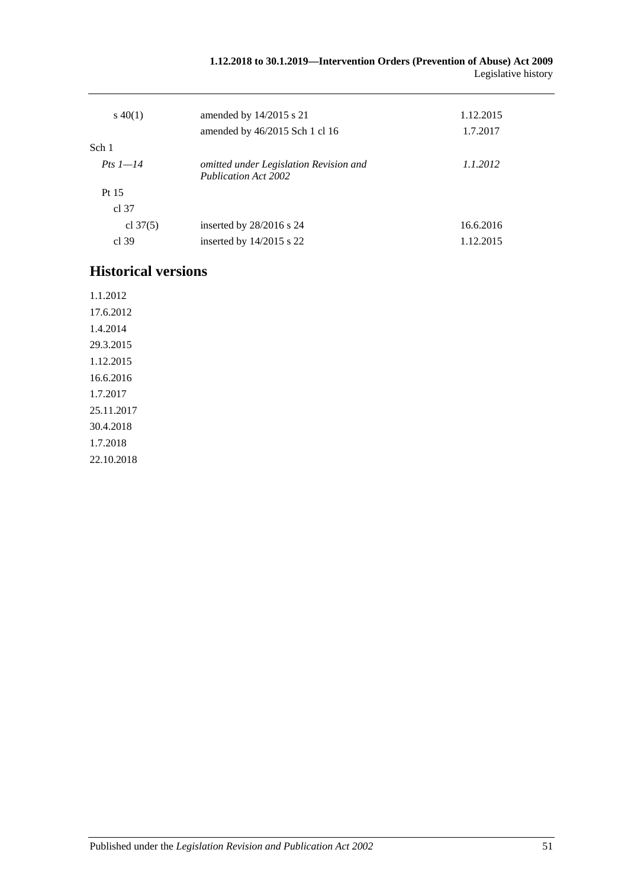| | | |
|---|---|---|
| s 40(1) | amended by 14/2015 s 21 | 1.12.2015 |
| | amended by 46/2015 Sch 1 cl 16 | 1.7.2017 |
| Sch 1 | | |
| *Pts 1—14* | *omitted under Legislation Revision and Publication Act 2002* | *1.1.2012* |
| Pt 15 | | |
| cl 37 | | |
| cl 37(5) | inserted by 28/2016 s 24 | 16.6.2016 |
| cl 39 | inserted by 14/2015 s 22 | 1.12.2015 |

## Historical versions

1.1.2012

17.6.2012

1.4.2014

29.3.2015

1.12.2015

16.6.2016

1.7.2017

25.11.2017

30.4.2018

1.7.2018

22.10.2018